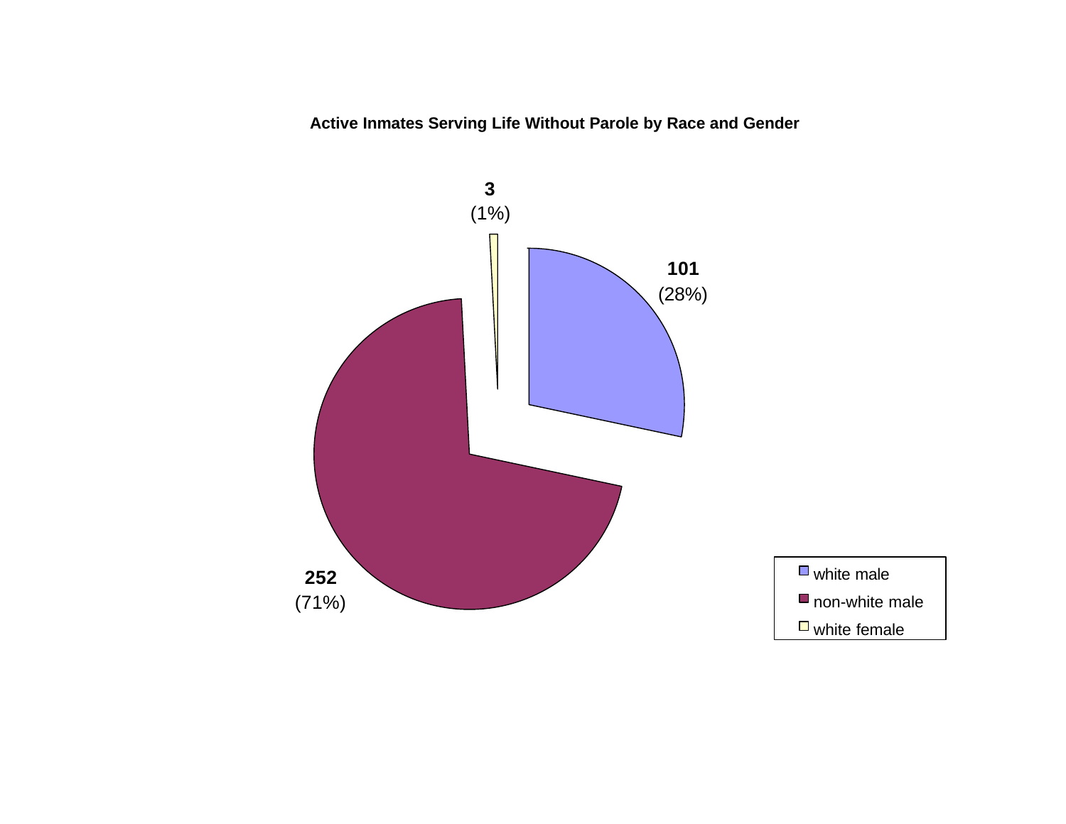**Active Inmates Serving Life Without Parole by Race and Gender**

| Category | Count | Percentage |
| --- | --- | --- |
| white male | 101 | (28%) |
| non-white male | 252 | (71%) |
| white female | 3 | (1%) |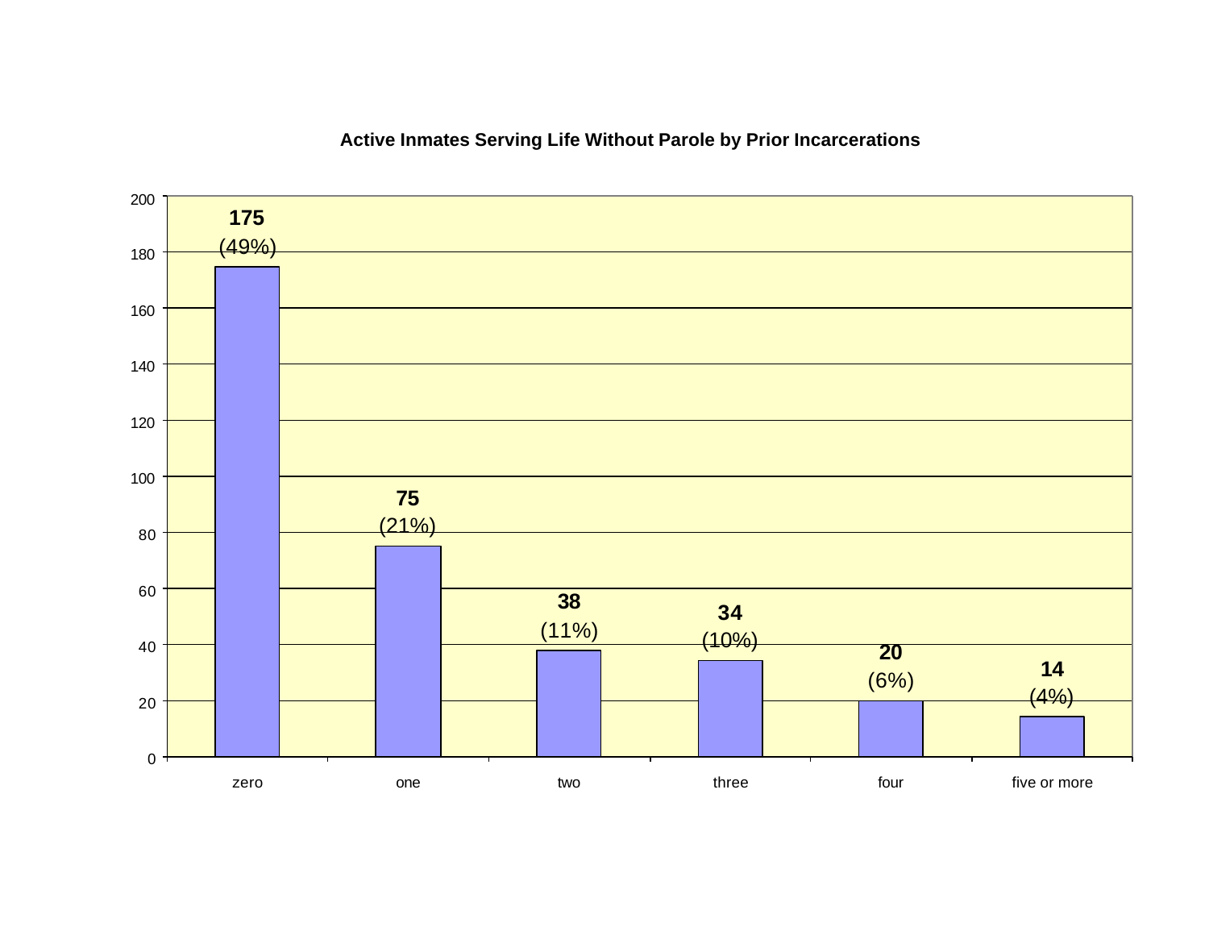**Active Inmates Serving Life Without Parole by Prior Incarcerations**

| Prior Incarcerations | Number of Inmates | Percent |
|---|---|---|
| zero | 175 | (49%) |
| one | 75 | (21%) |
| two | 38 | (11%) |
| three | 34 | (10%) |
| four | 20 | (6%) |
| five or more | 14 | (4%) |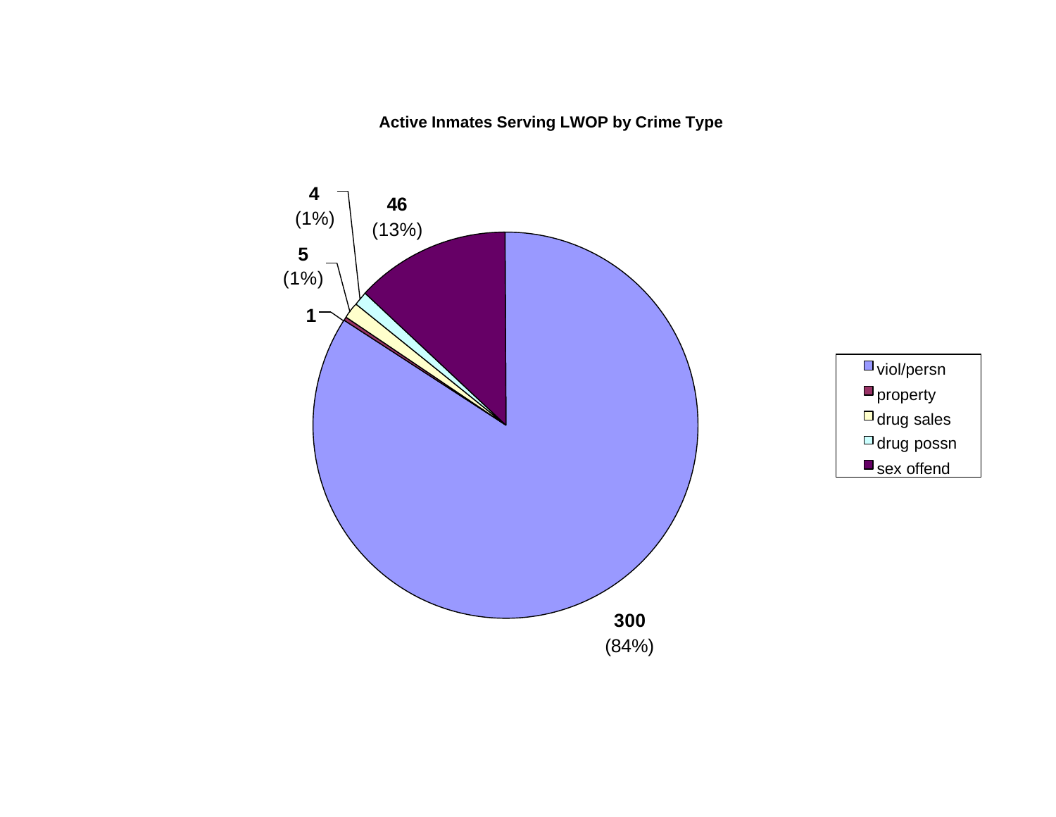**Active Inmates Serving LWOP by Crime Type**

| Crime Type | Count | Percent |
|---|---|---|
| viol/persn | 300 | (84%) |
| property | 1 | |
| drug sales | 5 | (1%) |
| drug possn | 4 | (1%) |
| sex offend | 46 | (13%) |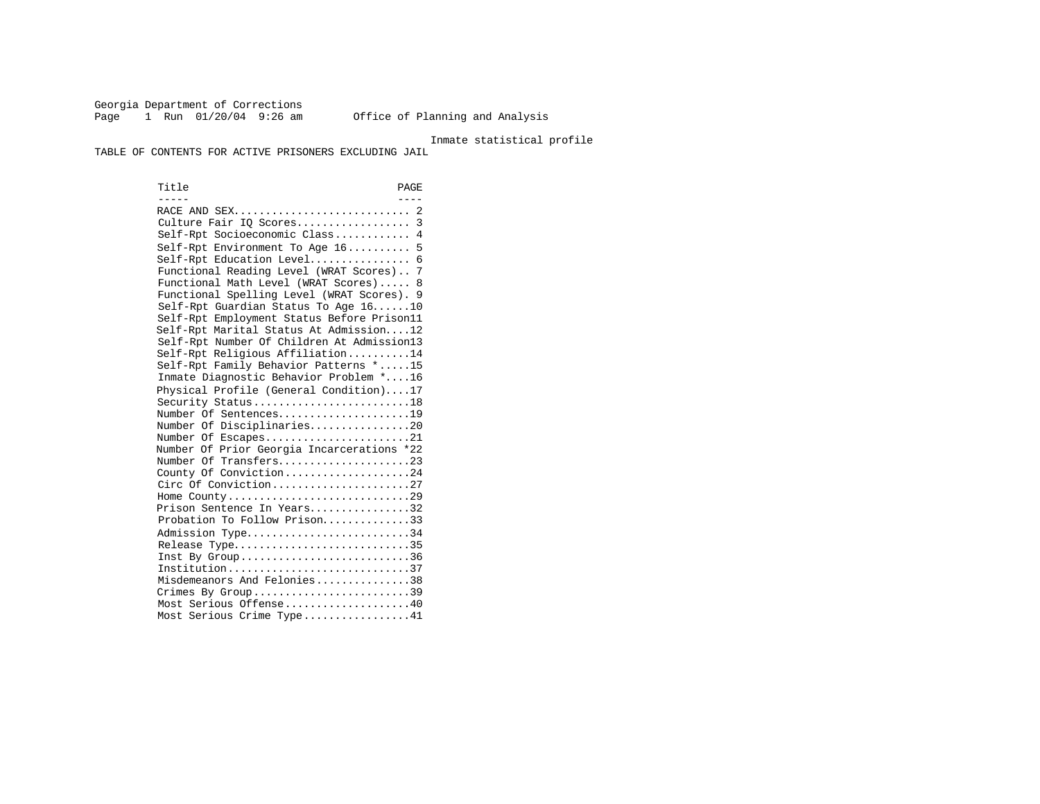Georgia Department of Corrections
Office of Planning and Analysis

Inmate statistical profile

TABLE OF CONTENTS FOR ACTIVE PRISONERS EXCLUDING JAIL

| Title | PAGE |
|---|---|
| RACE AND SEX | 2 |
| Culture Fair IQ Scores | 3 |
| Self-Rpt Socioeconomic Class | 4 |
| Self-Rpt Environment To Age 16 | 5 |
| Self-Rpt Education Level | 6 |
| Functional Reading Level (WRAT Scores) | 7 |
| Functional Math Level (WRAT Scores) | 8 |
| Functional Spelling Level (WRAT Scores) | 9 |
| Self-Rpt Guardian Status To Age 16 | 10 |
| Self-Rpt Employment Status Before Prison | 11 |
| Self-Rpt Marital Status At Admission | 12 |
| Self-Rpt Number Of Children At Admission | 13 |
| Self-Rpt Religious Affiliation | 14 |
| Self-Rpt Family Behavior Patterns * | 15 |
| Inmate Diagnostic Behavior Problem * | 16 |
| Physical Profile (General Condition) | 17 |
| Security Status | 18 |
| Number Of Sentences | 19 |
| Number Of Disciplinaries | 20 |
| Number Of Escapes | 21 |
| Number Of Prior Georgia Incarcerations * | 22 |
| Number Of Transfers | 23 |
| County Of Conviction | 24 |
| Circ Of Conviction | 27 |
| Home County | 29 |
| Prison Sentence In Years | 32 |
| Probation To Follow Prison | 33 |
| Admission Type | 34 |
| Release Type | 35 |
| Inst By Group | 36 |
| Institution | 37 |
| Misdemeanors And Felonies | 38 |
| Crimes By Group | 39 |
| Most Serious Offense | 40 |
| Most Serious Crime Type | 41 |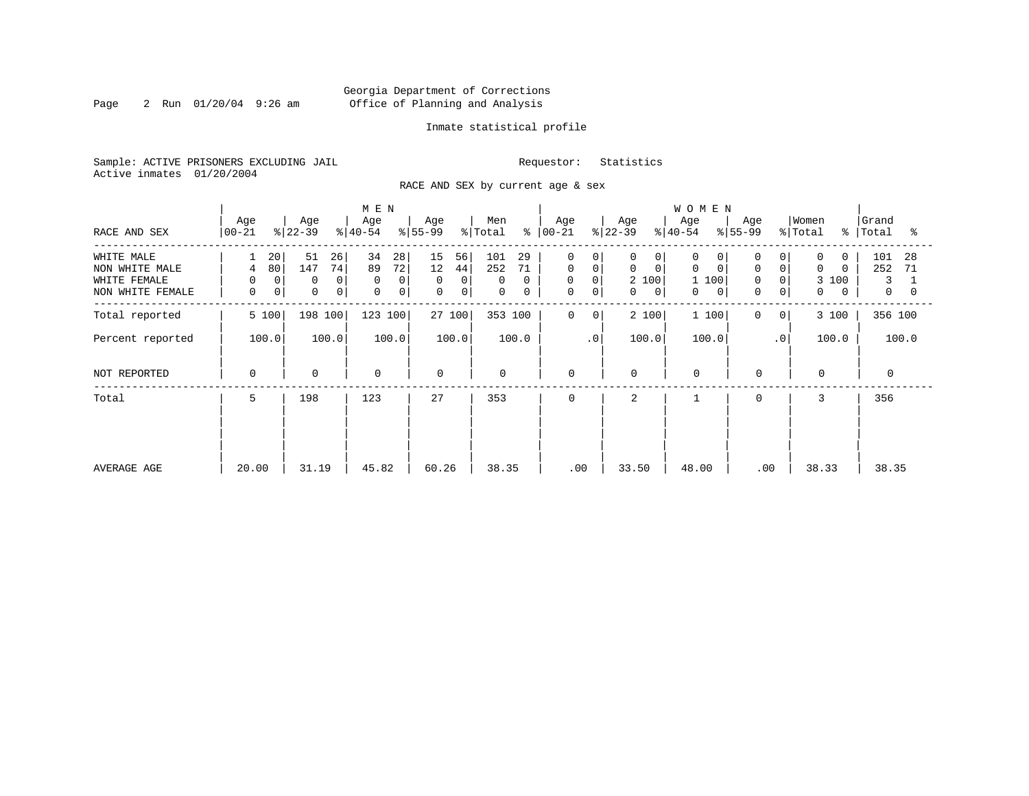Georgia Department of Corrections
Office of Planning and Analysis

Inmate statistical profile

Sample: ACTIVE PRISONERS EXCLUDING JAIL                Requestor: Statistics
Active inmates 01/20/2004

RACE AND SEX by current age & sex

| RACE AND SEX | MEN Age 00-21 | % | Age 22-39 | % | Age 40-54 | % | Age 55-99 | % | Men Total | % | WOMEN Age 00-21 | % | Age 22-39 | % | Age 40-54 | % | Age 55-99 | % | Women Total | % | Grand Total | % |
|---|---|---|---|---|---|---|---|---|---|---|---|---|---|---|---|---|---|---|---|---|---|---|
| WHITE MALE | 1 | 20 | 51 | 26 | 34 | 28 | 15 | 56 | 101 | 29 | 0 | 0 | 0 | 0 | 0 | 0 | 0 | 0 | 0 | 0 | 101 | 28 |
| NON WHITE MALE | 4 | 80 | 147 | 74 | 89 | 72 | 12 | 44 | 252 | 71 | 0 | 0 | 0 | 0 | 0 | 0 | 0 | 0 | 0 | 0 | 252 | 71 |
| WHITE FEMALE | 0 | 0 | 0 | 0 | 0 | 0 | 0 | 0 | 0 | 0 | 0 | 0 | 2 | 100 | 1 | 100 | 0 | 0 | 3 | 100 | 3 | 1 |
| NON WHITE FEMALE | 0 | 0 | 0 | 0 | 0 | 0 | 0 | 0 | 0 | 0 | 0 | 0 | 0 | 0 | 0 | 0 | 0 | 0 | 0 | 0 | 0 | 0 |
| Total reported | 5 | 100 | 198 | 100 | 123 | 100 | 27 | 100 | 353 | 100 | 0 | 0 | 2 | 100 | 1 | 100 | 0 | 0 | 3 | 100 | 356 | 100 |
| Percent reported | | 100.0 | | 100.0 | | 100.0 | | 100.0 | | 100.0 | | .0 | | 100.0 | | 100.0 | | .0 | | 100.0 | | 100.0 |
| NOT REPORTED | 0 | | 0 | | 0 | | 0 | | 0 | | 0 | | 0 | | 0 | | 0 | | 0 | | 0 | |
| Total | 5 | | 198 | | 123 | | 27 | | 353 | | 0 | | 2 | | 1 | | 0 | | 3 | | 356 | |
| AVERAGE AGE | 20.00 | | 31.19 | | 45.82 | | 60.26 | | 38.35 | | .00 | | 33.50 | | 48.00 | | .00 | | 38.33 | | 38.35 | |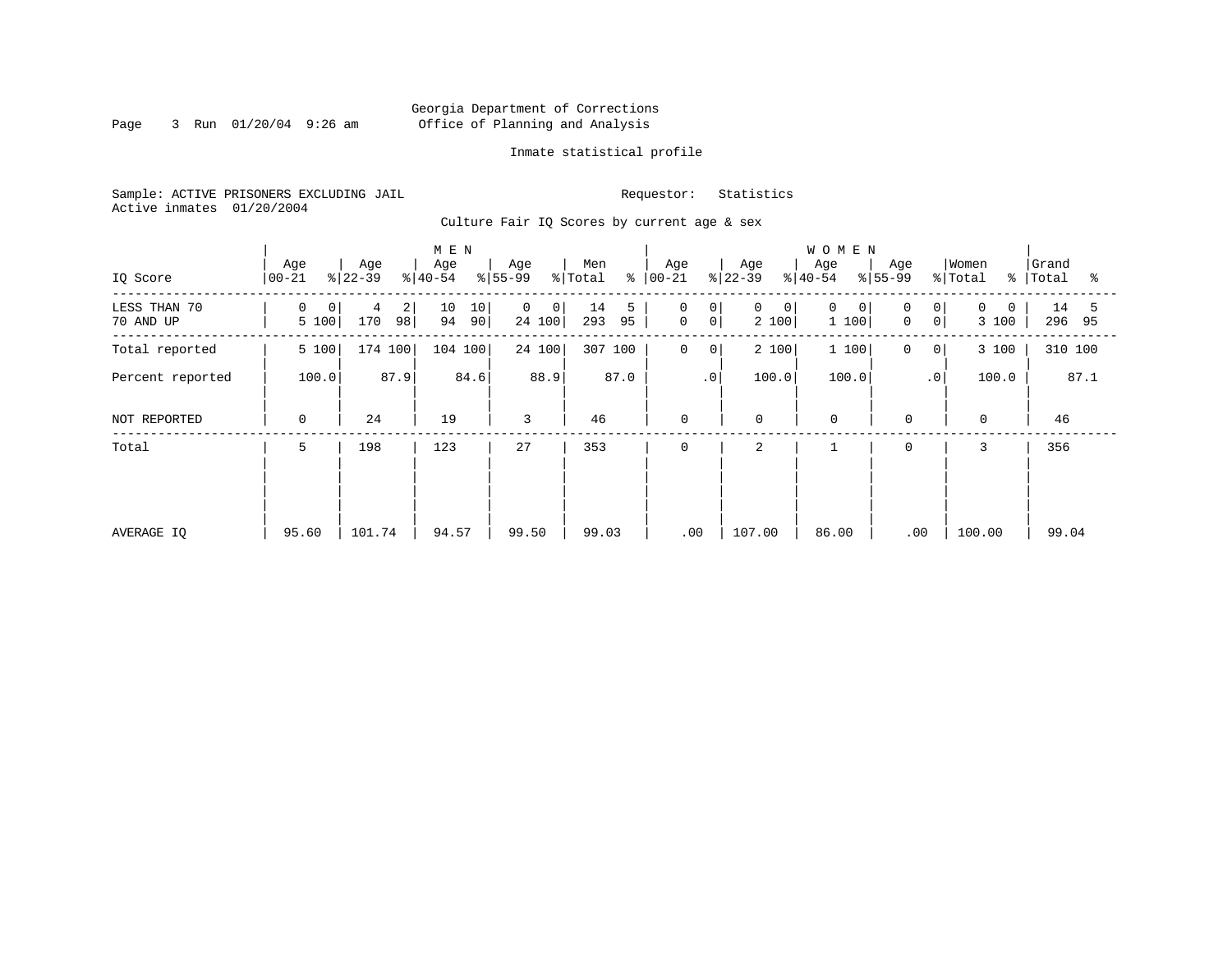Georgia Department of Corrections
Office of Planning and Analysis

Inmate statistical profile

Sample: ACTIVE PRISONERS EXCLUDING JAIL
Active inmates 01/20/2004

Requestor: Statistics

Culture Fair IQ Scores by current age & sex

| IQ Score | MEN Age 00-21 | % | Age 22-39 | % | Age 40-54 | % | Age 55-99 | % | Men Total | % | WOMEN Age 00-21 | % | Age 22-39 | % | Age 40-54 | % | Age 55-99 | % | Women Total | % | Grand Total | % |
|---|---|---|---|---|---|---|---|---|---|---|---|---|---|---|---|---|---|---|---|---|---|---|
| LESS THAN 70 | 0 | 0 | 4 | 2 | 10 | 10 | 0 | 0 | 14 | 5 | 0 | 0 | 0 | 0 | 0 | 0 | 0 | 0 | 0 | 0 | 14 | 5 |
| 70 AND UP | 5 | 100 | 170 | 98 | 94 | 90 | 24 | 100 | 293 | 95 | 0 | 0 | 2 | 100 | 1 | 100 | 0 | 0 | 3 | 100 | 296 | 95 |
| Total reported | 5 | 100 | 174 | 100 | 104 | 100 | 24 | 100 | 307 | 100 | 0 | 0 | 2 | 100 | 1 | 100 | 0 | 0 | 3 | 100 | 310 | 100 |
| Percent reported | 100.0 | | 87.9 | | 84.6 | | 88.9 | | 87.0 | | .0 | | 100.0 | | 100.0 | | .0 | | 100.0 | | 87.1 | |
| NOT REPORTED | 0 | | 24 | | 19 | | 3 | | 46 | | 0 | | 0 | | 0 | | 0 | | 0 | | 46 | |
| Total | 5 | | 198 | | 123 | | 27 | | 353 | | 0 | | 2 | | 1 | | 0 | | 3 | | 356 | |
| AVERAGE IQ | 95.60 | | 101.74 | | 94.57 | | 99.50 | | 99.03 | | .00 | | 107.00 | | 86.00 | | .00 | | 100.00 | | 99.04 | |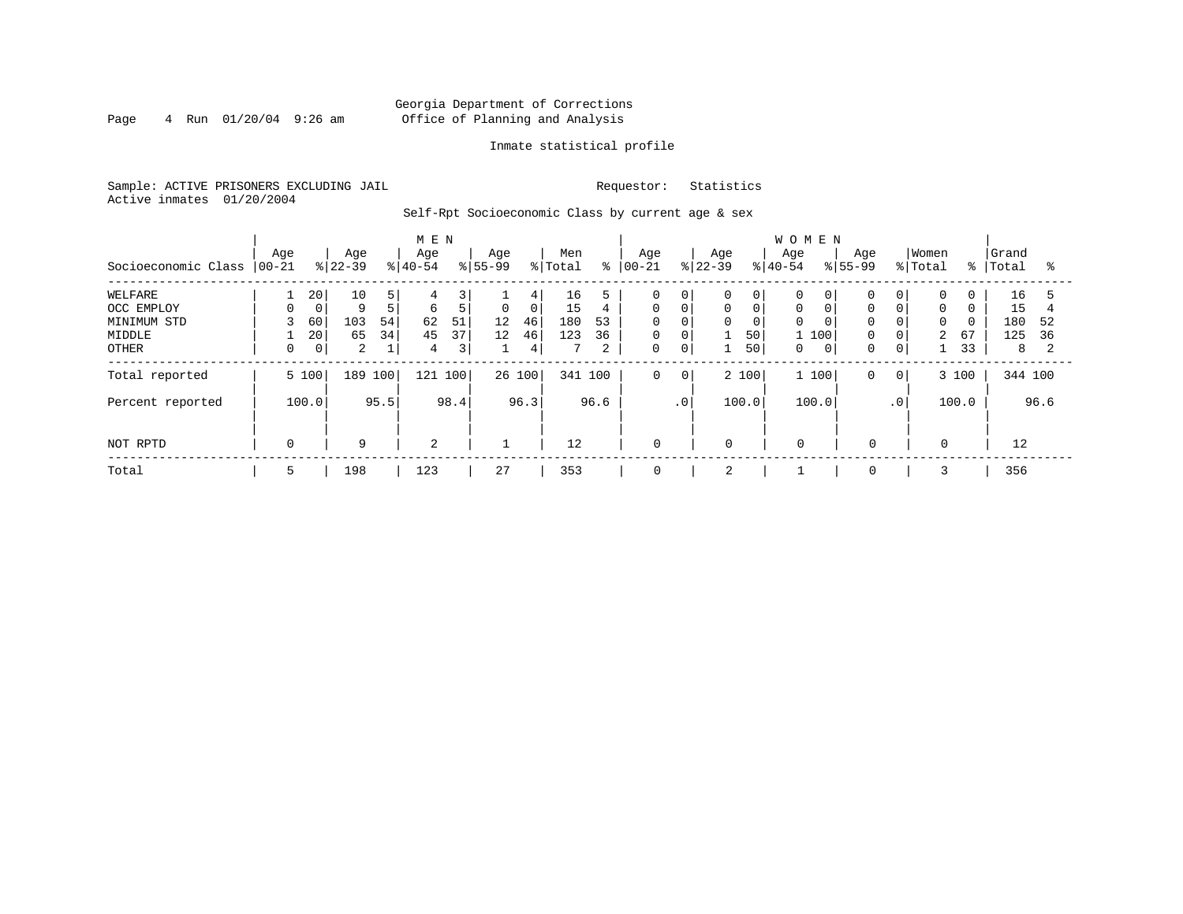Georgia Department of Corrections
Office of Planning and Analysis

Inmate statistical profile

Sample: ACTIVE PRISONERS EXCLUDING JAIL

Requestor: Statistics

Active inmates 01/20/2004

Self-Rpt Socioeconomic Class by current age & sex

| Socioeconomic Class | MEN Age 00-21 | % | Age 22-39 | % | Age 40-54 | % | Age 55-99 | % | Men Total | % | WOMEN Age 00-21 | % | Age 22-39 | % | Age 40-54 | % | Age 55-99 | % | Women Total | % | Grand Total | % |
|---|---|---|---|---|---|---|---|---|---|---|---|---|---|---|---|---|---|---|---|---|---|---|
| WELFARE | 1 | 20 | 10 | 5 | 4 | 3 | 1 | 4 | 16 | 5 | 0 | 0 | 0 | 0 | 0 | 0 | 0 | 0 | 0 | 0 | 16 | 5 |
| OCC EMPLOY | 0 | 0 | 9 | 5 | 6 | 5 | 0 | 0 | 15 | 4 | 0 | 0 | 0 | 0 | 0 | 0 | 0 | 0 | 0 | 0 | 15 | 4 |
| MINIMUM STD | 3 | 60 | 103 | 54 | 62 | 51 | 12 | 46 | 180 | 53 | 0 | 0 | 0 | 0 | 0 | 0 | 0 | 0 | 0 | 0 | 180 | 52 |
| MIDDLE | 1 | 20 | 65 | 34 | 45 | 37 | 12 | 46 | 123 | 36 | 0 | 0 | 1 | 50 | 1 | 100 | 0 | 0 | 2 | 67 | 125 | 36 |
| OTHER | 0 | 0 | 2 | 1 | 4 | 3 | 1 | 4 | 7 | 2 | 0 | 0 | 1 | 50 | 0 | 0 | 0 | 0 | 1 | 33 | 8 | 2 |
| Total reported | 5 | 100 | 189 | 100 | 121 | 100 | 26 | 100 | 341 | 100 | 0 | 0 | 2 | 100 | 1 | 100 | 0 | 0 | 3 | 100 | 344 | 100 |
| Percent reported | | 100.0 | | 95.5 | | 98.4 | | 96.3 | | 96.6 | | .0 | | 100.0 | | 100.0 | | .0 | | 100.0 | | 96.6 |
| NOT RPTD | 0 | | 9 | | 2 | | 1 | | 12 | | 0 | | 0 | | 0 | | 0 | | 0 | | 12 | |
| Total | 5 | | 198 | | 123 | | 27 | | 353 | | 0 | | 2 | | 1 | | 0 | | 3 | | 356 | |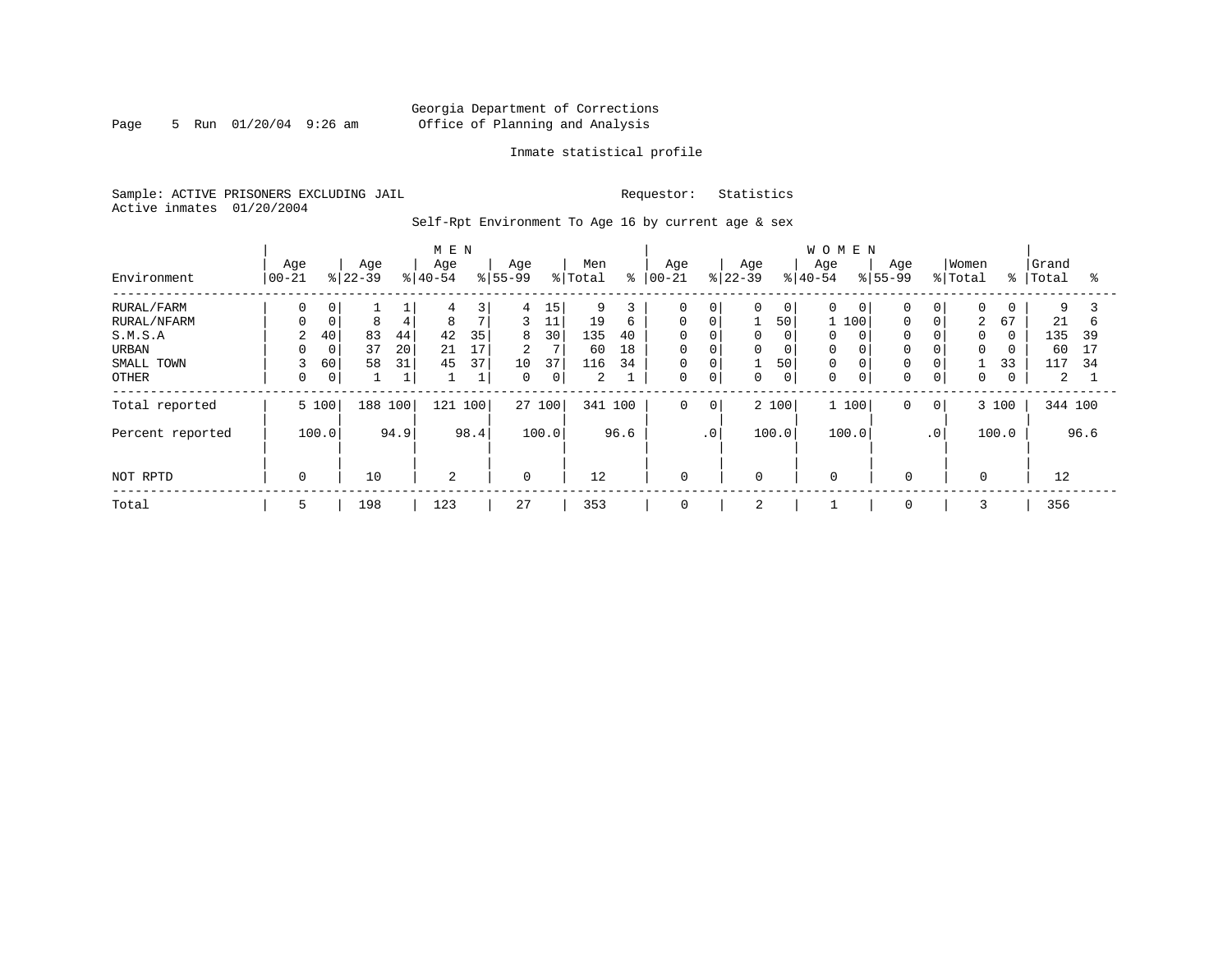Georgia Department of Corrections
Office of Planning and Analysis

Inmate statistical profile

Sample: ACTIVE PRISONERS EXCLUDING JAIL

Requestor: Statistics

Active inmates 01/20/2004

Self-Rpt Environment To Age 16 by current age & sex

| Environment | MEN Age 00-21 | % | Age 22-39 | % | Age 40-54 | % | Age 55-99 | % | Men Total | % | WOMEN Age 00-21 | % | Age 22-39 | % | Age 40-54 | % | Age 55-99 | % | Women Total | % | Grand Total | % |
|---|---|---|---|---|---|---|---|---|---|---|---|---|---|---|---|---|---|---|---|---|---|---|
| RURAL/FARM | 0 | 0 | 1 | 1 | 4 | 3 | 4 | 15 | 9 | 3 | 0 | 0 | 0 | 0 | 0 | 0 | 0 | 0 | 0 | 0 | 9 | 3 |
| RURAL/NFARM | 0 | 0 | 8 | 4 | 8 | 7 | 3 | 11 | 19 | 6 | 0 | 0 | 1 | 50 | 1 | 100 | 0 | 0 | 2 | 67 | 21 | 6 |
| S.M.S.A | 2 | 40 | 83 | 44 | 42 | 35 | 8 | 30 | 135 | 40 | 0 | 0 | 0 | 0 | 0 | 0 | 0 | 0 | 0 | 0 | 135 | 39 |
| URBAN | 0 | 0 | 37 | 20 | 21 | 17 | 2 | 7 | 60 | 18 | 0 | 0 | 0 | 0 | 0 | 0 | 0 | 0 | 0 | 0 | 60 | 17 |
| SMALL TOWN | 3 | 60 | 58 | 31 | 45 | 37 | 10 | 37 | 116 | 34 | 0 | 0 | 1 | 50 | 0 | 0 | 0 | 0 | 1 | 33 | 117 | 34 |
| OTHER | 0 | 0 | 1 | 1 | 1 | 1 | 0 | 0 | 2 | 1 | 0 | 0 | 0 | 0 | 0 | 0 | 0 | 0 | 0 | 0 | 2 | 1 |
| Total reported | 5 | 100 | 188 | 100 | 121 | 100 | 27 | 100 | 341 | 100 | 0 | 0 | 2 | 100 | 1 | 100 | 0 | 0 | 3 | 100 | 344 | 100 |
| Percent reported | | 100.0 | | 94.9 | | 98.4 | | 100.0 | | 96.6 | | .0 | | 100.0 | | 100.0 | | .0 | | 100.0 | | 96.6 |
| NOT RPTD | 0 | | 10 | | 2 | | 0 | | 12 | | 0 | | 0 | | 0 | | 0 | | 0 | | 12 | |
| Total | 5 | | 198 | | 123 | | 27 | | 353 | | 0 | | 2 | | 1 | | 0 | | 3 | | 356 | |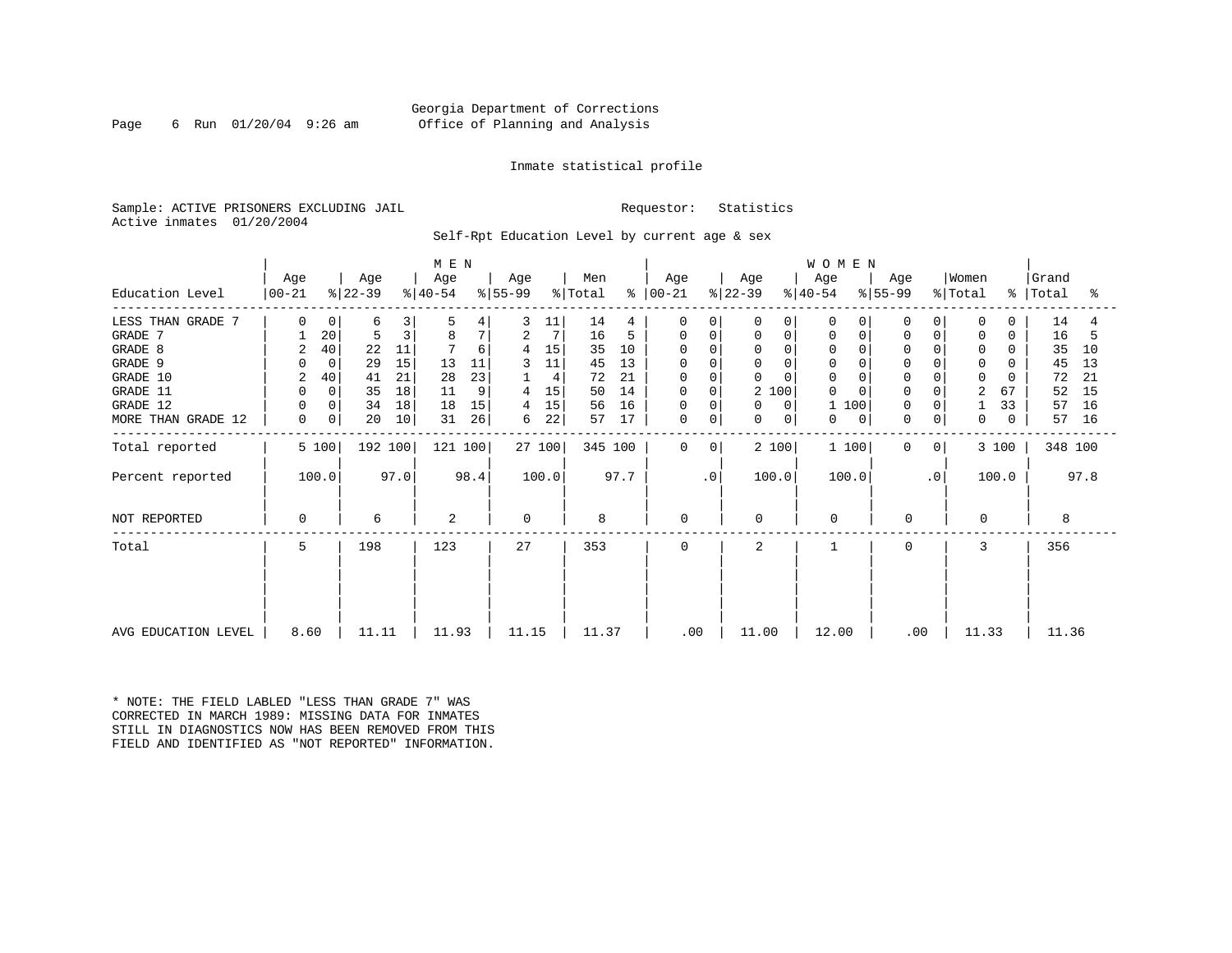Georgia Department of Corrections
Office of Planning and Analysis

Inmate statistical profile

Sample: ACTIVE PRISONERS EXCLUDING JAIL    Requestor: Statistics
Active inmates 01/20/2004

Self-Rpt Education Level by current age & sex

| Education Level | MEN Age 00-21 | % | Age 22-39 | % | Age 40-54 | % | Age 55-99 | % | Men Total | % | WOMEN Age 00-21 | % | Age 22-39 | % | Age 40-54 | % | Age 55-99 | % | Women Total | % | Grand Total | % |
|---|---|---|---|---|---|---|---|---|---|---|---|---|---|---|---|---|---|---|---|---|---|---|
| LESS THAN GRADE 7 | 0 | 0 | 6 | 3 | 5 | 4 | 3 | 11 | 14 | 4 | 0 | 0 | 0 | 0 | 0 | 0 | 0 | 0 | 0 | 0 | 14 | 4 |
| GRADE 7 | 1 | 20 | 5 | 3 | 8 | 7 | 2 | 7 | 16 | 5 | 0 | 0 | 0 | 0 | 0 | 0 | 0 | 0 | 0 | 0 | 16 | 5 |
| GRADE 8 | 2 | 40 | 22 | 11 | 7 | 6 | 4 | 15 | 35 | 10 | 0 | 0 | 0 | 0 | 0 | 0 | 0 | 0 | 0 | 0 | 35 | 10 |
| GRADE 9 | 0 | 0 | 29 | 15 | 13 | 11 | 3 | 11 | 45 | 13 | 0 | 0 | 0 | 0 | 0 | 0 | 0 | 0 | 0 | 0 | 45 | 13 |
| GRADE 10 | 2 | 40 | 41 | 21 | 28 | 23 | 1 | 4 | 72 | 21 | 0 | 0 | 0 | 0 | 0 | 0 | 0 | 0 | 0 | 0 | 72 | 21 |
| GRADE 11 | 0 | 0 | 35 | 18 | 11 | 9 | 4 | 15 | 50 | 14 | 0 | 0 | 2 | 100 | 0 | 0 | 0 | 0 | 2 | 67 | 52 | 15 |
| GRADE 12 | 0 | 0 | 34 | 18 | 18 | 15 | 4 | 15 | 56 | 16 | 0 | 0 | 0 | 0 | 1 | 100 | 0 | 0 | 1 | 33 | 57 | 16 |
| MORE THAN GRADE 12 | 0 | 0 | 20 | 10 | 31 | 26 | 6 | 22 | 57 | 17 | 0 | 0 | 0 | 0 | 0 | 0 | 0 | 0 | 0 | 0 | 57 | 16 |
| Total reported | 5 | 100 | 192 | 100 | 121 | 100 | 27 | 100 | 345 | 100 | 0 | 0 | 2 | 100 | 1 | 100 | 0 | 0 | 3 | 100 | 348 | 100 |
| Percent reported | 100.0 | | 97.0 | | 98.4 | | 100.0 | | 97.7 | | .0 | | 100.0 | | 100.0 | | .0 | | 100.0 | | 97.8 | |
| NOT REPORTED | 0 | | 6 | | 2 | | 0 | | 8 | | 0 | | 0 | | 0 | | 0 | | 0 | | 8 | |
| Total | 5 | | 198 | | 123 | | 27 | | 353 | | 0 | | 2 | | 1 | | 0 | | 3 | | 356 | |
| AVG EDUCATION LEVEL | 8.60 | | 11.11 | | 11.93 | | 11.15 | | 11.37 | | .00 | | 11.00 | | 12.00 | | .00 | | 11.33 | | 11.36 | |

* NOTE: THE FIELD LABLED "LESS THAN GRADE 7" WAS CORRECTED IN MARCH 1989: MISSING DATA FOR INMATES STILL IN DIAGNOSTICS NOW HAS BEEN REMOVED FROM THIS FIELD AND IDENTIFIED AS "NOT REPORTED" INFORMATION.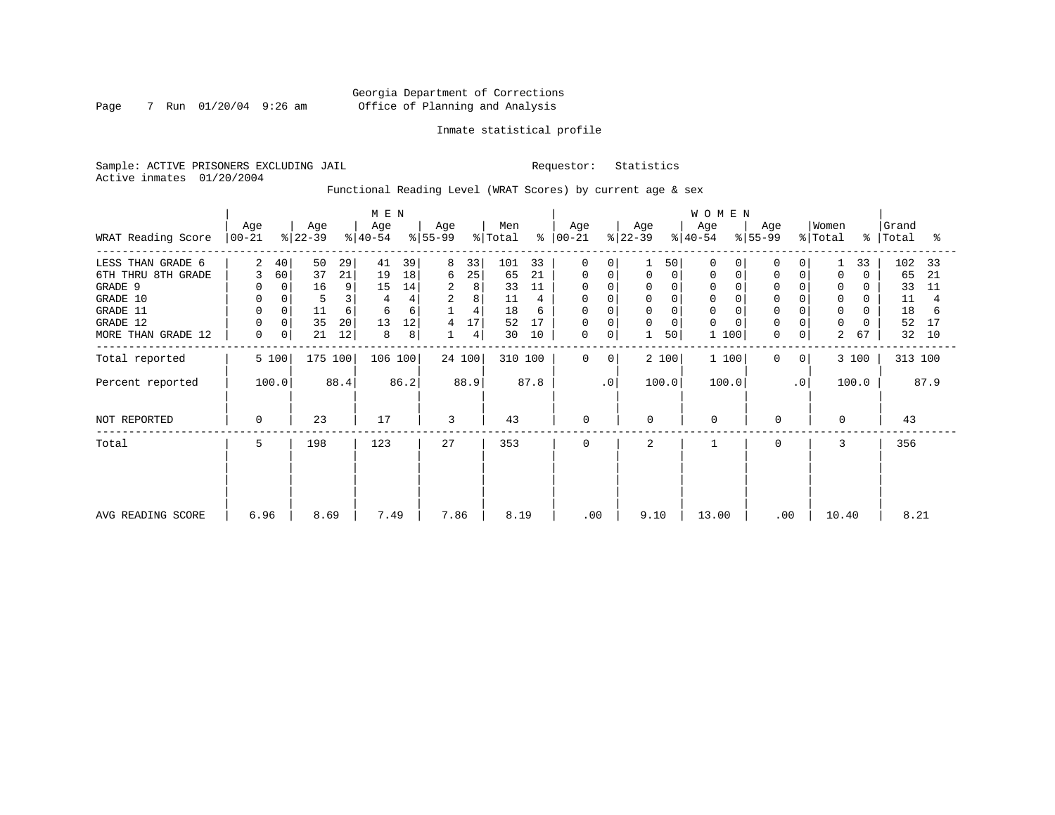Georgia Department of Corrections
Office of Planning and Analysis

Inmate statistical profile

Sample: ACTIVE PRISONERS EXCLUDING JAIL　　　　Requestor: Statistics
Active inmates 01/20/2004

Functional Reading Level (WRAT Scores) by current age & sex

| WRAT Reading Score | MEN Age 00-21 | % | Age 22-39 | % | Age 40-54 | % | Age 55-99 | % | Men Total | % | WOMEN Age 00-21 | % | Age 22-39 | % | Age 40-54 | % | Age 55-99 | % | Women Total | % | Grand Total | % |
|---|---|---|---|---|---|---|---|---|---|---|---|---|---|---|---|---|---|---|---|---|---|---|
| LESS THAN GRADE 6 | 2 | 40 | 50 | 29 | 41 | 39 | 8 | 33 | 101 | 33 | 0 | 0 | 1 | 50 | 0 | 0 | 0 | 0 | 1 | 33 | 102 | 33 |
| 6TH THRU 8TH GRADE | 3 | 60 | 37 | 21 | 19 | 18 | 6 | 25 | 65 | 21 | 0 | 0 | 0 | 0 | 0 | 0 | 0 | 0 | 0 | 0 | 65 | 21 |
| GRADE 9 | 0 | 0 | 16 | 9 | 15 | 14 | 2 | 8 | 33 | 11 | 0 | 0 | 0 | 0 | 0 | 0 | 0 | 0 | 0 | 0 | 33 | 11 |
| GRADE 10 | 0 | 0 | 5 | 3 | 4 | 4 | 2 | 8 | 11 | 4 | 0 | 0 | 0 | 0 | 0 | 0 | 0 | 0 | 0 | 0 | 11 | 4 |
| GRADE 11 | 0 | 0 | 11 | 6 | 6 | 6 | 1 | 4 | 18 | 6 | 0 | 0 | 0 | 0 | 0 | 0 | 0 | 0 | 0 | 0 | 18 | 6 |
| GRADE 12 | 0 | 0 | 35 | 20 | 13 | 12 | 4 | 17 | 52 | 17 | 0 | 0 | 0 | 0 | 0 | 0 | 0 | 0 | 0 | 0 | 52 | 17 |
| MORE THAN GRADE 12 | 0 | 0 | 21 | 12 | 8 | 8 | 1 | 4 | 30 | 10 | 0 | 0 | 1 | 50 | 1 | 100 | 0 | 0 | 2 | 67 | 32 | 10 |
| Total reported | 5 | 100 | 175 | 100 | 106 | 100 | 24 | 100 | 310 | 100 | 0 | 0 | 2 | 100 | 1 | 100 | 0 | 0 | 3 | 100 | 313 | 100 |
| Percent reported | | 100.0 | | 88.4 | | 86.2 | | 88.9 | | 87.8 | | .0 | | 100.0 | | 100.0 | | .0 | | 100.0 | | 87.9 |
| NOT REPORTED | 0 | | 23 | | 17 | | 3 | | 43 | | 0 | | 0 | | 0 | | 0 | | 0 | | 43 | |
| Total | 5 | | 198 | | 123 | | 27 | | 353 | | 0 | | 2 | | 1 | | 0 | | 3 | | 356 | |
| AVG READING SCORE | 6.96 | | 8.69 | | 7.49 | | 7.86 | | 8.19 | | .00 | | 9.10 | | 13.00 | | .00 | | 10.40 | | 8.21 | |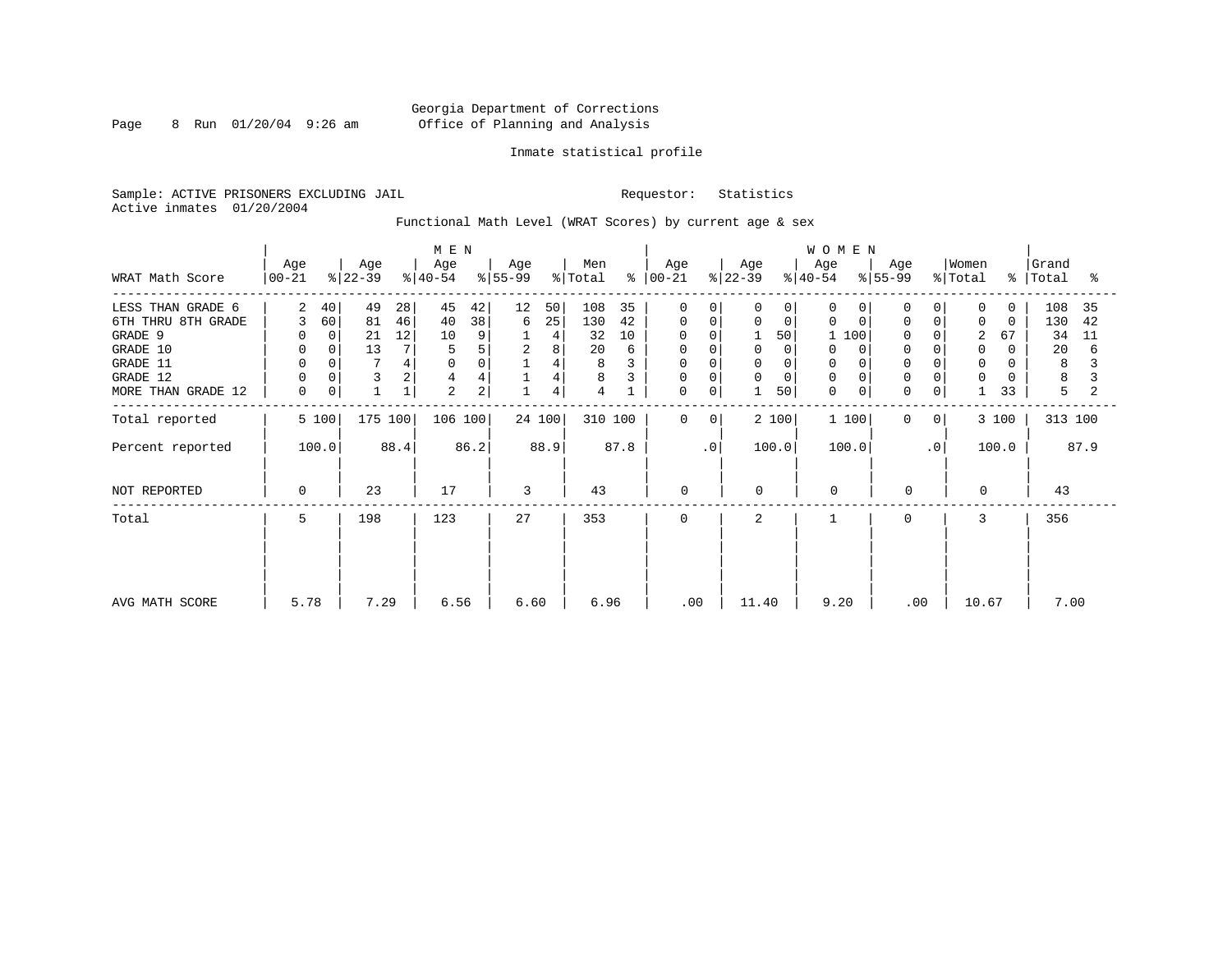Georgia Department of Corrections
Office of Planning and Analysis

Inmate statistical profile

Sample: ACTIVE PRISONERS EXCLUDING JAIL
Active inmates 01/20/2004

Requestor: Statistics

Functional Math Level (WRAT Scores) by current age & sex

| WRAT Math Score | MEN Age 00-21 | % | MEN Age 22-39 | % | MEN Age 40-54 | % | MEN Age 55-99 | % | Men Total | % | WOMEN Age 00-21 | % | WOMEN Age 22-39 | % | WOMEN Age 40-54 | % | WOMEN Age 55-99 | % | Women Total | % | Grand Total | % |
|---|---|---|---|---|---|---|---|---|---|---|---|---|---|---|---|---|---|---|---|---|---|---|
| LESS THAN GRADE 6 | 2 | 40 | 49 | 28 | 45 | 42 | 12 | 50 | 108 | 35 | 0 | 0 | 0 | 0 | 0 | 0 | 0 | 0 | 0 | 0 | 108 | 35 |
| 6TH THRU 8TH GRADE | 3 | 60 | 81 | 46 | 40 | 38 | 6 | 25 | 130 | 42 | 0 | 0 | 0 | 0 | 0 | 0 | 0 | 0 | 0 | 0 | 130 | 42 |
| GRADE 9 | 0 | 0 | 21 | 12 | 10 | 9 | 1 | 4 | 32 | 10 | 0 | 0 | 1 | 50 | 1 | 100 | 0 | 0 | 2 | 67 | 34 | 11 |
| GRADE 10 | 0 | 0 | 13 | 7 | 5 | 5 | 2 | 8 | 20 | 6 | 0 | 0 | 0 | 0 | 0 | 0 | 0 | 0 | 0 | 0 | 20 | 6 |
| GRADE 11 | 0 | 0 | 7 | 4 | 0 | 0 | 1 | 4 | 8 | 3 | 0 | 0 | 0 | 0 | 0 | 0 | 0 | 0 | 0 | 0 | 8 | 3 |
| GRADE 12 | 0 | 0 | 3 | 2 | 4 | 4 | 1 | 4 | 8 | 3 | 0 | 0 | 0 | 0 | 0 | 0 | 0 | 0 | 0 | 0 | 8 | 3 |
| MORE THAN GRADE 12 | 0 | 0 | 1 | 1 | 2 | 2 | 1 | 4 | 4 | 1 | 0 | 0 | 1 | 50 | 0 | 0 | 0 | 0 | 1 | 33 | 5 | 2 |
| Total reported | 5 | 100 | 175 | 100 | 106 | 100 | 24 | 100 | 310 | 100 | 0 | 0 | 2 | 100 | 1 | 100 | 0 | 0 | 3 | 100 | 313 | 100 |
| Percent reported | 100.0 | | 88.4 | | 86.2 | | 88.9 | | 87.8 | | .0 | | 100.0 | | 100.0 | | .0 | | 100.0 | | 87.9 | |
| NOT REPORTED | 0 | | 23 | | 17 | | 3 | | 43 | | 0 | | 0 | | 0 | | 0 | | 0 | | 43 | |
| Total | 5 | | 198 | | 123 | | 27 | | 353 | | 0 | | 2 | | 1 | | 0 | | 3 | | 356 | |
| AVG MATH SCORE | 5.78 | | 7.29 | | 6.56 | | 6.60 | | 6.96 | | .00 | | 11.40 | | 9.20 | | .00 | | 10.67 | | 7.00 | |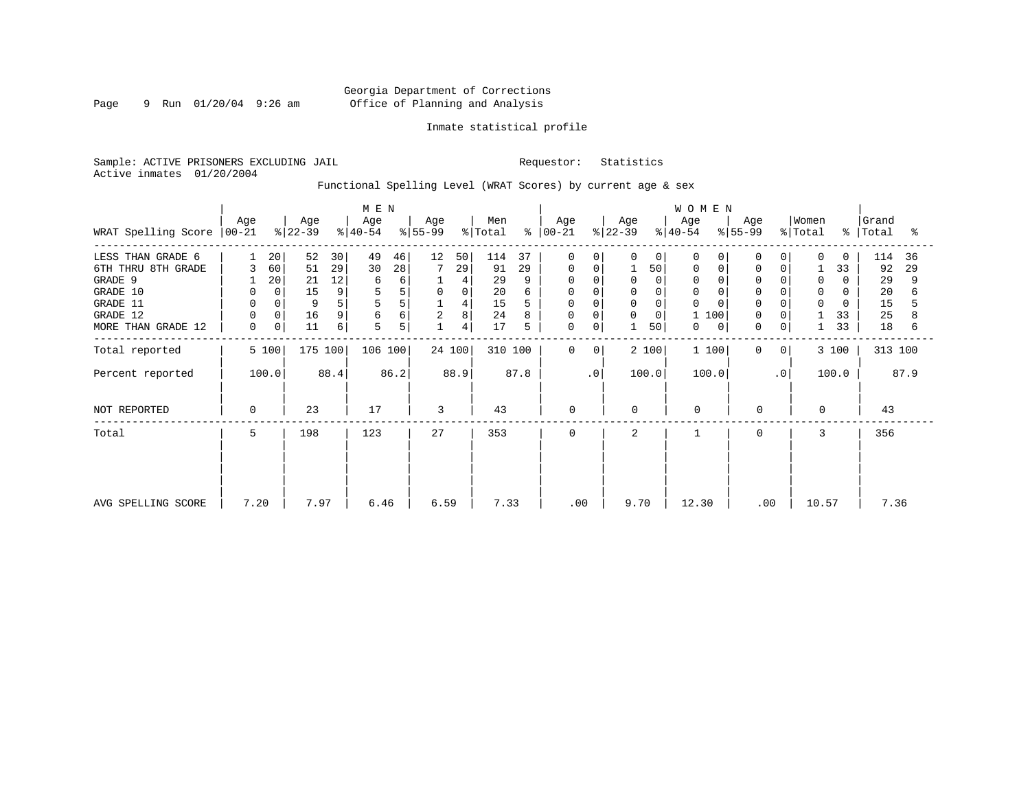Georgia Department of Corrections
Office of Planning and Analysis

Inmate statistical profile

Sample: ACTIVE PRISONERS EXCLUDING JAIL
Active inmates 01/20/2004

Requestor: Statistics

Functional Spelling Level (WRAT Scores) by current age & sex

| WRAT Spelling Score | MEN Age 00-21 | % | MEN Age 22-39 | % | MEN Age 40-54 | % | MEN Age 55-99 | % | Men Total | % | WOMEN Age 00-21 | % | WOMEN Age 22-39 | % | WOMEN Age 40-54 | % | WOMEN Age 55-99 | % | Women Total | % | Grand Total | % |
|---|---|---|---|---|---|---|---|---|---|---|---|---|---|---|---|---|---|---|---|---|---|---|
| LESS THAN GRADE 6 | 1 | 20 | 52 | 30 | 49 | 46 | 12 | 50 | 114 | 37 | 0 | 0 | 0 | 0 | 0 | 0 | 0 | 0 | 0 | 0 | 114 | 36 |
| 6TH THRU 8TH GRADE | 3 | 60 | 51 | 29 | 30 | 28 | 7 | 29 | 91 | 29 | 0 | 0 | 1 | 50 | 0 | 0 | 0 | 0 | 1 | 33 | 92 | 29 |
| GRADE 9 | 1 | 20 | 21 | 12 | 6 | 6 | 1 | 4 | 29 | 9 | 0 | 0 | 0 | 0 | 0 | 0 | 0 | 0 | 0 | 0 | 29 | 9 |
| GRADE 10 | 0 | 0 | 15 | 9 | 5 | 5 | 0 | 0 | 20 | 6 | 0 | 0 | 0 | 0 | 0 | 0 | 0 | 0 | 0 | 0 | 20 | 6 |
| GRADE 11 | 0 | 0 | 9 | 5 | 5 | 5 | 1 | 4 | 15 | 5 | 0 | 0 | 0 | 0 | 0 | 0 | 0 | 0 | 0 | 0 | 15 | 5 |
| GRADE 12 | 0 | 0 | 16 | 9 | 6 | 6 | 2 | 8 | 24 | 8 | 0 | 0 | 0 | 0 | 1 | 100 | 0 | 0 | 1 | 33 | 25 | 8 |
| MORE THAN GRADE 12 | 0 | 0 | 11 | 6 | 5 | 5 | 1 | 4 | 17 | 5 | 0 | 0 | 1 | 50 | 0 | 0 | 0 | 0 | 1 | 33 | 18 | 6 |
| Total reported | 5 | 100 | 175 | 100 | 106 | 100 | 24 | 100 | 310 | 100 | 0 | 0 | 2 | 100 | 1 | 100 | 0 | 0 | 3 | 100 | 313 | 100 |
| Percent reported | 100.0 | | 88.4 | | 86.2 | | 88.9 | | 87.8 | | .0 | | 100.0 | | 100.0 | | .0 | | 100.0 | | 87.9 | |
| NOT REPORTED | 0 | | 23 | | 17 | | 3 | | 43 | | 0 | | 0 | | 0 | | 0 | | 0 | | 43 | |
| Total | 5 | | 198 | | 123 | | 27 | | 353 | | 0 | | 2 | | 1 | | 0 | | 3 | | 356 | |
| AVG SPELLING SCORE | 7.20 | | 7.97 | | 6.46 | | 6.59 | | 7.33 | | .00 | | 9.70 | | 12.30 | | .00 | | 10.57 | | 7.36 | |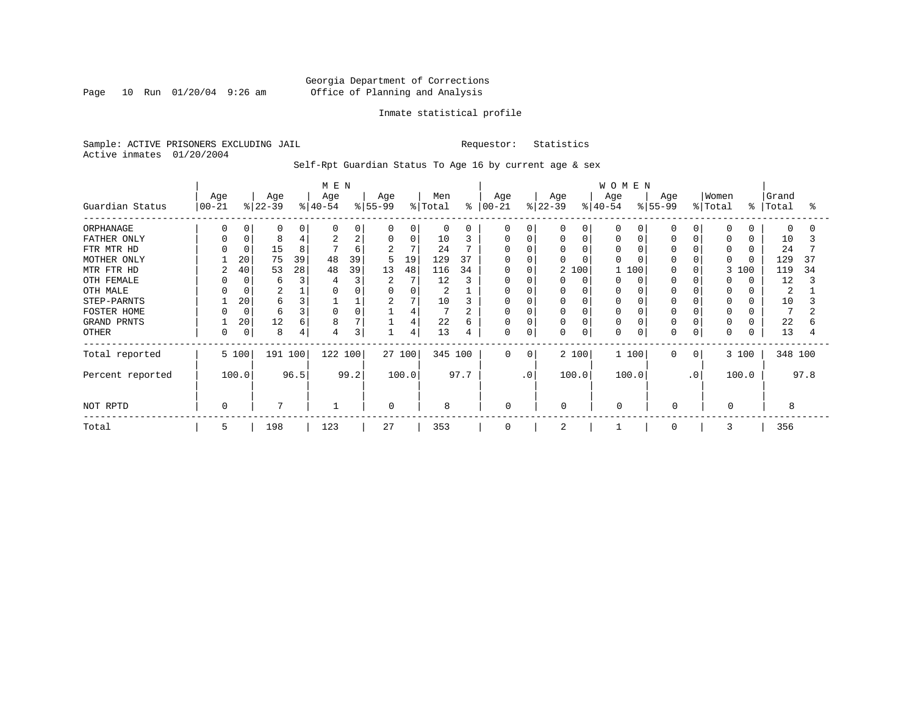Georgia Department of Corrections
Office of Planning and Analysis

Inmate statistical profile

Sample: ACTIVE PRISONERS EXCLUDING JAIL                    Requestor: Statistics
Active inmates 01/20/2004

Self-Rpt Guardian Status To Age 16 by current age & sex

| Guardian Status | MEN Age 00-21 | % | Age 22-39 | % | Age 40-54 | % | Age 55-99 | % | Men Total | % | WOMEN Age 00-21 | % | Age 22-39 | % | Age 40-54 | % | Age 55-99 | % | Women Total | % | Grand Total | % |
|---|---|---|---|---|---|---|---|---|---|---|---|---|---|---|---|---|---|---|---|---|---|---|
| ORPHANAGE | 0 | 0 | 0 | 0 | 0 | 0 | 0 | 0 | 0 | 0 | 0 | 0 | 0 | 0 | 0 | 0 | 0 | 0 | 0 | 0 | 0 | 0 |
| FATHER ONLY | 0 | 0 | 8 | 4 | 2 | 2 | 0 | 0 | 10 | 3 | 0 | 0 | 0 | 0 | 0 | 0 | 0 | 0 | 0 | 0 | 10 | 3 |
| FTR MTR HD | 0 | 0 | 15 | 8 | 7 | 6 | 2 | 7 | 24 | 7 | 0 | 0 | 0 | 0 | 0 | 0 | 0 | 0 | 0 | 0 | 24 | 7 |
| MOTHER ONLY | 1 | 20 | 75 | 39 | 48 | 39 | 5 | 19 | 129 | 37 | 0 | 0 | 0 | 0 | 0 | 0 | 0 | 0 | 0 | 0 | 129 | 37 |
| MTR FTR HD | 2 | 40 | 53 | 28 | 48 | 39 | 13 | 48 | 116 | 34 | 0 | 0 | 2 | 100 | 1 | 100 | 0 | 0 | 3 | 100 | 119 | 34 |
| OTH FEMALE | 0 | 0 | 6 | 3 | 4 | 3 | 2 | 7 | 12 | 3 | 0 | 0 | 0 | 0 | 0 | 0 | 0 | 0 | 0 | 0 | 12 | 3 |
| OTH MALE | 0 | 0 | 2 | 1 | 0 | 0 | 0 | 0 | 2 | 1 | 0 | 0 | 0 | 0 | 0 | 0 | 0 | 0 | 0 | 0 | 2 | 1 |
| STEP-PARNTS | 1 | 20 | 6 | 3 | 1 | 1 | 2 | 7 | 10 | 3 | 0 | 0 | 0 | 0 | 0 | 0 | 0 | 0 | 0 | 0 | 10 | 3 |
| FOSTER HOME | 0 | 0 | 6 | 3 | 0 | 0 | 1 | 4 | 7 | 2 | 0 | 0 | 0 | 0 | 0 | 0 | 0 | 0 | 0 | 0 | 7 | 2 |
| GRAND PRNTS | 1 | 20 | 12 | 6 | 8 | 7 | 1 | 4 | 22 | 6 | 0 | 0 | 0 | 0 | 0 | 0 | 0 | 0 | 0 | 0 | 22 | 6 |
| OTHER | 0 | 0 | 8 | 4 | 4 | 3 | 1 | 4 | 13 | 4 | 0 | 0 | 0 | 0 | 0 | 0 | 0 | 0 | 0 | 0 | 13 | 4 |
| Total reported | 5 | 100 | 191 | 100 | 122 | 100 | 27 | 100 | 345 | 100 | 0 | 0 | 2 | 100 | 1 | 100 | 0 | 0 | 3 | 100 | 348 | 100 |
| Percent reported | 100.0 | | 96.5 | | 99.2 | | 100.0 | | 97.7 | | .0 | | 100.0 | | 100.0 | | .0 | | 100.0 | | 97.8 | |
| NOT RPTD | 0 | | 7 | | 1 | | 0 | | 8 | | 0 | | 0 | | 0 | | 0 | | 0 | | 8 | |
| Total | 5 | | 198 | | 123 | | 27 | | 353 | | 0 | | 2 | | 1 | | 0 | | 3 | | 356 | |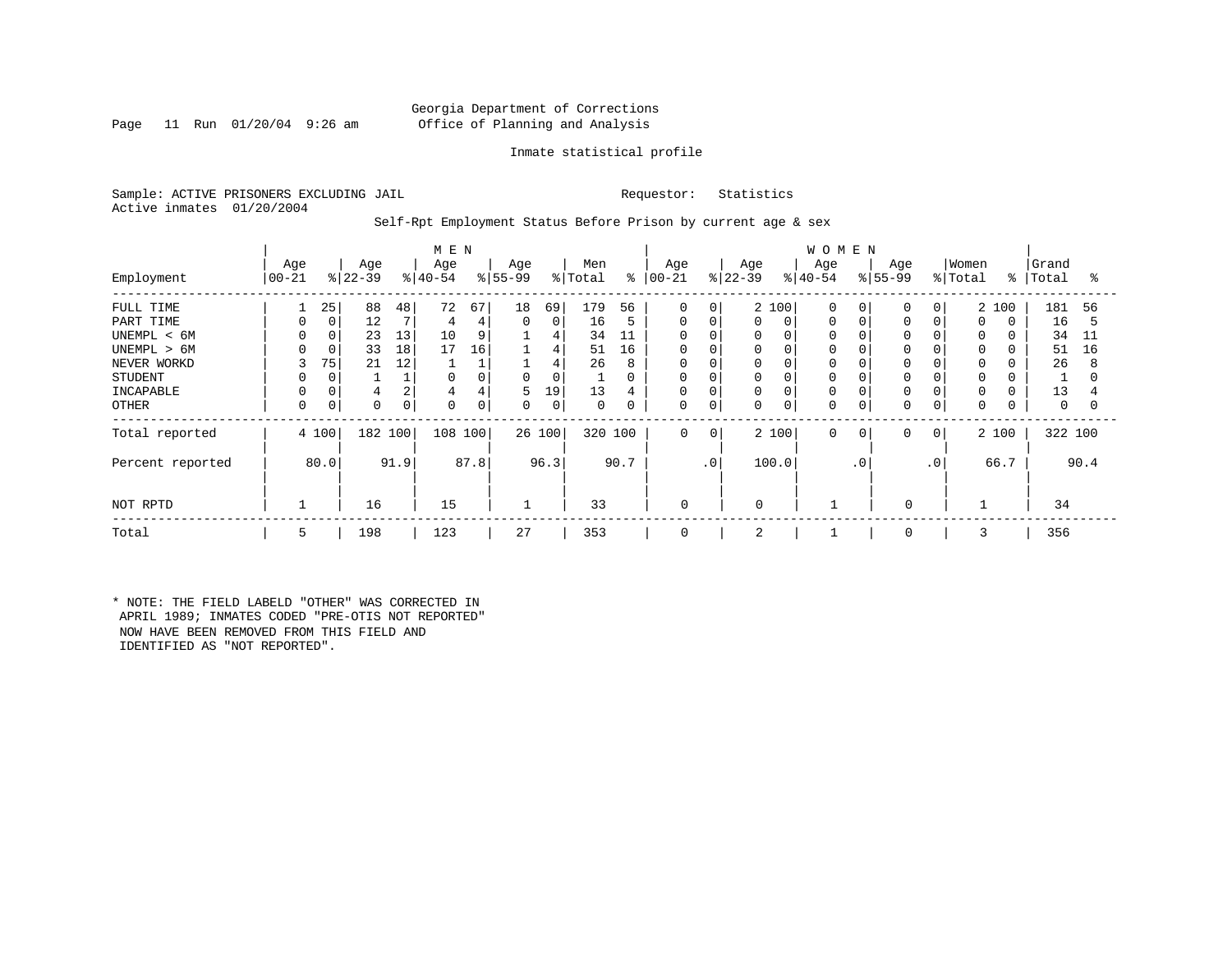Georgia Department of Corrections
Office of Planning and Analysis

Inmate statistical profile

Sample: ACTIVE PRISONERS EXCLUDING JAIL     Requestor: Statistics
Active inmates 01/20/2004

Self-Rpt Employment Status Before Prison by current age & sex

| Employment | MEN Age 00-21 | % | Age 22-39 | % | Age 40-54 | % | Age 55-99 | % | Men Total | % | WOMEN Age 00-21 | % | Age 22-39 | % | Age 40-54 | % | Age 55-99 | % | Women Total | % | Grand Total | % |
|---|---|---|---|---|---|---|---|---|---|---|---|---|---|---|---|---|---|---|---|---|---|---|
| FULL TIME | 1 | 25 | 88 | 48 | 72 | 67 | 18 | 69 | 179 | 56 | 0 | 0 | 2 | 100 | 0 | 0 | 0 | 0 | 2 | 100 | 181 | 56 |
| PART TIME | 0 | 0 | 12 | 7 | 4 | 4 | 0 | 0 | 16 | 5 | 0 | 0 | 0 | 0 | 0 | 0 | 0 | 0 | 0 | 0 | 16 | 5 |
| UNEMPL < 6M | 0 | 0 | 23 | 13 | 10 | 9 | 1 | 4 | 34 | 11 | 0 | 0 | 0 | 0 | 0 | 0 | 0 | 0 | 0 | 0 | 34 | 11 |
| UNEMPL > 6M | 0 | 0 | 33 | 18 | 17 | 16 | 1 | 4 | 51 | 16 | 0 | 0 | 0 | 0 | 0 | 0 | 0 | 0 | 0 | 0 | 51 | 16 |
| NEVER WORKD | 3 | 75 | 21 | 12 | 1 | 1 | 1 | 4 | 26 | 8 | 0 | 0 | 0 | 0 | 0 | 0 | 0 | 0 | 0 | 0 | 26 | 8 |
| STUDENT | 0 | 0 | 1 | 1 | 0 | 0 | 0 | 0 | 1 | 0 | 0 | 0 | 0 | 0 | 0 | 0 | 0 | 0 | 0 | 0 | 1 | 0 |
| INCAPABLE | 0 | 0 | 4 | 2 | 4 | 4 | 5 | 19 | 13 | 4 | 0 | 0 | 0 | 0 | 0 | 0 | 0 | 0 | 0 | 0 | 13 | 4 |
| OTHER | 0 | 0 | 0 | 0 | 0 | 0 | 0 | 0 | 0 | 0 | 0 | 0 | 0 | 0 | 0 | 0 | 0 | 0 | 0 | 0 | 0 | 0 |
| Total reported | 4 | 100 | 182 | 100 | 108 | 100 | 26 | 100 | 320 | 100 | 0 | 0 | 2 | 100 | 0 | 0 | 0 | 0 | 2 | 100 | 322 | 100 |
| Percent reported | | 80.0 | | 91.9 | | 87.8 | | 96.3 | | 90.7 | | .0 | | 100.0 | | .0 | | .0 | | 66.7 | | 90.4 |
| NOT RPTD | 1 | | 16 | | 15 | | 1 | | 33 | | 0 | | 0 | | 1 | | 0 | | 1 | | 34 | |
| Total | 5 | | 198 | | 123 | | 27 | | 353 | | 0 | | 2 | | 1 | | 0 | | 3 | | 356 | |

* NOTE: THE FIELD LABELD "OTHER" WAS CORRECTED IN APRIL 1989; INMATES CODED "PRE-OTIS NOT REPORTED" NOW HAVE BEEN REMOVED FROM THIS FIELD AND IDENTIFIED AS "NOT REPORTED".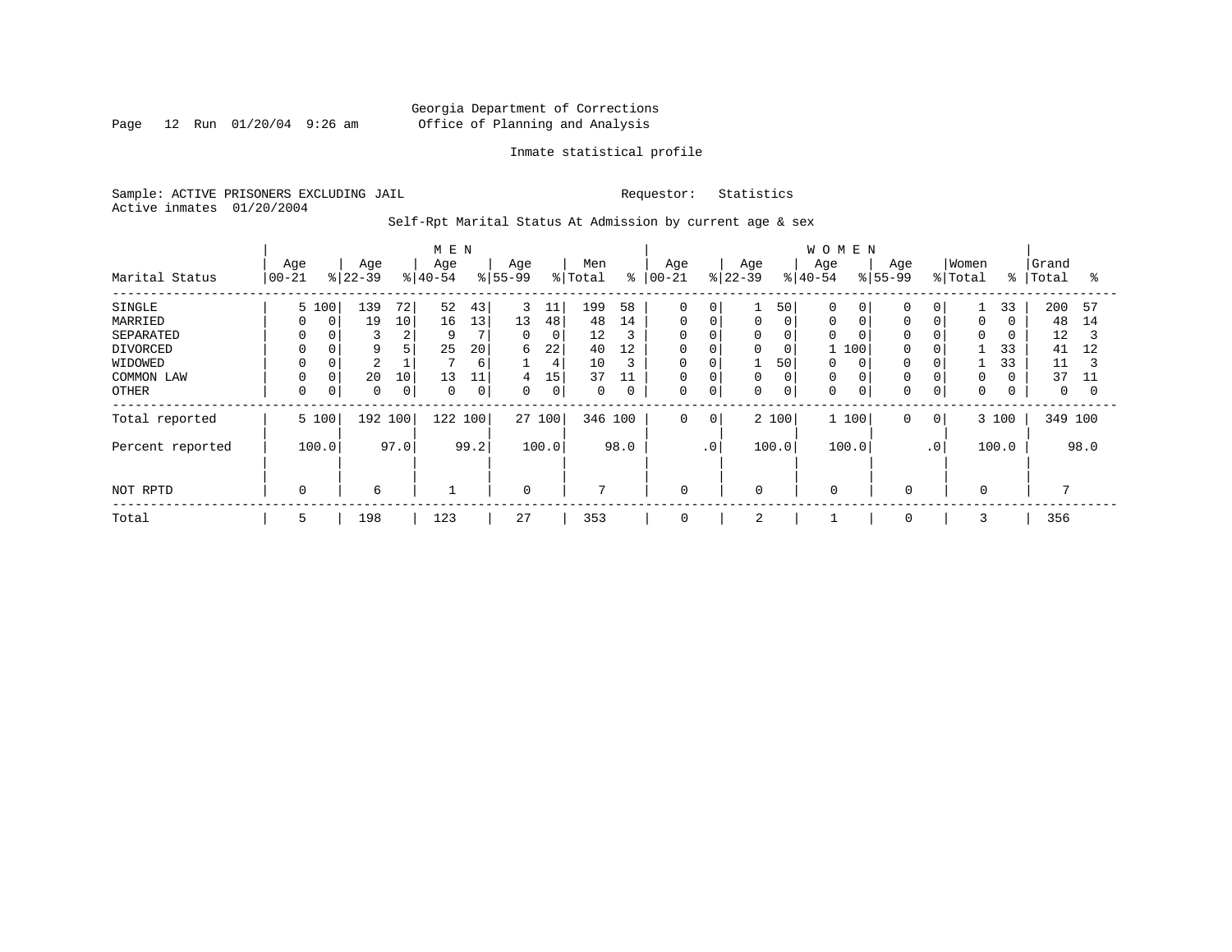Georgia Department of Corrections
Office of Planning and Analysis

Inmate statistical profile

Sample: ACTIVE PRISONERS EXCLUDING JAIL    Requestor: Statistics
Active inmates 01/20/2004

Self-Rpt Marital Status At Admission by current age & sex

| Marital Status | MEN Age 00-21 | % | Age 22-39 | % | Age 40-54 | % | Age 55-99 | % | Men Total | % | WOMEN Age 00-21 | % | Age 22-39 | % | Age 40-54 | % | Age 55-99 | % | Women Total | % | Grand Total | % |
|---|---|---|---|---|---|---|---|---|---|---|---|---|---|---|---|---|---|---|---|---|---|---|
| SINGLE | 5 | 100 | 139 | 72 | 52 | 43 | 3 | 11 | 199 | 58 | 0 | 0 | 1 | 50 | 0 | 0 | 0 | 0 | 1 | 33 | 200 | 57 |
| MARRIED | 0 | 0 | 19 | 10 | 16 | 13 | 13 | 48 | 48 | 14 | 0 | 0 | 0 | 0 | 0 | 0 | 0 | 0 | 0 | 0 | 48 | 14 |
| SEPARATED | 0 | 0 | 3 | 2 | 9 | 7 | 0 | 0 | 12 | 3 | 0 | 0 | 0 | 0 | 0 | 0 | 0 | 0 | 0 | 0 | 12 | 3 |
| DIVORCED | 0 | 0 | 9 | 5 | 25 | 20 | 6 | 22 | 40 | 12 | 0 | 0 | 0 | 0 | 1 | 100 | 0 | 0 | 1 | 33 | 41 | 12 |
| WIDOWED | 0 | 0 | 2 | 1 | 7 | 6 | 1 | 4 | 10 | 3 | 0 | 0 | 1 | 50 | 0 | 0 | 0 | 0 | 1 | 33 | 11 | 3 |
| COMMON LAW | 0 | 0 | 20 | 10 | 13 | 11 | 4 | 15 | 37 | 11 | 0 | 0 | 0 | 0 | 0 | 0 | 0 | 0 | 0 | 0 | 37 | 11 |
| OTHER | 0 | 0 | 0 | 0 | 0 | 0 | 0 | 0 | 0 | 0 | 0 | 0 | 0 | 0 | 0 | 0 | 0 | 0 | 0 | 0 | 0 | 0 |
| Total reported | 5 | 100 | 192 | 100 | 122 | 100 | 27 | 100 | 346 | 100 | 0 | 0 | 2 | 100 | 1 | 100 | 0 | 0 | 3 | 100 | 349 | 100 |
| Percent reported | 100.0 | | 97.0 | | 99.2 | | 100.0 | | 98.0 | | .0 | | 100.0 | | 100.0 | | .0 | | 100.0 | | 98.0 | |
| NOT RPTD | 0 | | 6 | | 1 | | 0 | | 7 | | 0 | | 0 | | 0 | | 0 | | 0 | | 7 | |
| Total | 5 | | 198 | | 123 | | 27 | | 353 | | 0 | | 2 | | 1 | | 0 | | 3 | | 356 | |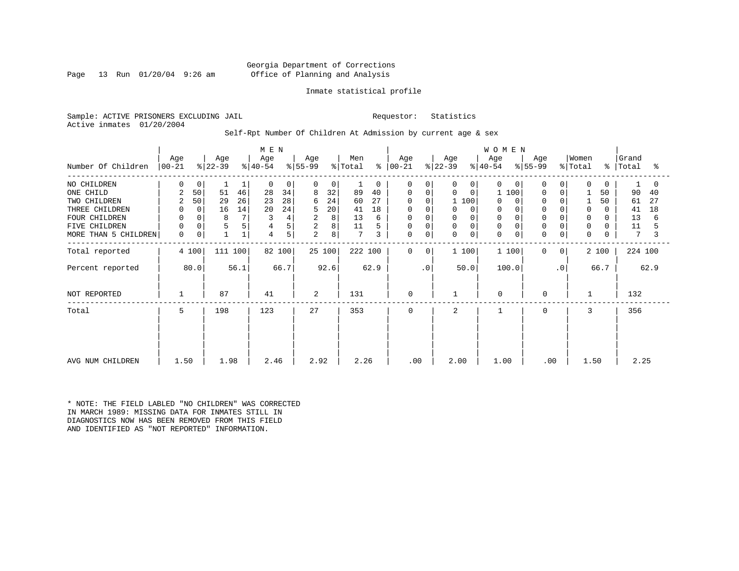Georgia Department of Corrections
Office of Planning and Analysis

Inmate statistical profile

Sample: ACTIVE PRISONERS EXCLUDING JAIL    Requestor: Statistics
Active inmates 01/20/2004

Self-Rpt Number Of Children At Admission by current age & sex

| Number Of Children | MEN Age 00-21 | % | Age 22-39 | % | Age 40-54 | % | Age 55-99 | % | Men Total | % | WOMEN Age 00-21 | % | Age 22-39 | % | Age 40-54 | % | Age 55-99 | % | Women Total | % | Grand Total | % |
|---|---|---|---|---|---|---|---|---|---|---|---|---|---|---|---|---|---|---|---|---|---|---|
| NO CHILDREN | 0 | 0 | 1 | 1 | 0 | 0 | 0 | 0 | 1 | 0 | 0 | 0 | 0 | 0 | 0 | 0 | 0 | 0 | 0 | 0 | 1 | 0 |
| ONE CHILD | 2 | 50 | 51 | 46 | 28 | 34 | 8 | 32 | 89 | 40 | 0 | 0 | 0 | 0 | 1 | 100 | 0 | 0 | 1 | 50 | 90 | 40 |
| TWO CHILDREN | 2 | 50 | 29 | 26 | 23 | 28 | 6 | 24 | 60 | 27 | 0 | 0 | 1 | 100 | 0 | 0 | 0 | 0 | 1 | 50 | 61 | 27 |
| THREE CHILDREN | 0 | 0 | 16 | 14 | 20 | 24 | 5 | 20 | 41 | 18 | 0 | 0 | 0 | 0 | 0 | 0 | 0 | 0 | 0 | 0 | 41 | 18 |
| FOUR CHILDREN | 0 | 0 | 8 | 7 | 3 | 4 | 2 | 8 | 13 | 6 | 0 | 0 | 0 | 0 | 0 | 0 | 0 | 0 | 0 | 0 | 13 | 6 |
| FIVE CHILDREN | 0 | 0 | 5 | 5 | 4 | 5 | 2 | 8 | 11 | 5 | 0 | 0 | 0 | 0 | 0 | 0 | 0 | 0 | 0 | 0 | 11 | 5 |
| MORE THAN 5 CHILDREN | 0 | 0 | 1 | 1 | 4 | 5 | 2 | 8 | 7 | 3 | 0 | 0 | 0 | 0 | 0 | 0 | 0 | 0 | 0 | 0 | 7 | 3 |
| Total reported | 4 | 100 | 111 | 100 | 82 | 100 | 25 | 100 | 222 | 100 | 0 | 0 | 1 | 100 | 1 | 100 | 0 | 0 | 2 | 100 | 224 | 100 |
| Percent reported | 80.0 | | 56.1 | | 66.7 | | 92.6 | | 62.9 | | .0 | | 50.0 | | 100.0 | | .0 | | 66.7 | | 62.9 | |
| NOT REPORTED | 1 | | 87 | | 41 | | 2 | | 131 | | 0 | | 1 | | 0 | | 0 | | 1 | | 132 | |
| Total | 5 | | 198 | | 123 | | 27 | | 353 | | 0 | | 2 | | 1 | | 0 | | 3 | | 356 | |
| AVG NUM CHILDREN | 1.50 | | 1.98 | | 2.46 | | 2.92 | | 2.26 | | .00 | | 2.00 | | 1.00 | | .00 | | 1.50 | | 2.25 | |

* NOTE: THE FIELD LABLED "NO CHILDREN" WAS CORRECTED IN MARCH 1989: MISSING DATA FOR INMATES STILL IN DIAGNOSTICS NOW HAS BEEN REMOVED FROM THIS FIELD AND IDENTIFIED AS "NOT REPORTED" INFORMATION.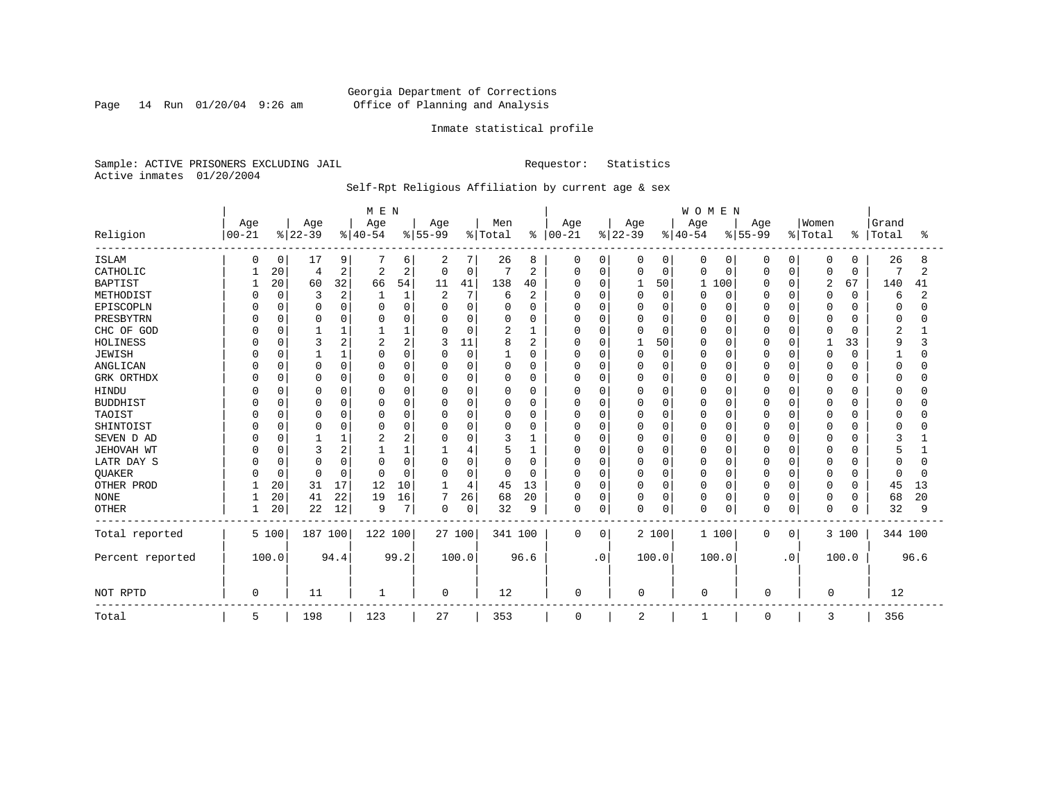Georgia Department of Corrections
Office of Planning and Analysis

Inmate statistical profile

Sample: ACTIVE PRISONERS EXCLUDING JAIL    Requestor: Statistics
Active inmates 01/20/2004

Self-Rpt Religious Affiliation by current age & sex

| Religion | MEN Age 00-21 | % | Age 22-39 | % | Age 40-54 | % | Age 55-99 | % | Men Total | % | WOMEN Age 00-21 | % | Age 22-39 | % | Age 40-54 | % | Age 55-99 | % | Women Total | % | Grand Total | % |
|---|---|---|---|---|---|---|---|---|---|---|---|---|---|---|---|---|---|---|---|---|---|---|
| ISLAM | 0 | 0 | 17 | 9 | 7 | 6 | 2 | 7 | 26 | 8 | 0 | 0 | 0 | 0 | 0 | 0 | 0 | 0 | 0 | 0 | 26 | 8 |
| CATHOLIC | 1 | 20 | 4 | 2 | 2 | 2 | 0 | 0 | 7 | 2 | 0 | 0 | 0 | 0 | 0 | 0 | 0 | 0 | 0 | 0 | 7 | 2 |
| BAPTIST | 1 | 20 | 60 | 32 | 66 | 54 | 11 | 41 | 138 | 40 | 0 | 0 | 1 | 50 | 1 | 100 | 0 | 0 | 2 | 67 | 140 | 41 |
| METHODIST | 0 | 0 | 3 | 2 | 1 | 1 | 2 | 7 | 6 | 2 | 0 | 0 | 0 | 0 | 0 | 0 | 0 | 0 | 0 | 0 | 6 | 2 |
| EPISCOPLN | 0 | 0 | 0 | 0 | 0 | 0 | 0 | 0 | 0 | 0 | 0 | 0 | 0 | 0 | 0 | 0 | 0 | 0 | 0 | 0 | 0 | 0 |
| PRESBYTRN | 0 | 0 | 0 | 0 | 0 | 0 | 0 | 0 | 0 | 0 | 0 | 0 | 0 | 0 | 0 | 0 | 0 | 0 | 0 | 0 | 0 | 0 |
| CHC OF GOD | 0 | 0 | 1 | 1 | 1 | 1 | 0 | 0 | 2 | 1 | 0 | 0 | 0 | 0 | 0 | 0 | 0 | 0 | 0 | 0 | 2 | 1 |
| HOLINESS | 0 | 0 | 3 | 2 | 2 | 2 | 3 | 11 | 8 | 2 | 0 | 0 | 1 | 50 | 0 | 0 | 0 | 0 | 1 | 33 | 9 | 3 |
| JEWISH | 0 | 0 | 1 | 1 | 0 | 0 | 0 | 0 | 1 | 0 | 0 | 0 | 0 | 0 | 0 | 0 | 0 | 0 | 0 | 0 | 1 | 0 |
| ANGLICAN | 0 | 0 | 0 | 0 | 0 | 0 | 0 | 0 | 0 | 0 | 0 | 0 | 0 | 0 | 0 | 0 | 0 | 0 | 0 | 0 | 0 | 0 |
| GRK ORTHDX | 0 | 0 | 0 | 0 | 0 | 0 | 0 | 0 | 0 | 0 | 0 | 0 | 0 | 0 | 0 | 0 | 0 | 0 | 0 | 0 | 0 | 0 |
| HINDU | 0 | 0 | 0 | 0 | 0 | 0 | 0 | 0 | 0 | 0 | 0 | 0 | 0 | 0 | 0 | 0 | 0 | 0 | 0 | 0 | 0 | 0 |
| BUDDHIST | 0 | 0 | 0 | 0 | 0 | 0 | 0 | 0 | 0 | 0 | 0 | 0 | 0 | 0 | 0 | 0 | 0 | 0 | 0 | 0 | 0 | 0 |
| TAOIST | 0 | 0 | 0 | 0 | 0 | 0 | 0 | 0 | 0 | 0 | 0 | 0 | 0 | 0 | 0 | 0 | 0 | 0 | 0 | 0 | 0 | 0 |
| SHINTOIST | 0 | 0 | 0 | 0 | 0 | 0 | 0 | 0 | 0 | 0 | 0 | 0 | 0 | 0 | 0 | 0 | 0 | 0 | 0 | 0 | 0 | 0 |
| SEVEN D AD | 0 | 0 | 1 | 1 | 2 | 2 | 0 | 0 | 3 | 1 | 0 | 0 | 0 | 0 | 0 | 0 | 0 | 0 | 0 | 0 | 3 | 1 |
| JEHOVAH WT | 0 | 0 | 3 | 2 | 1 | 1 | 1 | 4 | 5 | 1 | 0 | 0 | 0 | 0 | 0 | 0 | 0 | 0 | 0 | 0 | 5 | 1 |
| LATR DAY S | 0 | 0 | 0 | 0 | 0 | 0 | 0 | 0 | 0 | 0 | 0 | 0 | 0 | 0 | 0 | 0 | 0 | 0 | 0 | 0 | 0 | 0 |
| QUAKER | 0 | 0 | 0 | 0 | 0 | 0 | 0 | 0 | 0 | 0 | 0 | 0 | 0 | 0 | 0 | 0 | 0 | 0 | 0 | 0 | 0 | 0 |
| OTHER PROD | 1 | 20 | 31 | 17 | 12 | 10 | 1 | 4 | 45 | 13 | 0 | 0 | 0 | 0 | 0 | 0 | 0 | 0 | 0 | 0 | 45 | 13 |
| NONE | 1 | 20 | 41 | 22 | 19 | 16 | 7 | 26 | 68 | 20 | 0 | 0 | 0 | 0 | 0 | 0 | 0 | 0 | 0 | 0 | 68 | 20 |
| OTHER | 1 | 20 | 22 | 12 | 9 | 7 | 0 | 0 | 32 | 9 | 0 | 0 | 0 | 0 | 0 | 0 | 0 | 0 | 0 | 0 | 32 | 9 |
| Total reported | 5 | 100 | 187 | 100 | 122 | 100 | 27 | 100 | 341 | 100 | 0 | 0 | 2 | 100 | 1 | 100 | 0 | 0 | 3 | 100 | 344 | 100 |
| Percent reported | | 100.0 | | 94.4 | | 99.2 | | 100.0 | | 96.6 | | .0 | | 100.0 | | 100.0 | | .0 | | 100.0 | | 96.6 |
| NOT RPTD | 0 | | 11 | | 1 | | 0 | | 12 | | 0 | | 0 | | 0 | | 0 | | 0 | | 12 | |
| Total | 5 | | 198 | | 123 | | 27 | | 353 | | 0 | | 2 | | 1 | | 0 | | 3 | | 356 | |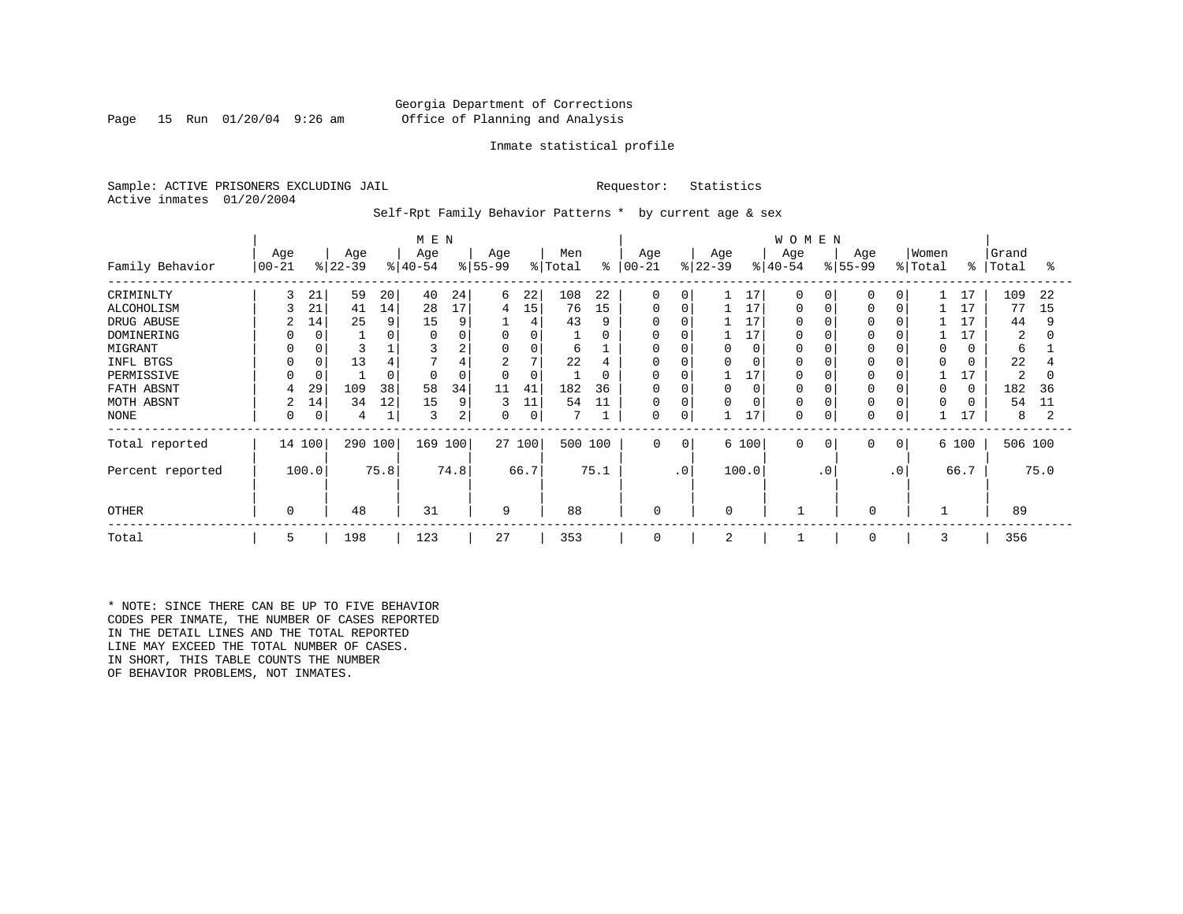Georgia Department of Corrections
Office of Planning and Analysis

Inmate statistical profile

Sample: ACTIVE PRISONERS EXCLUDING JAIL    Requestor: Statistics
Active inmates 01/20/2004

Self-Rpt Family Behavior Patterns * by current age & sex

| | MEN | | | | | | | | | | WOMEN | | | | | | | | | | | |
|---|---|---|---|---|---|---|---|---|---|---|---|---|---|---|---|---|---|---|---|---|---|---|
| Family Behavior | Age 00-21 | % | Age 22-39 | % | Age 40-54 | % | Age 55-99 | % | Men Total | % | Age 00-21 | % | Age 22-39 | % | Age 40-54 | % | Age 55-99 | % | Women Total | % | Grand Total | % |
| CRIMINLTY | 3 | 21 | 59 | 20 | 40 | 24 | 6 | 22 | 108 | 22 | 0 | 0 | 1 | 17 | 0 | 0 | 0 | 0 | 1 | 17 | 109 | 22 |
| ALCOHOLISM | 3 | 21 | 41 | 14 | 28 | 17 | 4 | 15 | 76 | 15 | 0 | 0 | 1 | 17 | 0 | 0 | 0 | 0 | 1 | 17 | 77 | 15 |
| DRUG ABUSE | 2 | 14 | 25 | 9 | 15 | 9 | 1 | 4 | 43 | 9 | 0 | 0 | 1 | 17 | 0 | 0 | 0 | 0 | 1 | 17 | 44 | 9 |
| DOMINERING | 0 | 0 | 1 | 0 | 0 | 0 | 0 | 0 | 1 | 0 | 0 | 0 | 1 | 17 | 0 | 0 | 0 | 0 | 1 | 17 | 2 | 0 |
| MIGRANT | 0 | 0 | 3 | 1 | 3 | 2 | 0 | 0 | 6 | 1 | 0 | 0 | 0 | 0 | 0 | 0 | 0 | 0 | 0 | 0 | 6 | 1 |
| INFL BTGS | 0 | 0 | 13 | 4 | 7 | 4 | 2 | 7 | 22 | 4 | 0 | 0 | 0 | 0 | 0 | 0 | 0 | 0 | 0 | 0 | 22 | 4 |
| PERMISSIVE | 0 | 0 | 1 | 0 | 0 | 0 | 0 | 0 | 1 | 0 | 0 | 0 | 1 | 17 | 0 | 0 | 0 | 0 | 1 | 17 | 2 | 0 |
| FATH ABSNT | 4 | 29 | 109 | 38 | 58 | 34 | 11 | 41 | 182 | 36 | 0 | 0 | 0 | 0 | 0 | 0 | 0 | 0 | 0 | 0 | 182 | 36 |
| MOTH ABSNT | 2 | 14 | 34 | 12 | 15 | 9 | 3 | 11 | 54 | 11 | 0 | 0 | 0 | 0 | 0 | 0 | 0 | 0 | 0 | 0 | 54 | 11 |
| NONE | 0 | 0 | 4 | 1 | 3 | 2 | 0 | 0 | 7 | 1 | 0 | 0 | 1 | 17 | 0 | 0 | 0 | 0 | 1 | 17 | 8 | 2 |
| Total reported | 14 | 100 | 290 | 100 | 169 | 100 | 27 | 100 | 500 | 100 | 0 | 0 | 6 | 100 | 0 | 0 | 0 | 0 | 6 | 100 | 506 | 100 |
| Percent reported | | 100.0 | | 75.8 | | 74.8 | | 66.7 | | 75.1 | | .0 | | 100.0 | | .0 | | .0 | | 66.7 | | 75.0 |
| OTHER | 0 | | 48 | | 31 | | 9 | | 88 | | 0 | | 0 | | 1 | | 0 | | 1 | | 89 | |
| Total | 5 | | 198 | | 123 | | 27 | | 353 | | 0 | | 2 | | 1 | | 0 | | 3 | | 356 | |

\* NOTE: SINCE THERE CAN BE UP TO FIVE BEHAVIOR CODES PER INMATE, THE NUMBER OF CASES REPORTED IN THE DETAIL LINES AND THE TOTAL REPORTED LINE MAY EXCEED THE TOTAL NUMBER OF CASES. IN SHORT, THIS TABLE COUNTS THE NUMBER OF BEHAVIOR PROBLEMS, NOT INMATES.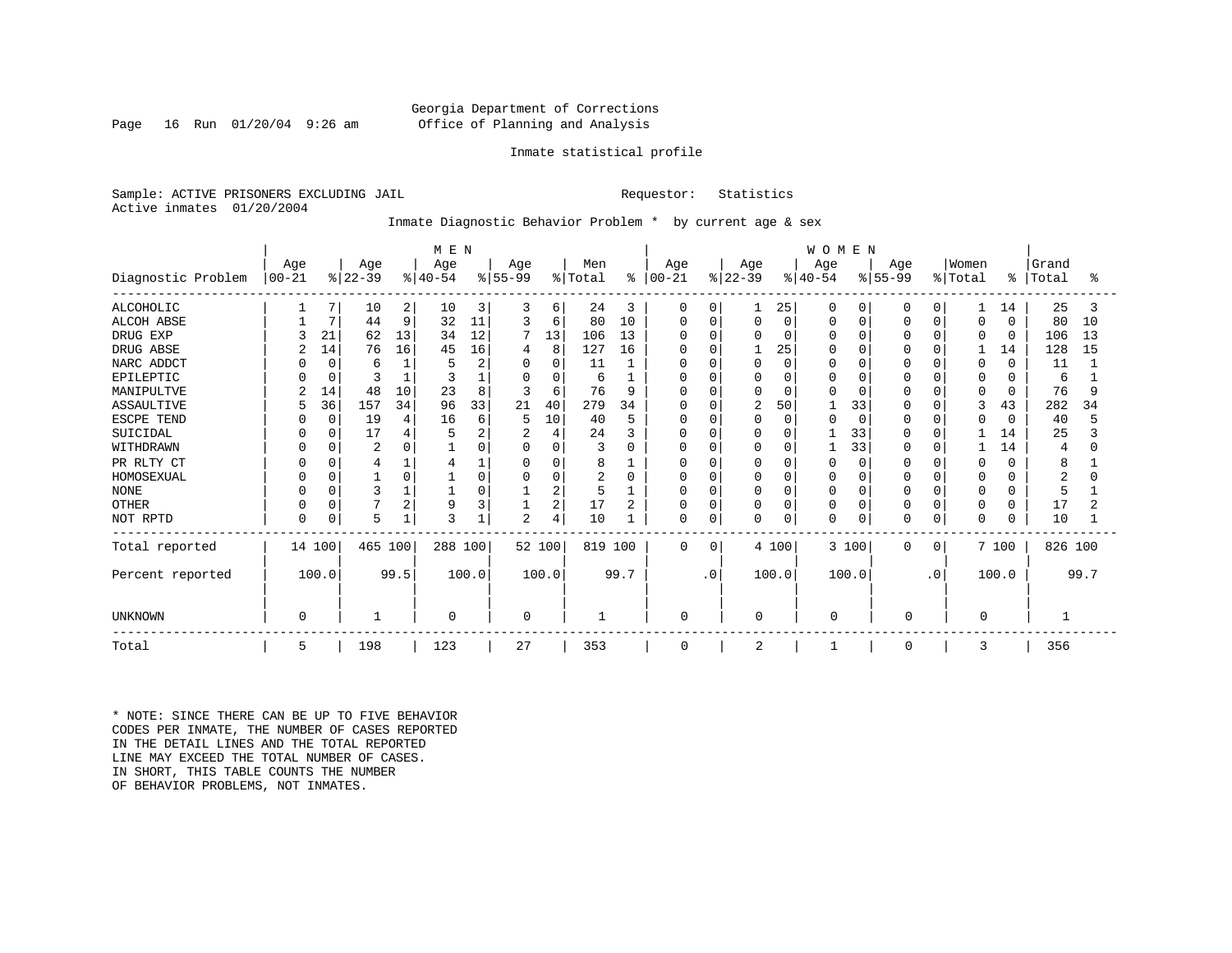Georgia Department of Corrections
Office of Planning and Analysis

Inmate statistical profile

Sample: ACTIVE PRISONERS EXCLUDING JAIL                                    Requestor: Statistics
Active inmates 01/20/2004

Inmate Diagnostic Behavior Problem * by current age & sex

| | MEN | | | | | | | | | | WOMEN | | | | | | | | | | | |
|---|---|---|---|---|---|---|---|---|---|---|---|---|---|---|---|---|---|---|---|---|---|---|
| Diagnostic Problem | Age 00-21 | % | Age 22-39 | % | Age 40-54 | % | Age 55-99 | % | Men Total | % | Age 00-21 | % | Age 22-39 | % | Age 40-54 | % | Age 55-99 | % | Women Total | % | Grand Total | % |
| ALCOHOLIC | 1 | 7 | 10 | 2 | 10 | 3 | 3 | 6 | 24 | 3 | 0 | 0 | 1 | 25 | 0 | 0 | 0 | 0 | 1 | 14 | 25 | 3 |
| ALCOH ABSE | 1 | 7 | 44 | 9 | 32 | 11 | 3 | 6 | 80 | 10 | 0 | 0 | 0 | 0 | 0 | 0 | 0 | 0 | 0 | 0 | 80 | 10 |
| DRUG EXP | 3 | 21 | 62 | 13 | 34 | 12 | 7 | 13 | 106 | 13 | 0 | 0 | 0 | 0 | 0 | 0 | 0 | 0 | 0 | 0 | 106 | 13 |
| DRUG ABSE | 2 | 14 | 76 | 16 | 45 | 16 | 4 | 8 | 127 | 16 | 0 | 0 | 1 | 25 | 0 | 0 | 0 | 0 | 1 | 14 | 128 | 15 |
| NARC ADDCT | 0 | 0 | 6 | 1 | 5 | 2 | 0 | 0 | 11 | 1 | 0 | 0 | 0 | 0 | 0 | 0 | 0 | 0 | 0 | 0 | 11 | 1 |
| EPILEPTIC | 0 | 0 | 3 | 1 | 3 | 1 | 0 | 0 | 6 | 1 | 0 | 0 | 0 | 0 | 0 | 0 | 0 | 0 | 0 | 0 | 6 | 1 |
| MANIPULTVE | 2 | 14 | 48 | 10 | 23 | 8 | 3 | 6 | 76 | 9 | 0 | 0 | 0 | 0 | 0 | 0 | 0 | 0 | 0 | 0 | 76 | 9 |
| ASSAULTIVE | 5 | 36 | 157 | 34 | 96 | 33 | 21 | 40 | 279 | 34 | 0 | 0 | 2 | 50 | 1 | 33 | 0 | 0 | 3 | 43 | 282 | 34 |
| ESCPE TEND | 0 | 0 | 19 | 4 | 16 | 6 | 5 | 10 | 40 | 5 | 0 | 0 | 0 | 0 | 0 | 0 | 0 | 0 | 0 | 0 | 40 | 5 |
| SUICIDAL | 0 | 0 | 17 | 4 | 5 | 2 | 2 | 4 | 24 | 3 | 0 | 0 | 0 | 0 | 1 | 33 | 0 | 0 | 1 | 14 | 25 | 3 |
| WITHDRAWN | 0 | 0 | 2 | 0 | 1 | 0 | 0 | 0 | 3 | 0 | 0 | 0 | 0 | 0 | 1 | 33 | 0 | 0 | 1 | 14 | 4 | 0 |
| PR RLTY CT | 0 | 0 | 4 | 1 | 4 | 1 | 0 | 0 | 8 | 1 | 0 | 0 | 0 | 0 | 0 | 0 | 0 | 0 | 0 | 0 | 8 | 1 |
| HOMOSEXUAL | 0 | 0 | 1 | 0 | 1 | 0 | 0 | 0 | 2 | 0 | 0 | 0 | 0 | 0 | 0 | 0 | 0 | 0 | 0 | 0 | 2 | 0 |
| NONE | 0 | 0 | 3 | 1 | 1 | 0 | 1 | 2 | 5 | 1 | 0 | 0 | 0 | 0 | 0 | 0 | 0 | 0 | 0 | 0 | 5 | 1 |
| OTHER | 0 | 0 | 7 | 2 | 9 | 3 | 1 | 2 | 17 | 2 | 0 | 0 | 0 | 0 | 0 | 0 | 0 | 0 | 0 | 0 | 17 | 2 |
| NOT RPTD | 0 | 0 | 5 | 1 | 3 | 1 | 2 | 4 | 10 | 1 | 0 | 0 | 0 | 0 | 0 | 0 | 0 | 0 | 0 | 0 | 10 | 1 |
| Total reported | 14 | 100 | 465 | 100 | 288 | 100 | 52 | 100 | 819 | 100 | 0 | 0 | 4 | 100 | 3 | 100 | 0 | 0 | 7 | 100 | 826 | 100 |
| Percent reported | | 100.0 | | 99.5 | | 100.0 | | 100.0 | | 99.7 | | .0 | | 100.0 | | 100.0 | | .0 | | 100.0 | | 99.7 |
| UNKNOWN | 0 | | 1 | | 0 | | 0 | | 1 | | 0 | | 0 | | 0 | | 0 | | 0 | | 1 | |
| Total | 5 | | 198 | | 123 | | 27 | | 353 | | 0 | | 2 | | 1 | | 0 | | 3 | | 356 | |

* NOTE: SINCE THERE CAN BE UP TO FIVE BEHAVIOR CODES PER INMATE, THE NUMBER OF CASES REPORTED IN THE DETAIL LINES AND THE TOTAL REPORTED LINE MAY EXCEED THE TOTAL NUMBER OF CASES. IN SHORT, THIS TABLE COUNTS THE NUMBER OF BEHAVIOR PROBLEMS, NOT INMATES.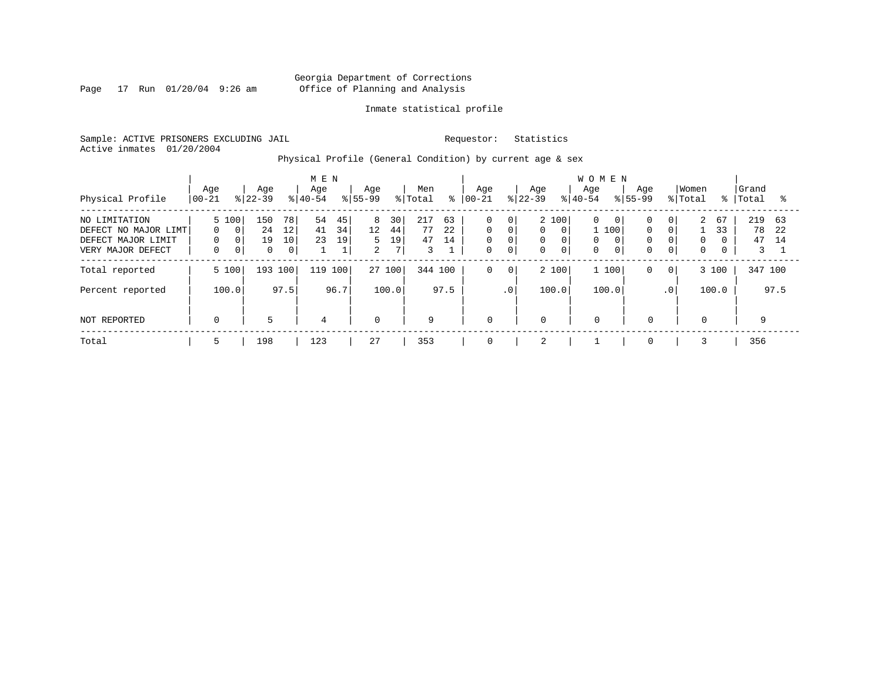Georgia Department of Corrections
Office of Planning and Analysis

Inmate statistical profile

Sample: ACTIVE PRISONERS EXCLUDING JAIL    Requestor: Statistics
Active inmates 01/20/2004

Physical Profile (General Condition) by current age & sex

| Physical Profile | MEN Age 00-21 | % | Age 22-39 | % | Age 40-54 | % | Age 55-99 | % | Men Total | % | WOMEN Age 00-21 | % | Age 22-39 | % | Age 40-54 | % | Age 55-99 | % | Women Total | % | Grand Total | % |
|---|---|---|---|---|---|---|---|---|---|---|---|---|---|---|---|---|---|---|---|---|---|---|
| NO LIMITATION | 5 | 100 | 150 | 78 | 54 | 45 | 8 | 30 | 217 | 63 | 0 | 0 | 2 | 100 | 0 | 0 | 0 | 0 | 2 | 67 | 219 | 63 |
| DEFECT NO MAJOR LIMT | 0 | 0 | 24 | 12 | 41 | 34 | 12 | 44 | 77 | 22 | 0 | 0 | 0 | 0 | 1 | 100 | 0 | 0 | 1 | 33 | 78 | 22 |
| DEFECT MAJOR LIMIT | 0 | 0 | 19 | 10 | 23 | 19 | 5 | 19 | 47 | 14 | 0 | 0 | 0 | 0 | 0 | 0 | 0 | 0 | 0 | 0 | 47 | 14 |
| VERY MAJOR DEFECT | 0 | 0 | 0 | 0 | 1 | 1 | 2 | 7 | 3 | 1 | 0 | 0 | 0 | 0 | 0 | 0 | 0 | 0 | 0 | 0 | 3 | 1 |
| Total reported | 5 | 100 | 193 | 100 | 119 | 100 | 27 | 100 | 344 | 100 | 0 | 0 | 2 | 100 | 1 | 100 | 0 | 0 | 3 | 100 | 347 | 100 |
| Percent reported | 100.0 | | 97.5 | | 96.7 | | 100.0 | | 97.5 | | .0 | | 100.0 | | 100.0 | | .0 | | 100.0 | | 97.5 | |
| NOT REPORTED | 0 | | 5 | | 4 | | 0 | | 9 | | 0 | | 0 | | 0 | | 0 | | 0 | | 9 | |
| Total | 5 | | 198 | | 123 | | 27 | | 353 | | 0 | | 2 | | 1 | | 0 | | 3 | | 356 | |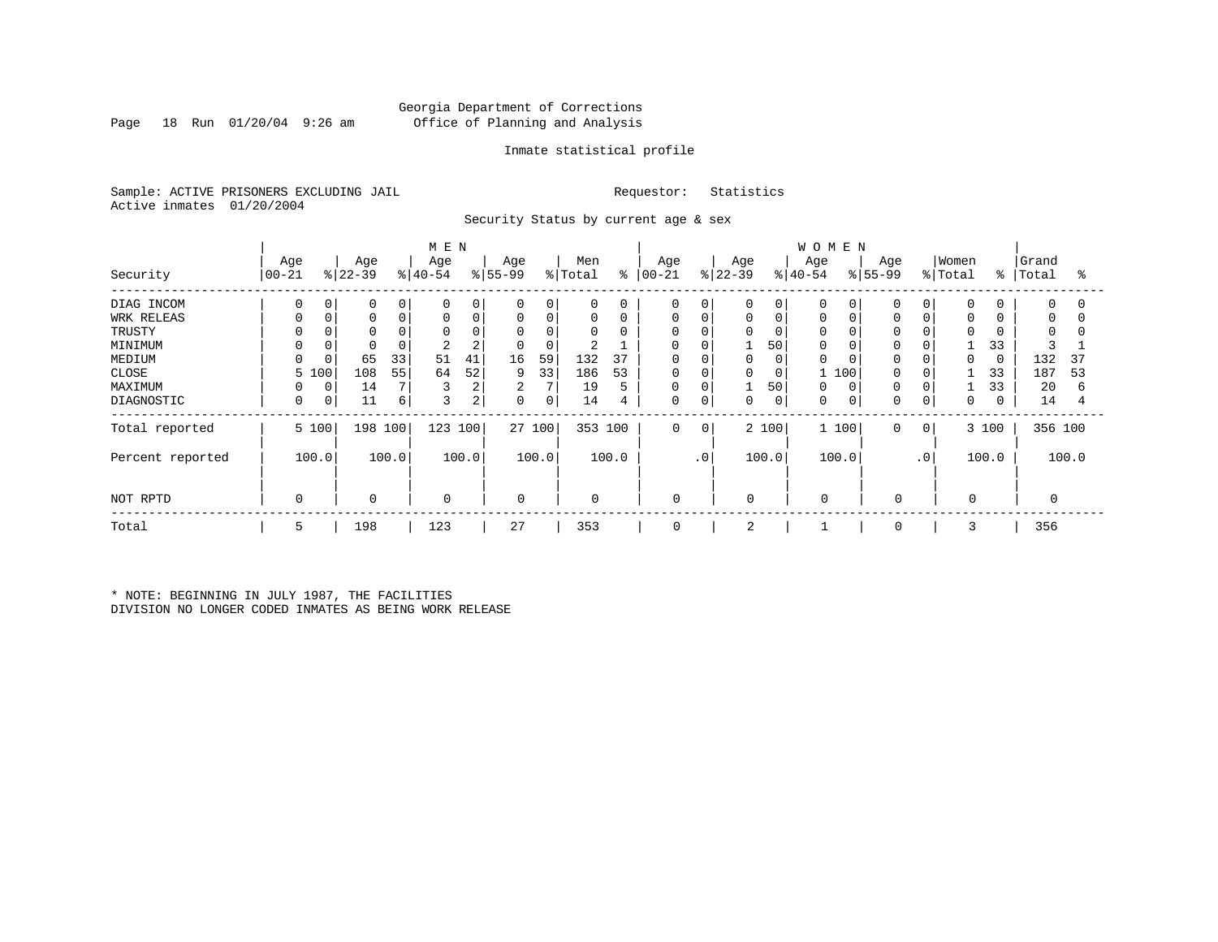Georgia Department of Corrections
Office of Planning and Analysis

Inmate statistical profile

Sample: ACTIVE PRISONERS EXCLUDING JAIL    Requestor: Statistics
Active inmates 01/20/2004

Security Status by current age & sex

| Security | MEN Age 00-21 | % | Age 22-39 | % | Age 40-54 | % | Age 55-99 | % | Men Total | % | WOMEN Age 00-21 | % | Age 22-39 | % | Age 40-54 | % | Age 55-99 | % | Women Total | % | Grand Total | % |
|---|---|---|---|---|---|---|---|---|---|---|---|---|---|---|---|---|---|---|---|---|---|---|
| DIAG INCOM | 0 | 0 | 0 | 0 | 0 | 0 | 0 | 0 | 0 | 0 | 0 | 0 | 0 | 0 | 0 | 0 | 0 | 0 | 0 | 0 | 0 | 0 |
| WRK RELEAS | 0 | 0 | 0 | 0 | 0 | 0 | 0 | 0 | 0 | 0 | 0 | 0 | 0 | 0 | 0 | 0 | 0 | 0 | 0 | 0 | 0 | 0 |
| TRUSTY | 0 | 0 | 0 | 0 | 0 | 0 | 0 | 0 | 0 | 0 | 0 | 0 | 0 | 0 | 0 | 0 | 0 | 0 | 0 | 0 | 0 | 0 |
| MINIMUM | 0 | 0 | 0 | 0 | 2 | 2 | 0 | 0 | 2 | 1 | 0 | 0 | 1 | 50 | 0 | 0 | 0 | 0 | 1 | 33 | 3 | 1 |
| MEDIUM | 0 | 0 | 65 | 33 | 51 | 41 | 16 | 59 | 132 | 37 | 0 | 0 | 0 | 0 | 0 | 0 | 0 | 0 | 0 | 0 | 132 | 37 |
| CLOSE | 5 | 100 | 108 | 55 | 64 | 52 | 9 | 33 | 186 | 53 | 0 | 0 | 0 | 0 | 1 | 100 | 0 | 0 | 1 | 33 | 187 | 53 |
| MAXIMUM | 0 | 0 | 14 | 7 | 3 | 2 | 2 | 7 | 19 | 5 | 0 | 0 | 1 | 50 | 0 | 0 | 0 | 0 | 1 | 33 | 20 | 6 |
| DIAGNOSTIC | 0 | 0 | 11 | 6 | 3 | 2 | 0 | 0 | 14 | 4 | 0 | 0 | 0 | 0 | 0 | 0 | 0 | 0 | 0 | 0 | 14 | 4 |
| Total reported | 5 | 100 | 198 | 100 | 123 | 100 | 27 | 100 | 353 | 100 | 0 | 0 | 2 | 100 | 1 | 100 | 0 | 0 | 3 | 100 | 356 | 100 |
| Percent reported | | 100.0 | | 100.0 | | 100.0 | | 100.0 | | 100.0 | | .0 | | 100.0 | | 100.0 | | .0 | | 100.0 | | 100.0 |
| NOT RPTD | 0 | | 0 | | 0 | | 0 | | 0 | | 0 | | 0 | | 0 | | 0 | | 0 | | 0 | |
| Total | 5 | | 198 | | 123 | | 27 | | 353 | | 0 | | 2 | | 1 | | 0 | | 3 | | 356 | |

* NOTE: BEGINNING IN JULY 1987, THE FACILITIES
DIVISION NO LONGER CODED INMATES AS BEING WORK RELEASE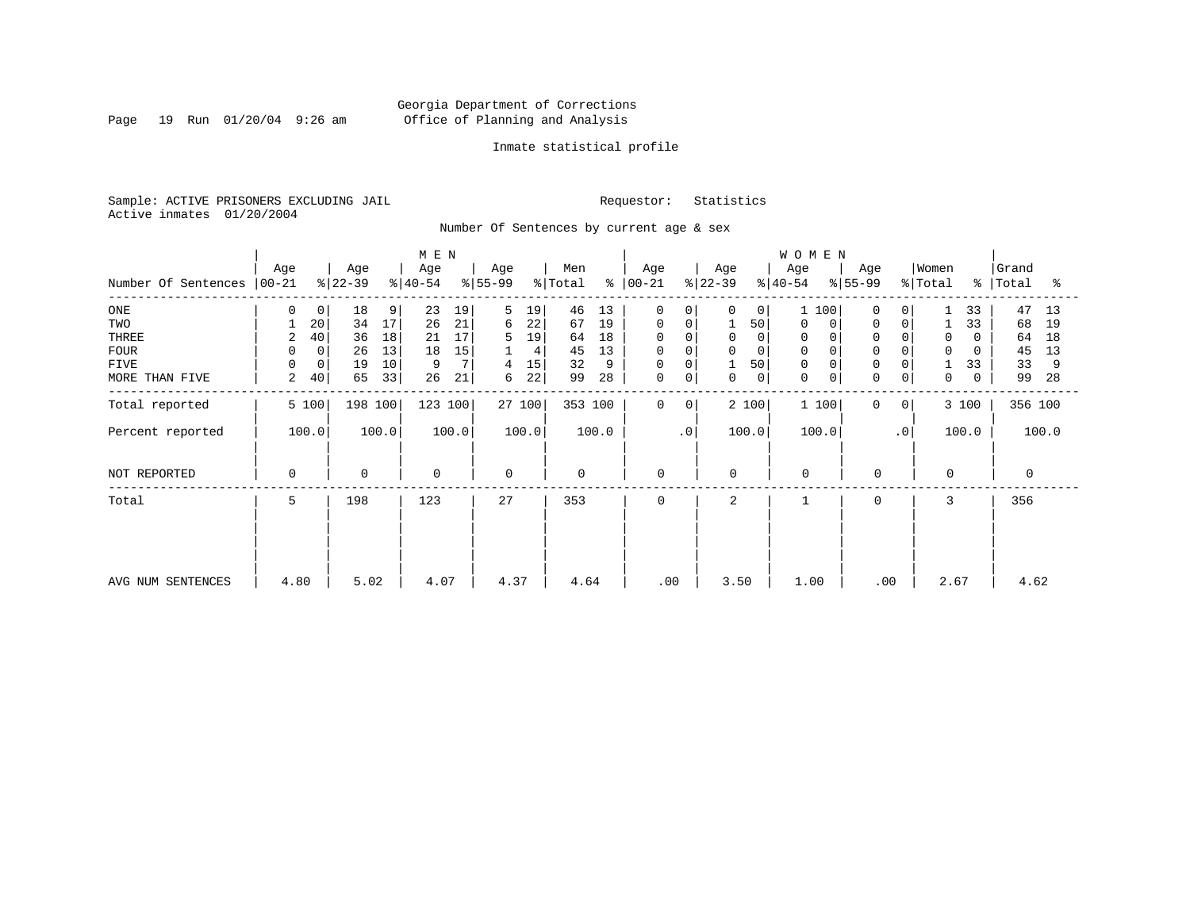Georgia Department of Corrections
Office of Planning and Analysis

Inmate statistical profile

Sample: ACTIVE PRISONERS EXCLUDING JAIL    Requestor: Statistics
Active inmates 01/20/2004

Number Of Sentences by current age & sex

| Number Of Sentences | MEN Age 00-21 | % | Age 22-39 | % | Age 40-54 | % | Age 55-99 | % | Men Total | % | WOMEN Age 00-21 | % | Age 22-39 | % | Age 40-54 | % | Age 55-99 | % | Women Total | % | Grand Total | % |
|---|---|---|---|---|---|---|---|---|---|---|---|---|---|---|---|---|---|---|---|---|---|---|
| ONE | 0 | 0 | 18 | 9 | 23 | 19 | 5 | 19 | 46 | 13 | 0 | 0 | 0 | 0 | 1 | 100 | 0 | 0 | 1 | 33 | 47 | 13 |
| TWO | 1 | 20 | 34 | 17 | 26 | 21 | 6 | 22 | 67 | 19 | 0 | 0 | 1 | 50 | 0 | 0 | 0 | 0 | 1 | 33 | 68 | 19 |
| THREE | 2 | 40 | 36 | 18 | 21 | 17 | 5 | 19 | 64 | 18 | 0 | 0 | 0 | 0 | 0 | 0 | 0 | 0 | 0 | 0 | 64 | 18 |
| FOUR | 0 | 0 | 26 | 13 | 18 | 15 | 1 | 4 | 45 | 13 | 0 | 0 | 0 | 0 | 0 | 0 | 0 | 0 | 0 | 0 | 45 | 13 |
| FIVE | 0 | 0 | 19 | 10 | 9 | 7 | 4 | 15 | 32 | 9 | 0 | 0 | 1 | 50 | 0 | 0 | 0 | 0 | 1 | 33 | 33 | 9 |
| MORE THAN FIVE | 2 | 40 | 65 | 33 | 26 | 21 | 6 | 22 | 99 | 28 | 0 | 0 | 0 | 0 | 0 | 0 | 0 | 0 | 0 | 0 | 99 | 28 |
| Total reported | 5 | 100 | 198 | 100 | 123 | 100 | 27 | 100 | 353 | 100 | 0 | 0 | 2 | 100 | 1 | 100 | 0 | 0 | 3 | 100 | 356 | 100 |
| Percent reported | 100.0 | | 100.0 | | 100.0 | | 100.0 | | 100.0 | | .0 | | 100.0 | | 100.0 | | .0 | | 100.0 | | 100.0 | |
| NOT REPORTED | 0 | | 0 | | 0 | | 0 | | 0 | | 0 | | 0 | | 0 | | 0 | | 0 | | 0 | |
| Total | 5 | | 198 | | 123 | | 27 | | 353 | | 0 | | 2 | | 1 | | 0 | | 3 | | 356 | |
| AVG NUM SENTENCES | 4.80 | | 5.02 | | 4.07 | | 4.37 | | 4.64 | | .00 | | 3.50 | | 1.00 | | .00 | | 2.67 | | 4.62 | |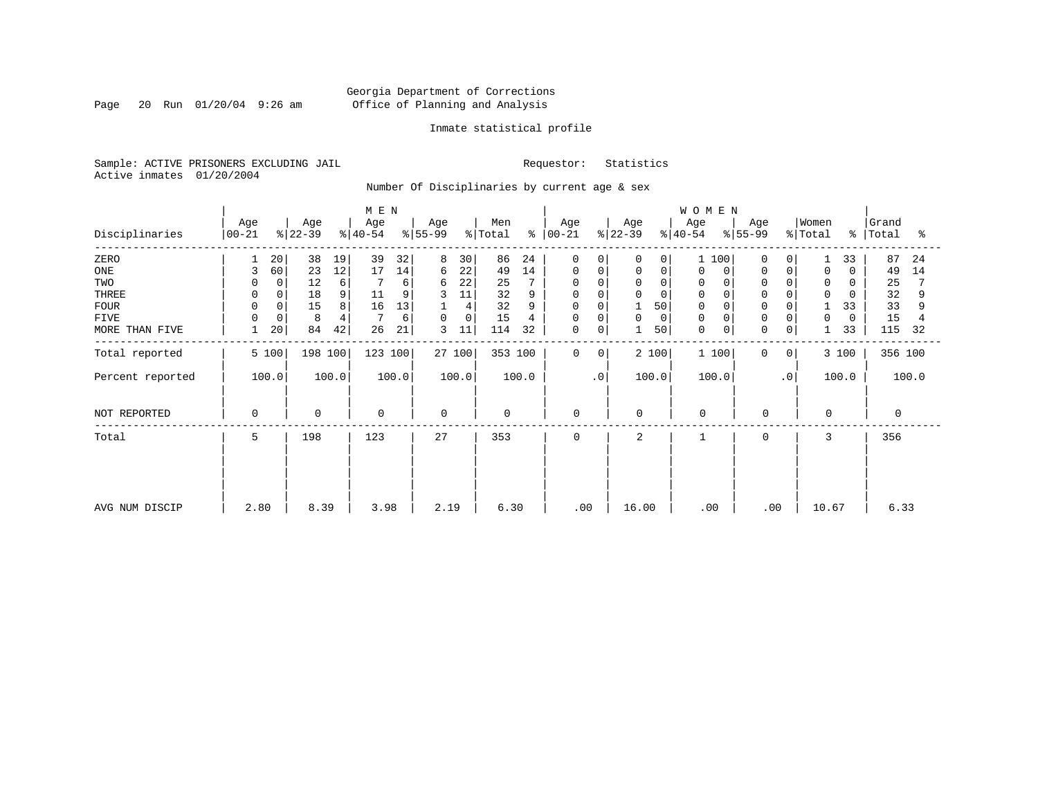Georgia Department of Corrections
Office of Planning and Analysis

Inmate statistical profile

Sample: ACTIVE PRISONERS EXCLUDING JAIL

Requestor: Statistics

Active inmates 01/20/2004

Number Of Disciplinaries by current age & sex

| Disciplinaries | MEN Age 00-21 | % | Age 22-39 | % | Age 40-54 | % | Age 55-99 | % | Men Total | % | WOMEN Age 00-21 | % | Age 22-39 | % | Age 40-54 | % | Age 55-99 | % | Women Total | % | Grand Total | % |
|---|---|---|---|---|---|---|---|---|---|---|---|---|---|---|---|---|---|---|---|---|---|---|
| ZERO | 1 | 20 | 38 | 19 | 39 | 32 | 8 | 30 | 86 | 24 | 0 | 0 | 0 | 0 | 1 | 100 | 0 | 0 | 1 | 33 | 87 | 24 |
| ONE | 3 | 60 | 23 | 12 | 17 | 14 | 6 | 22 | 49 | 14 | 0 | 0 | 0 | 0 | 0 | 0 | 0 | 0 | 0 | 0 | 49 | 14 |
| TWO | 0 | 0 | 12 | 6 | 7 | 6 | 6 | 22 | 25 | 7 | 0 | 0 | 0 | 0 | 0 | 0 | 0 | 0 | 0 | 0 | 25 | 7 |
| THREE | 0 | 0 | 18 | 9 | 11 | 9 | 3 | 11 | 32 | 9 | 0 | 0 | 0 | 0 | 0 | 0 | 0 | 0 | 0 | 0 | 32 | 9 |
| FOUR | 0 | 0 | 15 | 8 | 16 | 13 | 1 | 4 | 32 | 9 | 0 | 0 | 1 | 50 | 0 | 0 | 0 | 0 | 1 | 33 | 33 | 9 |
| FIVE | 0 | 0 | 8 | 4 | 7 | 6 | 0 | 0 | 15 | 4 | 0 | 0 | 0 | 0 | 0 | 0 | 0 | 0 | 0 | 0 | 15 | 4 |
| MORE THAN FIVE | 1 | 20 | 84 | 42 | 26 | 21 | 3 | 11 | 114 | 32 | 0 | 0 | 1 | 50 | 0 | 0 | 0 | 0 | 1 | 33 | 115 | 32 |
| Total reported | 5 | 100 | 198 | 100 | 123 | 100 | 27 | 100 | 353 | 100 | 0 | 0 | 2 | 100 | 1 | 100 | 0 | 0 | 3 | 100 | 356 | 100 |
| Percent reported | 100.0 | | 100.0 | | 100.0 | | 100.0 | | 100.0 | | .0 | | 100.0 | | 100.0 | | .0 | | 100.0 | | 100.0 | |
| NOT REPORTED | 0 | | 0 | | 0 | | 0 | | 0 | | 0 | | 0 | | 0 | | 0 | | 0 | | 0 | |
| Total | 5 | | 198 | | 123 | | 27 | | 353 | | 0 | | 2 | | 1 | | 0 | | 3 | | 356 | |
| AVG NUM DISCIP | 2.80 | | 8.39 | | 3.98 | | 2.19 | | 6.30 | | .00 | | 16.00 | | .00 | | .00 | | 10.67 | | 6.33 | |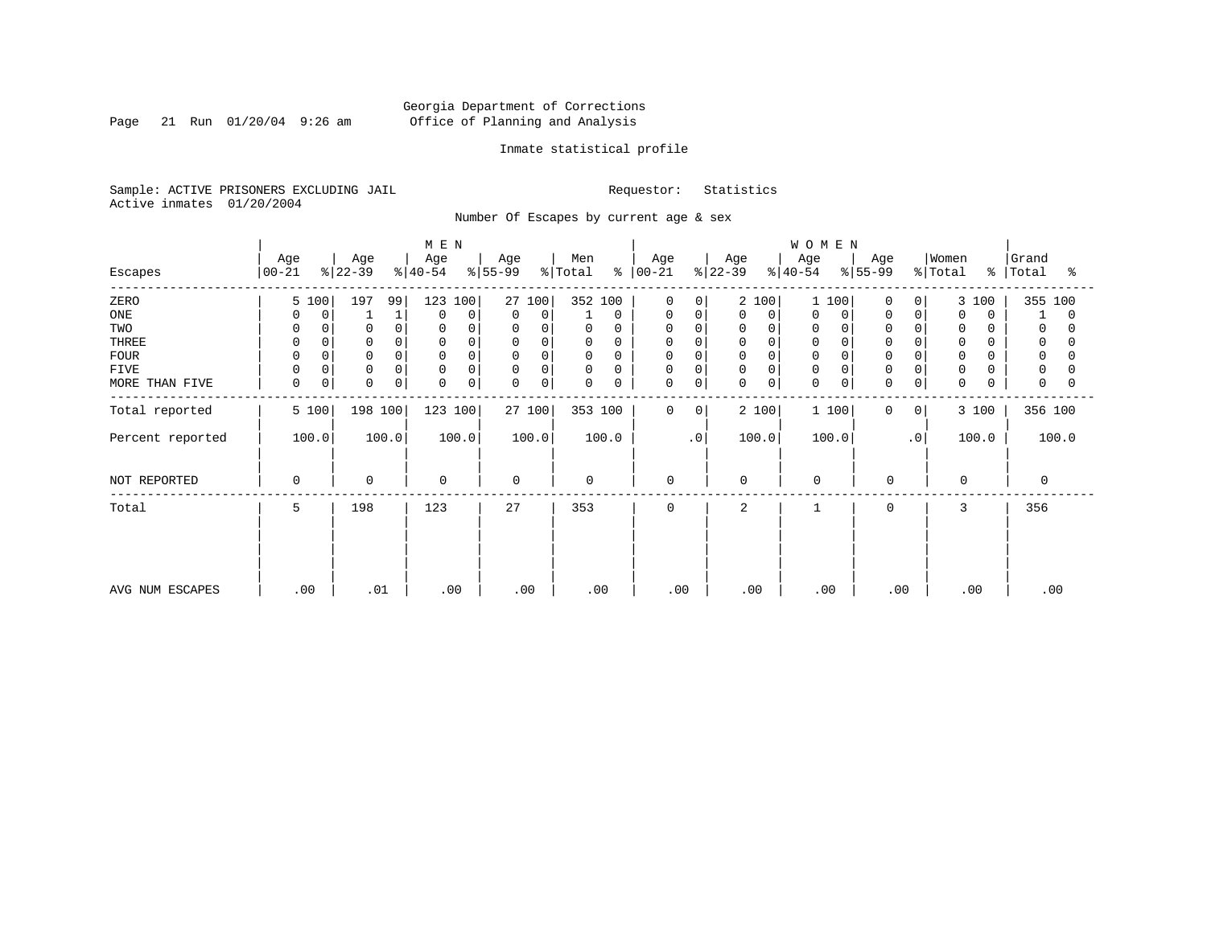Georgia Department of Corrections
Office of Planning and Analysis

Inmate statistical profile

Sample: ACTIVE PRISONERS EXCLUDING JAIL    Requestor: Statistics
Active inmates 01/20/2004

Number Of Escapes by current age & sex

| Escapes | MEN Age 00-21 | % | Age 22-39 | % | Age 40-54 | % | Age 55-99 | % | Men Total | % | WOMEN Age 00-21 | % | Age 22-39 | % | Age 40-54 | % | Age 55-99 | % | Women Total | % | Grand Total | % |
|---|---|---|---|---|---|---|---|---|---|---|---|---|---|---|---|---|---|---|---|---|---|---|
| ZERO | 5 | 100 | 197 | 99 | 123 | 100 | 27 | 100 | 352 | 100 | 0 | 0 | 2 | 100 | 1 | 100 | 0 | 0 | 3 | 100 | 355 | 100 |
| ONE | 0 | 0 | 1 | 1 | 0 | 0 | 0 | 0 | 1 | 0 | 0 | 0 | 0 | 0 | 0 | 0 | 0 | 0 | 0 | 0 | 1 | 0 |
| TWO | 0 | 0 | 0 | 0 | 0 | 0 | 0 | 0 | 0 | 0 | 0 | 0 | 0 | 0 | 0 | 0 | 0 | 0 | 0 | 0 | 0 | 0 |
| THREE | 0 | 0 | 0 | 0 | 0 | 0 | 0 | 0 | 0 | 0 | 0 | 0 | 0 | 0 | 0 | 0 | 0 | 0 | 0 | 0 | 0 | 0 |
| FOUR | 0 | 0 | 0 | 0 | 0 | 0 | 0 | 0 | 0 | 0 | 0 | 0 | 0 | 0 | 0 | 0 | 0 | 0 | 0 | 0 | 0 | 0 |
| FIVE | 0 | 0 | 0 | 0 | 0 | 0 | 0 | 0 | 0 | 0 | 0 | 0 | 0 | 0 | 0 | 0 | 0 | 0 | 0 | 0 | 0 | 0 |
| MORE THAN FIVE | 0 | 0 | 0 | 0 | 0 | 0 | 0 | 0 | 0 | 0 | 0 | 0 | 0 | 0 | 0 | 0 | 0 | 0 | 0 | 0 | 0 | 0 |
| Total reported | 5 | 100 | 198 | 100 | 123 | 100 | 27 | 100 | 353 | 100 | 0 | 0 | 2 | 100 | 1 | 100 | 0 | 0 | 3 | 100 | 356 | 100 |
| Percent reported | 100.0 | | 100.0 | | 100.0 | | 100.0 | | 100.0 | | .0 | | 100.0 | | 100.0 | | .0 | | 100.0 | | 100.0 | |
| NOT REPORTED | 0 | | 0 | | 0 | | 0 | | 0 | | 0 | | 0 | | 0 | | 0 | | 0 | | 0 | |
| Total | 5 | | 198 | | 123 | | 27 | | 353 | | 0 | | 2 | | 1 | | 0 | | 3 | | 356 | |
| AVG NUM ESCAPES | .00 | | .01 | | .00 | | .00 | | .00 | | .00 | | .00 | | .00 | | .00 | | .00 | | .00 | |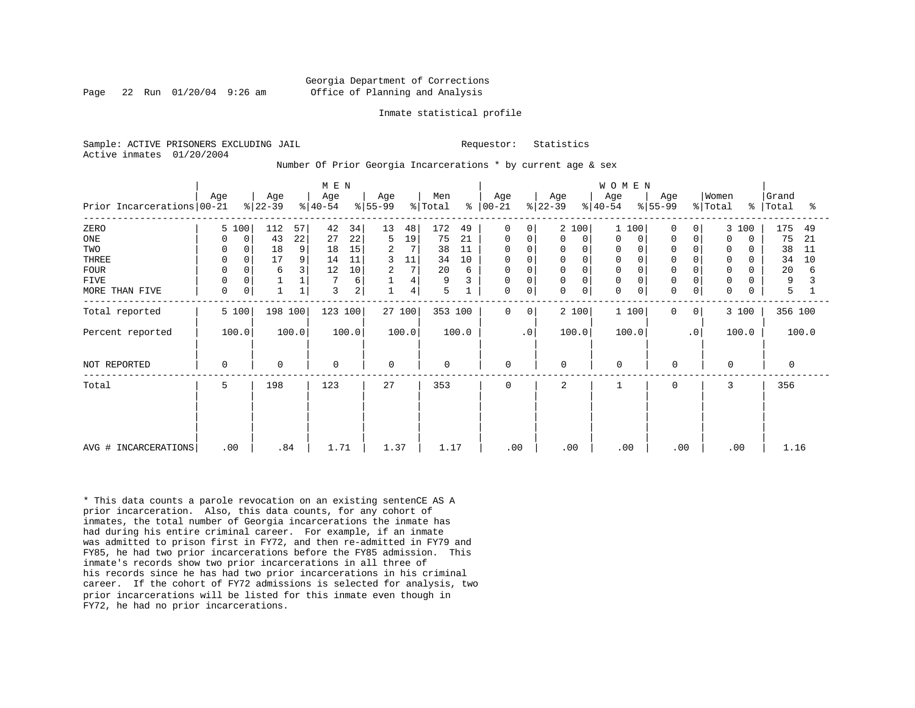Georgia Department of Corrections
Office of Planning and Analysis

Inmate statistical profile

Sample: ACTIVE PRISONERS EXCLUDING JAIL
Active inmates 01/20/2004

Requestor: Statistics

Number Of Prior Georgia Incarcerations * by current age & sex

| Prior Incarcerations | MEN Age 00-21 | % | Age 22-39 | % | Age 40-54 | % | Age 55-99 | % | Men Total | % | WOMEN Age 00-21 | % | Age 22-39 | % | Age 40-54 | % | Age 55-99 | % | Women Total | % | Grand Total | % |
|---|---|---|---|---|---|---|---|---|---|---|---|---|---|---|---|---|---|---|---|---|---|---|
| ZERO | 5 | 100 | 112 | 57 | 42 | 34 | 13 | 48 | 172 | 49 | 0 | 0 | 2 | 100 | 1 | 100 | 0 | 0 | 3 | 100 | 175 | 49 |
| ONE | 0 | 0 | 43 | 22 | 27 | 22 | 5 | 19 | 75 | 21 | 0 | 0 | 0 | 0 | 0 | 0 | 0 | 0 | 0 | 0 | 75 | 21 |
| TWO | 0 | 0 | 18 | 9 | 18 | 15 | 2 | 7 | 38 | 11 | 0 | 0 | 0 | 0 | 0 | 0 | 0 | 0 | 0 | 0 | 38 | 11 |
| THREE | 0 | 0 | 17 | 9 | 14 | 11 | 3 | 11 | 34 | 10 | 0 | 0 | 0 | 0 | 0 | 0 | 0 | 0 | 0 | 0 | 34 | 10 |
| FOUR | 0 | 0 | 6 | 3 | 12 | 10 | 2 | 7 | 20 | 6 | 0 | 0 | 0 | 0 | 0 | 0 | 0 | 0 | 0 | 0 | 20 | 6 |
| FIVE | 0 | 0 | 1 | 1 | 7 | 6 | 1 | 4 | 9 | 3 | 0 | 0 | 0 | 0 | 0 | 0 | 0 | 0 | 0 | 0 | 9 | 3 |
| MORE THAN FIVE | 0 | 0 | 1 | 1 | 3 | 2 | 1 | 4 | 5 | 1 | 0 | 0 | 0 | 0 | 0 | 0 | 0 | 0 | 0 | 0 | 5 | 1 |
| Total reported | 5 | 100 | 198 | 100 | 123 | 100 | 27 | 100 | 353 | 100 | 0 | 0 | 2 | 100 | 1 | 100 | 0 | 0 | 3 | 100 | 356 | 100 |
| Percent reported | 100.0 | | 100.0 | | 100.0 | | 100.0 | | 100.0 | | .0 | | 100.0 | | 100.0 | | .0 | | 100.0 | | 100.0 | |
| NOT REPORTED | 0 | | 0 | | 0 | | 0 | | 0 | | 0 | | 0 | | 0 | | 0 | | 0 | | 0 | |
| Total | 5 | | 198 | | 123 | | 27 | | 353 | | 0 | | 2 | | 1 | | 0 | | 3 | | 356 | |
| AVG # INCARCERATIONS | .00 | | .84 | | 1.71 | | 1.37 | | 1.17 | | .00 | | .00 | | .00 | | .00 | | .00 | | 1.16 | |

* This data counts a parole revocation on an existing sentenCE AS A prior incarceration. Also, this data counts, for any cohort of inmates, the total number of Georgia incarcerations the inmate has had during his entire criminal career. For example, if an inmate was admitted to prison first in FY72, and then re-admitted in FY79 and FY85, he had two prior incarcerations before the FY85 admission. This inmate's records show two prior incarcerations in all three of his records since he has had two prior incarcerations in his criminal career. If the cohort of FY72 admissions is selected for analysis, two prior incarcerations will be listed for this inmate even though in FY72, he had no prior incarcerations.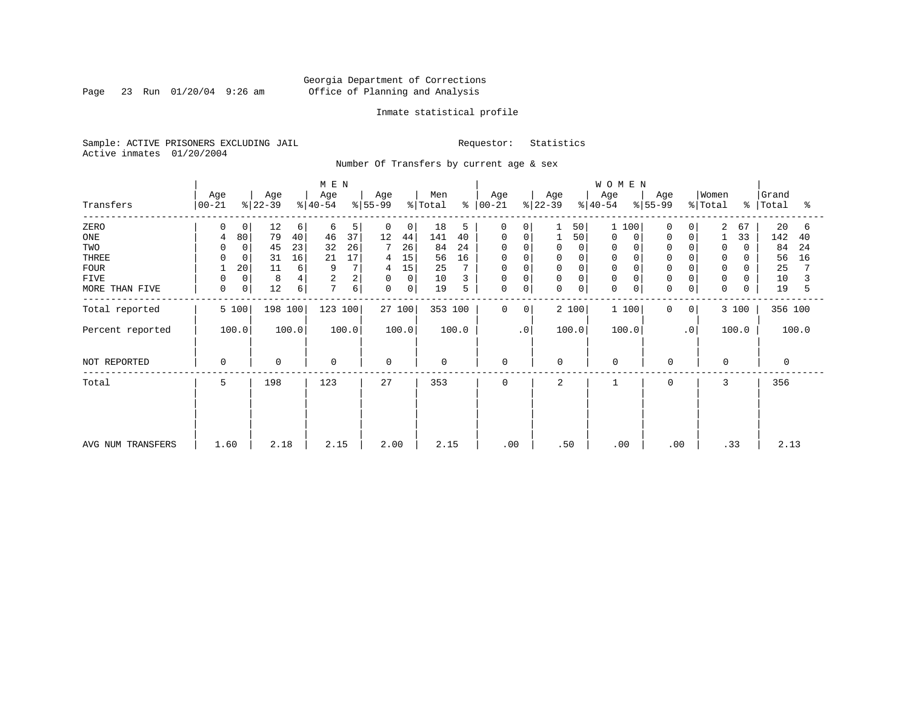Georgia Department of Corrections
Office of Planning and Analysis

Inmate statistical profile

Sample: ACTIVE PRISONERS EXCLUDING JAIL    Requestor: Statistics
Active inmates 01/20/2004

Number Of Transfers by current age & sex

| Transfers | MEN Age 00-21 | % | Age 22-39 | % | Age 40-54 | % | Age 55-99 | % | Men Total | % | WOMEN Age 00-21 | % | Age 22-39 | % | Age 40-54 | % | Age 55-99 | % | Women Total | % | Grand Total | % |
|---|---|---|---|---|---|---|---|---|---|---|---|---|---|---|---|---|---|---|---|---|---|---|
| ZERO | 0 | 0 | 12 | 6 | 6 | 5 | 0 | 0 | 18 | 5 | 0 | 0 | 1 | 50 | 1 | 100 | 0 | 0 | 2 | 67 | 20 | 6 |
| ONE | 4 | 80 | 79 | 40 | 46 | 37 | 12 | 44 | 141 | 40 | 0 | 0 | 1 | 50 | 0 | 0 | 0 | 0 | 1 | 33 | 142 | 40 |
| TWO | 0 | 0 | 45 | 23 | 32 | 26 | 7 | 26 | 84 | 24 | 0 | 0 | 0 | 0 | 0 | 0 | 0 | 0 | 0 | 0 | 84 | 24 |
| THREE | 0 | 0 | 31 | 16 | 21 | 17 | 4 | 15 | 56 | 16 | 0 | 0 | 0 | 0 | 0 | 0 | 0 | 0 | 0 | 0 | 56 | 16 |
| FOUR | 1 | 20 | 11 | 6 | 9 | 7 | 4 | 15 | 25 | 7 | 0 | 0 | 0 | 0 | 0 | 0 | 0 | 0 | 0 | 0 | 25 | 7 |
| FIVE | 0 | 0 | 8 | 4 | 2 | 2 | 0 | 0 | 10 | 3 | 0 | 0 | 0 | 0 | 0 | 0 | 0 | 0 | 0 | 0 | 10 | 3 |
| MORE THAN FIVE | 0 | 0 | 12 | 6 | 7 | 6 | 0 | 0 | 19 | 5 | 0 | 0 | 0 | 0 | 0 | 0 | 0 | 0 | 0 | 0 | 19 | 5 |
| Total reported | 5 | 100 | 198 | 100 | 123 | 100 | 27 | 100 | 353 | 100 | 0 | 0 | 2 | 100 | 1 | 100 | 0 | 0 | 3 | 100 | 356 | 100 |
| Percent reported | 100.0 | | 100.0 | | 100.0 | | 100.0 | | 100.0 | | .0 | | 100.0 | | 100.0 | | .0 | | 100.0 | | 100.0 | |
| NOT REPORTED | 0 | | 0 | | 0 | | 0 | | 0 | | 0 | | 0 | | 0 | | 0 | | 0 | | 0 | |
| Total | 5 | | 198 | | 123 | | 27 | | 353 | | 0 | | 2 | | 1 | | 0 | | 3 | | 356 | |
| AVG NUM TRANSFERS | 1.60 | | 2.18 | | 2.15 | | 2.00 | | 2.15 | | .00 | | .50 | | .00 | | .00 | | .33 | | 2.13 | |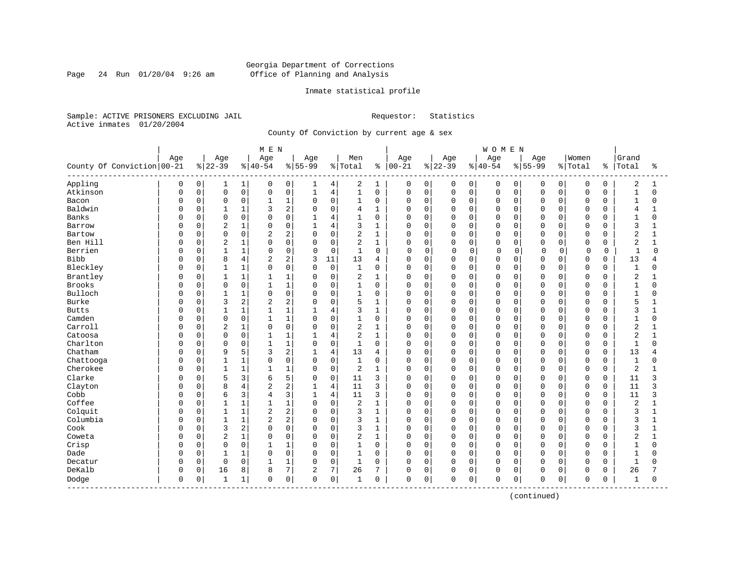Georgia Department of Corrections
Office of Planning and Analysis

Inmate statistical profile

Sample: ACTIVE PRISONERS EXCLUDING JAIL    Requestor: Statistics
Active inmates 01/20/2004

County Of Conviction by current age & sex

| County Of Conviction | MEN Age 00-21 | % | Age 22-39 | % | Age 40-54 | % | Age 55-99 | % | Men Total | % | WOMEN Age 00-21 | % | Age 22-39 | % | Age 40-54 | % | Age 55-99 | % | Women Total | % | Grand Total | % |
|---|---|---|---|---|---|---|---|---|---|---|---|---|---|---|---|---|---|---|---|---|---|---|
| Appling | 0 | 0 | 1 | 1 | 0 | 0 | 1 | 4 | 2 | 1 | 0 | 0 | 0 | 0 | 0 | 0 | 0 | 0 | 0 | 0 | 2 | 1 |
| Atkinson | 0 | 0 | 0 | 0 | 0 | 0 | 1 | 4 | 1 | 0 | 0 | 0 | 0 | 0 | 0 | 0 | 0 | 0 | 0 | 0 | 1 | 0 |
| Bacon | 0 | 0 | 0 | 0 | 1 | 1 | 0 | 0 | 1 | 0 | 0 | 0 | 0 | 0 | 0 | 0 | 0 | 0 | 0 | 0 | 1 | 0 |
| Baldwin | 0 | 0 | 1 | 1 | 3 | 2 | 0 | 0 | 4 | 1 | 0 | 0 | 0 | 0 | 0 | 0 | 0 | 0 | 0 | 0 | 4 | 1 |
| Banks | 0 | 0 | 0 | 0 | 0 | 0 | 1 | 4 | 1 | 0 | 0 | 0 | 0 | 0 | 0 | 0 | 0 | 0 | 0 | 0 | 1 | 0 |
| Barrow | 0 | 0 | 2 | 1 | 0 | 0 | 1 | 4 | 3 | 1 | 0 | 0 | 0 | 0 | 0 | 0 | 0 | 0 | 0 | 0 | 3 | 1 |
| Bartow | 0 | 0 | 0 | 0 | 2 | 2 | 0 | 0 | 2 | 1 | 0 | 0 | 0 | 0 | 0 | 0 | 0 | 0 | 0 | 0 | 2 | 1 |
| Ben Hill | 0 | 0 | 2 | 1 | 0 | 0 | 0 | 0 | 2 | 1 | 0 | 0 | 0 | 0 | 0 | 0 | 0 | 0 | 0 | 0 | 2 | 1 |
| Berrien | 0 | 0 | 1 | 1 | 0 | 0 | 0 | 0 | 1 | 0 | 0 | 0 | 0 | 0 | 0 | 0 | 0 | 0 | 0 | 0 | 1 | 0 |
| Bibb | 0 | 0 | 8 | 4 | 2 | 2 | 3 | 11 | 13 | 4 | 0 | 0 | 0 | 0 | 0 | 0 | 0 | 0 | 0 | 0 | 13 | 4 |
| Bleckley | 0 | 0 | 1 | 1 | 0 | 0 | 0 | 0 | 1 | 0 | 0 | 0 | 0 | 0 | 0 | 0 | 0 | 0 | 0 | 0 | 1 | 0 |
| Brantley | 0 | 0 | 1 | 1 | 1 | 1 | 0 | 0 | 2 | 1 | 0 | 0 | 0 | 0 | 0 | 0 | 0 | 0 | 0 | 0 | 2 | 1 |
| Brooks | 0 | 0 | 0 | 0 | 1 | 1 | 0 | 0 | 1 | 0 | 0 | 0 | 0 | 0 | 0 | 0 | 0 | 0 | 0 | 0 | 1 | 0 |
| Bulloch | 0 | 0 | 1 | 1 | 0 | 0 | 0 | 0 | 1 | 0 | 0 | 0 | 0 | 0 | 0 | 0 | 0 | 0 | 0 | 0 | 1 | 0 |
| Burke | 0 | 0 | 3 | 2 | 2 | 2 | 0 | 0 | 5 | 1 | 0 | 0 | 0 | 0 | 0 | 0 | 0 | 0 | 0 | 0 | 5 | 1 |
| Butts | 0 | 0 | 1 | 1 | 1 | 1 | 1 | 4 | 3 | 1 | 0 | 0 | 0 | 0 | 0 | 0 | 0 | 0 | 0 | 0 | 3 | 1 |
| Camden | 0 | 0 | 0 | 0 | 1 | 1 | 0 | 0 | 1 | 0 | 0 | 0 | 0 | 0 | 0 | 0 | 0 | 0 | 0 | 0 | 1 | 0 |
| Carroll | 0 | 0 | 2 | 1 | 0 | 0 | 0 | 0 | 2 | 1 | 0 | 0 | 0 | 0 | 0 | 0 | 0 | 0 | 0 | 0 | 2 | 1 |
| Catoosa | 0 | 0 | 0 | 0 | 1 | 1 | 1 | 4 | 2 | 1 | 0 | 0 | 0 | 0 | 0 | 0 | 0 | 0 | 0 | 0 | 2 | 1 |
| Charlton | 0 | 0 | 0 | 0 | 1 | 1 | 0 | 0 | 1 | 0 | 0 | 0 | 0 | 0 | 0 | 0 | 0 | 0 | 0 | 0 | 1 | 0 |
| Chatham | 0 | 0 | 9 | 5 | 3 | 2 | 1 | 4 | 13 | 4 | 0 | 0 | 0 | 0 | 0 | 0 | 0 | 0 | 0 | 0 | 13 | 4 |
| Chattooga | 0 | 0 | 1 | 1 | 0 | 0 | 0 | 0 | 1 | 0 | 0 | 0 | 0 | 0 | 0 | 0 | 0 | 0 | 0 | 0 | 1 | 0 |
| Cherokee | 0 | 0 | 1 | 1 | 1 | 1 | 0 | 0 | 2 | 1 | 0 | 0 | 0 | 0 | 0 | 0 | 0 | 0 | 0 | 0 | 2 | 1 |
| Clarke | 0 | 0 | 5 | 3 | 6 | 5 | 0 | 0 | 11 | 3 | 0 | 0 | 0 | 0 | 0 | 0 | 0 | 0 | 0 | 0 | 11 | 3 |
| Clayton | 0 | 0 | 8 | 4 | 2 | 2 | 1 | 4 | 11 | 3 | 0 | 0 | 0 | 0 | 0 | 0 | 0 | 0 | 0 | 0 | 11 | 3 |
| Cobb | 0 | 0 | 6 | 3 | 4 | 3 | 1 | 4 | 11 | 3 | 0 | 0 | 0 | 0 | 0 | 0 | 0 | 0 | 0 | 0 | 11 | 3 |
| Coffee | 0 | 0 | 1 | 1 | 1 | 1 | 0 | 0 | 2 | 1 | 0 | 0 | 0 | 0 | 0 | 0 | 0 | 0 | 0 | 0 | 2 | 1 |
| Colquit | 0 | 0 | 1 | 1 | 2 | 2 | 0 | 0 | 3 | 1 | 0 | 0 | 0 | 0 | 0 | 0 | 0 | 0 | 0 | 0 | 3 | 1 |
| Columbia | 0 | 0 | 1 | 1 | 2 | 2 | 0 | 0 | 3 | 1 | 0 | 0 | 0 | 0 | 0 | 0 | 0 | 0 | 0 | 0 | 3 | 1 |
| Cook | 0 | 0 | 3 | 2 | 0 | 0 | 0 | 0 | 3 | 1 | 0 | 0 | 0 | 0 | 0 | 0 | 0 | 0 | 0 | 0 | 3 | 1 |
| Coweta | 0 | 0 | 2 | 1 | 0 | 0 | 0 | 0 | 2 | 1 | 0 | 0 | 0 | 0 | 0 | 0 | 0 | 0 | 0 | 0 | 2 | 1 |
| Crisp | 0 | 0 | 0 | 0 | 1 | 1 | 0 | 0 | 1 | 0 | 0 | 0 | 0 | 0 | 0 | 0 | 0 | 0 | 0 | 0 | 1 | 0 |
| Dade | 0 | 0 | 1 | 1 | 0 | 0 | 0 | 0 | 1 | 0 | 0 | 0 | 0 | 0 | 0 | 0 | 0 | 0 | 0 | 0 | 1 | 0 |
| Decatur | 0 | 0 | 0 | 0 | 1 | 1 | 0 | 0 | 1 | 0 | 0 | 0 | 0 | 0 | 0 | 0 | 0 | 0 | 0 | 0 | 1 | 0 |
| DeKalb | 0 | 0 | 16 | 8 | 8 | 7 | 2 | 7 | 26 | 7 | 0 | 0 | 0 | 0 | 0 | 0 | 0 | 0 | 0 | 0 | 26 | 7 |
| Dodge | 0 | 0 | 1 | 1 | 0 | 0 | 0 | 0 | 1 | 0 | 0 | 0 | 0 | 0 | 0 | 0 | 0 | 0 | 0 | 0 | 1 | 0 |

(continued)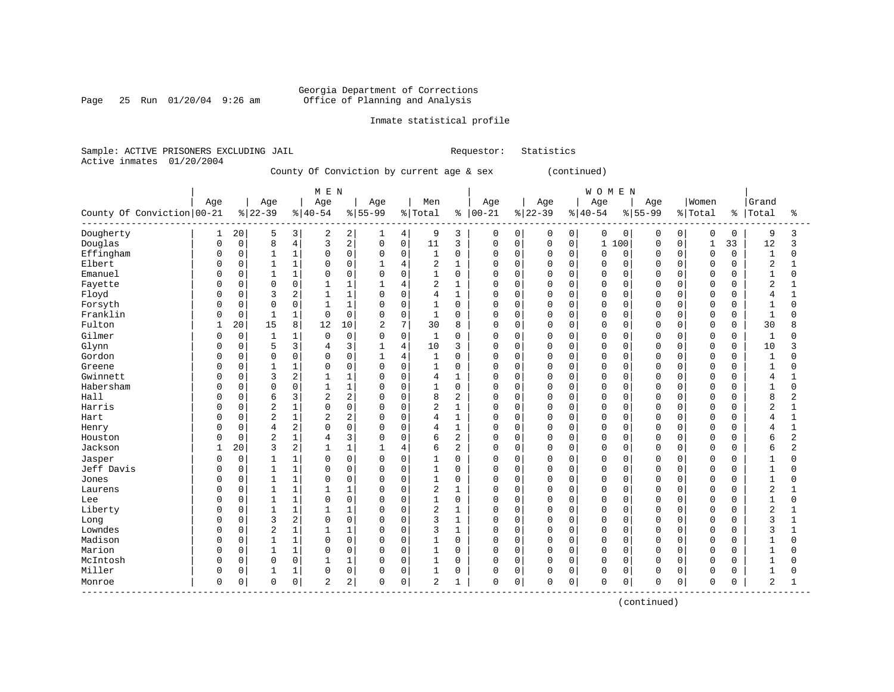Georgia Department of Corrections
Office of Planning and Analysis

Inmate statistical profile

Sample: ACTIVE PRISONERS EXCLUDING JAIL    Requestor: Statistics
Active inmates 01/20/2004

County Of Conviction by current age & sex (continued)

| County Of Conviction | MEN Age 00-21 | % | Age 22-39 | % | Age 40-54 | % | Age 55-99 | % | Men Total | % | WOMEN Age 00-21 | % | Age 22-39 | % | Age 40-54 | % | Age 55-99 | % | Women Total | % | Grand Total | % |
|---|---|---|---|---|---|---|---|---|---|---|---|---|---|---|---|---|---|---|---|---|---|---|
| Dougherty | 1 | 20 | 5 | 3 | 2 | 2 | 1 | 4 | 9 | 3 | 0 | 0 | 0 | 0 | 0 | 0 | 0 | 0 | 0 | 0 | 9 | 3 |
| Douglas | 0 | 0 | 8 | 4 | 3 | 2 | 0 | 0 | 11 | 3 | 0 | 0 | 0 | 0 | 1 | 100 | 0 | 0 | 1 | 33 | 12 | 3 |
| Effingham | 0 | 0 | 1 | 1 | 0 | 0 | 0 | 0 | 1 | 0 | 0 | 0 | 0 | 0 | 0 | 0 | 0 | 0 | 0 | 0 | 1 | 0 |
| Elbert | 0 | 0 | 1 | 1 | 0 | 0 | 1 | 4 | 2 | 1 | 0 | 0 | 0 | 0 | 0 | 0 | 0 | 0 | 0 | 0 | 2 | 1 |
| Emanuel | 0 | 0 | 1 | 1 | 0 | 0 | 0 | 0 | 1 | 0 | 0 | 0 | 0 | 0 | 0 | 0 | 0 | 0 | 0 | 0 | 1 | 0 |
| Fayette | 0 | 0 | 0 | 0 | 1 | 1 | 1 | 4 | 2 | 1 | 0 | 0 | 0 | 0 | 0 | 0 | 0 | 0 | 0 | 0 | 2 | 1 |
| Floyd | 0 | 0 | 3 | 2 | 1 | 1 | 0 | 0 | 4 | 1 | 0 | 0 | 0 | 0 | 0 | 0 | 0 | 0 | 0 | 0 | 4 | 1 |
| Forsyth | 0 | 0 | 0 | 0 | 1 | 1 | 0 | 0 | 1 | 0 | 0 | 0 | 0 | 0 | 0 | 0 | 0 | 0 | 0 | 0 | 1 | 0 |
| Franklin | 0 | 0 | 1 | 1 | 0 | 0 | 0 | 0 | 1 | 0 | 0 | 0 | 0 | 0 | 0 | 0 | 0 | 0 | 0 | 0 | 1 | 0 |
| Fulton | 1 | 20 | 15 | 8 | 12 | 10 | 2 | 7 | 30 | 8 | 0 | 0 | 0 | 0 | 0 | 0 | 0 | 0 | 0 | 0 | 30 | 8 |
| Gilmer | 0 | 0 | 1 | 1 | 0 | 0 | 0 | 0 | 1 | 0 | 0 | 0 | 0 | 0 | 0 | 0 | 0 | 0 | 0 | 0 | 1 | 0 |
| Glynn | 0 | 0 | 5 | 3 | 4 | 3 | 1 | 4 | 10 | 3 | 0 | 0 | 0 | 0 | 0 | 0 | 0 | 0 | 0 | 0 | 10 | 3 |
| Gordon | 0 | 0 | 0 | 0 | 0 | 0 | 1 | 4 | 1 | 0 | 0 | 0 | 0 | 0 | 0 | 0 | 0 | 0 | 0 | 0 | 1 | 0 |
| Greene | 0 | 0 | 1 | 1 | 0 | 0 | 0 | 0 | 1 | 0 | 0 | 0 | 0 | 0 | 0 | 0 | 0 | 0 | 0 | 0 | 1 | 0 |
| Gwinnett | 0 | 0 | 3 | 2 | 1 | 1 | 0 | 0 | 4 | 1 | 0 | 0 | 0 | 0 | 0 | 0 | 0 | 0 | 0 | 0 | 4 | 1 |
| Habersham | 0 | 0 | 0 | 0 | 1 | 1 | 0 | 0 | 1 | 0 | 0 | 0 | 0 | 0 | 0 | 0 | 0 | 0 | 0 | 0 | 1 | 0 |
| Hall | 0 | 0 | 6 | 3 | 2 | 2 | 0 | 0 | 8 | 2 | 0 | 0 | 0 | 0 | 0 | 0 | 0 | 0 | 0 | 0 | 8 | 2 |
| Harris | 0 | 0 | 2 | 1 | 0 | 0 | 0 | 0 | 2 | 1 | 0 | 0 | 0 | 0 | 0 | 0 | 0 | 0 | 0 | 0 | 2 | 1 |
| Hart | 0 | 0 | 2 | 1 | 2 | 2 | 0 | 0 | 4 | 1 | 0 | 0 | 0 | 0 | 0 | 0 | 0 | 0 | 0 | 0 | 4 | 1 |
| Henry | 0 | 0 | 4 | 2 | 0 | 0 | 0 | 0 | 4 | 1 | 0 | 0 | 0 | 0 | 0 | 0 | 0 | 0 | 0 | 0 | 4 | 1 |
| Houston | 0 | 0 | 2 | 1 | 4 | 3 | 0 | 0 | 6 | 2 | 0 | 0 | 0 | 0 | 0 | 0 | 0 | 0 | 0 | 0 | 6 | 2 |
| Jackson | 1 | 20 | 3 | 2 | 1 | 1 | 1 | 4 | 6 | 2 | 0 | 0 | 0 | 0 | 0 | 0 | 0 | 0 | 0 | 0 | 6 | 2 |
| Jasper | 0 | 0 | 1 | 1 | 0 | 0 | 0 | 0 | 1 | 0 | 0 | 0 | 0 | 0 | 0 | 0 | 0 | 0 | 0 | 0 | 1 | 0 |
| Jeff Davis | 0 | 0 | 1 | 1 | 0 | 0 | 0 | 0 | 1 | 0 | 0 | 0 | 0 | 0 | 0 | 0 | 0 | 0 | 0 | 0 | 1 | 0 |
| Jones | 0 | 0 | 1 | 1 | 0 | 0 | 0 | 0 | 1 | 0 | 0 | 0 | 0 | 0 | 0 | 0 | 0 | 0 | 0 | 0 | 1 | 0 |
| Laurens | 0 | 0 | 1 | 1 | 1 | 1 | 0 | 0 | 2 | 1 | 0 | 0 | 0 | 0 | 0 | 0 | 0 | 0 | 0 | 0 | 2 | 1 |
| Lee | 0 | 0 | 1 | 1 | 0 | 0 | 0 | 0 | 1 | 0 | 0 | 0 | 0 | 0 | 0 | 0 | 0 | 0 | 0 | 0 | 1 | 0 |
| Liberty | 0 | 0 | 1 | 1 | 1 | 1 | 0 | 0 | 2 | 1 | 0 | 0 | 0 | 0 | 0 | 0 | 0 | 0 | 0 | 0 | 2 | 1 |
| Long | 0 | 0 | 3 | 2 | 0 | 0 | 0 | 0 | 3 | 1 | 0 | 0 | 0 | 0 | 0 | 0 | 0 | 0 | 0 | 0 | 3 | 1 |
| Lowndes | 0 | 0 | 2 | 1 | 1 | 1 | 0 | 0 | 3 | 1 | 0 | 0 | 0 | 0 | 0 | 0 | 0 | 0 | 0 | 0 | 3 | 1 |
| Madison | 0 | 0 | 1 | 1 | 0 | 0 | 0 | 0 | 1 | 0 | 0 | 0 | 0 | 0 | 0 | 0 | 0 | 0 | 0 | 0 | 1 | 0 |
| Marion | 0 | 0 | 1 | 1 | 0 | 0 | 0 | 0 | 1 | 0 | 0 | 0 | 0 | 0 | 0 | 0 | 0 | 0 | 0 | 0 | 1 | 0 |
| McIntosh | 0 | 0 | 0 | 0 | 1 | 1 | 0 | 0 | 1 | 0 | 0 | 0 | 0 | 0 | 0 | 0 | 0 | 0 | 0 | 0 | 1 | 0 |
| Miller | 0 | 0 | 1 | 1 | 0 | 0 | 0 | 0 | 1 | 0 | 0 | 0 | 0 | 0 | 0 | 0 | 0 | 0 | 0 | 0 | 1 | 0 |
| Monroe | 0 | 0 | 0 | 0 | 2 | 2 | 0 | 0 | 2 | 1 | 0 | 0 | 0 | 0 | 0 | 0 | 0 | 0 | 0 | 0 | 2 | 1 |

(continued)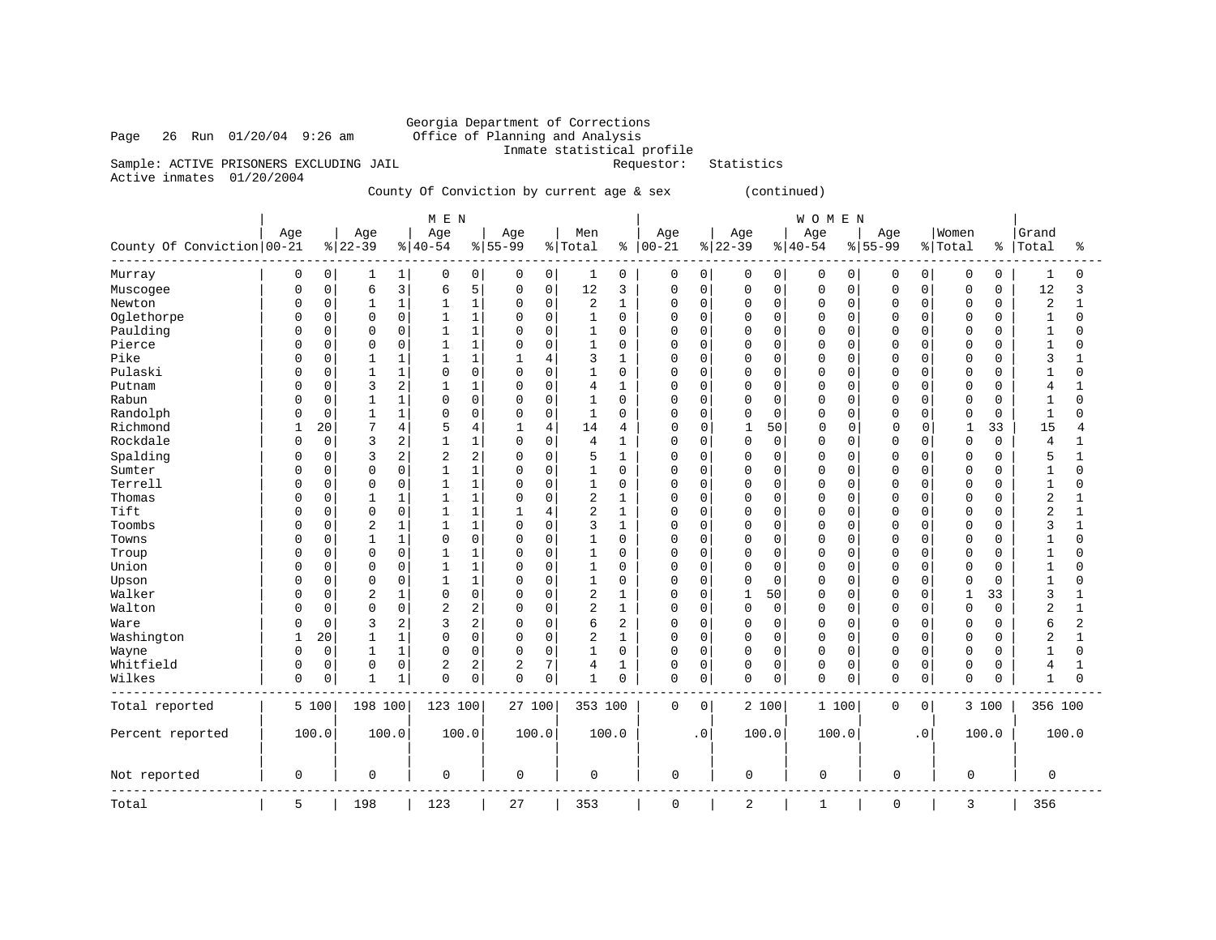Georgia Department of Corrections
Office of Planning and Analysis
Inmate statistical profile

Page 26 Run 01/20/04 9:26 am

Sample: ACTIVE PRISONERS EXCLUDING JAIL    Requestor: Statistics
Active inmates 01/20/2004

County Of Conviction by current age & sex (continued)

| County Of Conviction | MEN Age 00-21 | % | Age 22-39 | % | Age 40-54 | % | Age 55-99 | % | Men Total | % | WOMEN Age 00-21 | % | Age 22-39 | % | Age 40-54 | % | Age 55-99 | % | Women Total | % | Grand Total | % |
|---|---|---|---|---|---|---|---|---|---|---|---|---|---|---|---|---|---|---|---|---|---|---|
| Murray | 0 | 0 | 1 | 1 | 0 | 0 | 0 | 0 | 1 | 0 | 0 | 0 | 0 | 0 | 0 | 0 | 0 | 0 | 0 | 0 | 1 | 0 |
| Muscogee | 0 | 0 | 6 | 3 | 6 | 5 | 0 | 0 | 12 | 3 | 0 | 0 | 0 | 0 | 0 | 0 | 0 | 0 | 0 | 0 | 12 | 3 |
| Newton | 0 | 0 | 1 | 1 | 1 | 1 | 0 | 0 | 2 | 1 | 0 | 0 | 0 | 0 | 0 | 0 | 0 | 0 | 0 | 0 | 2 | 1 |
| Oglethorpe | 0 | 0 | 0 | 0 | 1 | 1 | 0 | 0 | 1 | 0 | 0 | 0 | 0 | 0 | 0 | 0 | 0 | 0 | 0 | 0 | 1 | 0 |
| Paulding | 0 | 0 | 0 | 0 | 1 | 1 | 0 | 0 | 1 | 0 | 0 | 0 | 0 | 0 | 0 | 0 | 0 | 0 | 0 | 0 | 1 | 0 |
| Pierce | 0 | 0 | 0 | 0 | 1 | 1 | 0 | 0 | 1 | 0 | 0 | 0 | 0 | 0 | 0 | 0 | 0 | 0 | 0 | 0 | 1 | 0 |
| Pike | 0 | 0 | 1 | 1 | 1 | 1 | 1 | 4 | 3 | 1 | 0 | 0 | 0 | 0 | 0 | 0 | 0 | 0 | 0 | 0 | 3 | 1 |
| Pulaski | 0 | 0 | 1 | 1 | 0 | 0 | 0 | 0 | 1 | 0 | 0 | 0 | 0 | 0 | 0 | 0 | 0 | 0 | 0 | 0 | 1 | 0 |
| Putnam | 0 | 0 | 3 | 2 | 1 | 1 | 0 | 0 | 4 | 1 | 0 | 0 | 0 | 0 | 0 | 0 | 0 | 0 | 0 | 0 | 4 | 1 |
| Rabun | 0 | 0 | 1 | 1 | 0 | 0 | 0 | 0 | 1 | 0 | 0 | 0 | 0 | 0 | 0 | 0 | 0 | 0 | 0 | 0 | 1 | 0 |
| Randolph | 0 | 0 | 1 | 1 | 0 | 0 | 0 | 0 | 1 | 0 | 0 | 0 | 0 | 0 | 0 | 0 | 0 | 0 | 0 | 0 | 1 | 0 |
| Richmond | 1 | 20 | 7 | 4 | 5 | 4 | 1 | 4 | 14 | 4 | 0 | 0 | 1 | 50 | 0 | 0 | 0 | 0 | 1 | 33 | 15 | 4 |
| Rockdale | 0 | 0 | 3 | 2 | 1 | 1 | 0 | 0 | 4 | 1 | 0 | 0 | 0 | 0 | 0 | 0 | 0 | 0 | 0 | 0 | 4 | 1 |
| Spalding | 0 | 0 | 3 | 2 | 2 | 2 | 0 | 0 | 5 | 1 | 0 | 0 | 0 | 0 | 0 | 0 | 0 | 0 | 0 | 0 | 5 | 1 |
| Sumter | 0 | 0 | 0 | 0 | 1 | 1 | 0 | 0 | 1 | 0 | 0 | 0 | 0 | 0 | 0 | 0 | 0 | 0 | 0 | 0 | 1 | 0 |
| Terrell | 0 | 0 | 0 | 0 | 1 | 1 | 0 | 0 | 1 | 0 | 0 | 0 | 0 | 0 | 0 | 0 | 0 | 0 | 0 | 0 | 1 | 0 |
| Thomas | 0 | 0 | 1 | 1 | 1 | 1 | 0 | 0 | 2 | 1 | 0 | 0 | 0 | 0 | 0 | 0 | 0 | 0 | 0 | 0 | 2 | 1 |
| Tift | 0 | 0 | 0 | 0 | 1 | 1 | 1 | 4 | 2 | 1 | 0 | 0 | 0 | 0 | 0 | 0 | 0 | 0 | 0 | 0 | 2 | 1 |
| Toombs | 0 | 0 | 2 | 1 | 1 | 1 | 0 | 0 | 3 | 1 | 0 | 0 | 0 | 0 | 0 | 0 | 0 | 0 | 0 | 0 | 3 | 1 |
| Towns | 0 | 0 | 1 | 1 | 0 | 0 | 0 | 0 | 1 | 0 | 0 | 0 | 0 | 0 | 0 | 0 | 0 | 0 | 0 | 0 | 1 | 0 |
| Troup | 0 | 0 | 0 | 0 | 1 | 1 | 0 | 0 | 1 | 0 | 0 | 0 | 0 | 0 | 0 | 0 | 0 | 0 | 0 | 0 | 1 | 0 |
| Union | 0 | 0 | 0 | 0 | 1 | 1 | 0 | 0 | 1 | 0 | 0 | 0 | 0 | 0 | 0 | 0 | 0 | 0 | 0 | 0 | 1 | 0 |
| Upson | 0 | 0 | 0 | 0 | 1 | 1 | 0 | 0 | 1 | 0 | 0 | 0 | 0 | 0 | 0 | 0 | 0 | 0 | 0 | 0 | 1 | 0 |
| Walker | 0 | 0 | 2 | 1 | 0 | 0 | 0 | 0 | 2 | 1 | 0 | 0 | 1 | 50 | 0 | 0 | 0 | 0 | 1 | 33 | 3 | 1 |
| Walton | 0 | 0 | 0 | 0 | 2 | 2 | 0 | 0 | 2 | 1 | 0 | 0 | 0 | 0 | 0 | 0 | 0 | 0 | 0 | 0 | 2 | 1 |
| Ware | 0 | 0 | 3 | 2 | 3 | 2 | 0 | 0 | 6 | 2 | 0 | 0 | 0 | 0 | 0 | 0 | 0 | 0 | 0 | 0 | 6 | 2 |
| Washington | 1 | 20 | 1 | 1 | 0 | 0 | 0 | 0 | 2 | 1 | 0 | 0 | 0 | 0 | 0 | 0 | 0 | 0 | 0 | 0 | 2 | 1 |
| Wayne | 0 | 0 | 1 | 1 | 0 | 0 | 0 | 0 | 1 | 0 | 0 | 0 | 0 | 0 | 0 | 0 | 0 | 0 | 0 | 0 | 1 | 0 |
| Whitfield | 0 | 0 | 0 | 0 | 2 | 2 | 2 | 7 | 4 | 1 | 0 | 0 | 0 | 0 | 0 | 0 | 0 | 0 | 0 | 0 | 4 | 1 |
| Wilkes | 0 | 0 | 1 | 1 | 0 | 0 | 0 | 0 | 1 | 0 | 0 | 0 | 0 | 0 | 0 | 0 | 0 | 0 | 0 | 0 | 1 | 0 |
| Total reported | 5 | 100 | 198 | 100 | 123 | 100 | 27 | 100 | 353 | 100 | 0 | 0 | 2 | 100 | 1 | 100 | 0 | 0 | 3 | 100 | 356 | 100 |
| Percent reported | 100.0 | | 100.0 | | 100.0 | | 100.0 | | 100.0 | | .0 | | 100.0 | | 100.0 | | .0 | | 100.0 | | 100.0 | |
| Not reported | 0 | | 0 | | 0 | | 0 | | 0 | | 0 | | 0 | | 0 | | 0 | | 0 | | 0 | |
| Total | 5 | | 198 | | 123 | | 27 | | 353 | | 0 | | 2 | | 1 | | 0 | | 3 | | 356 | |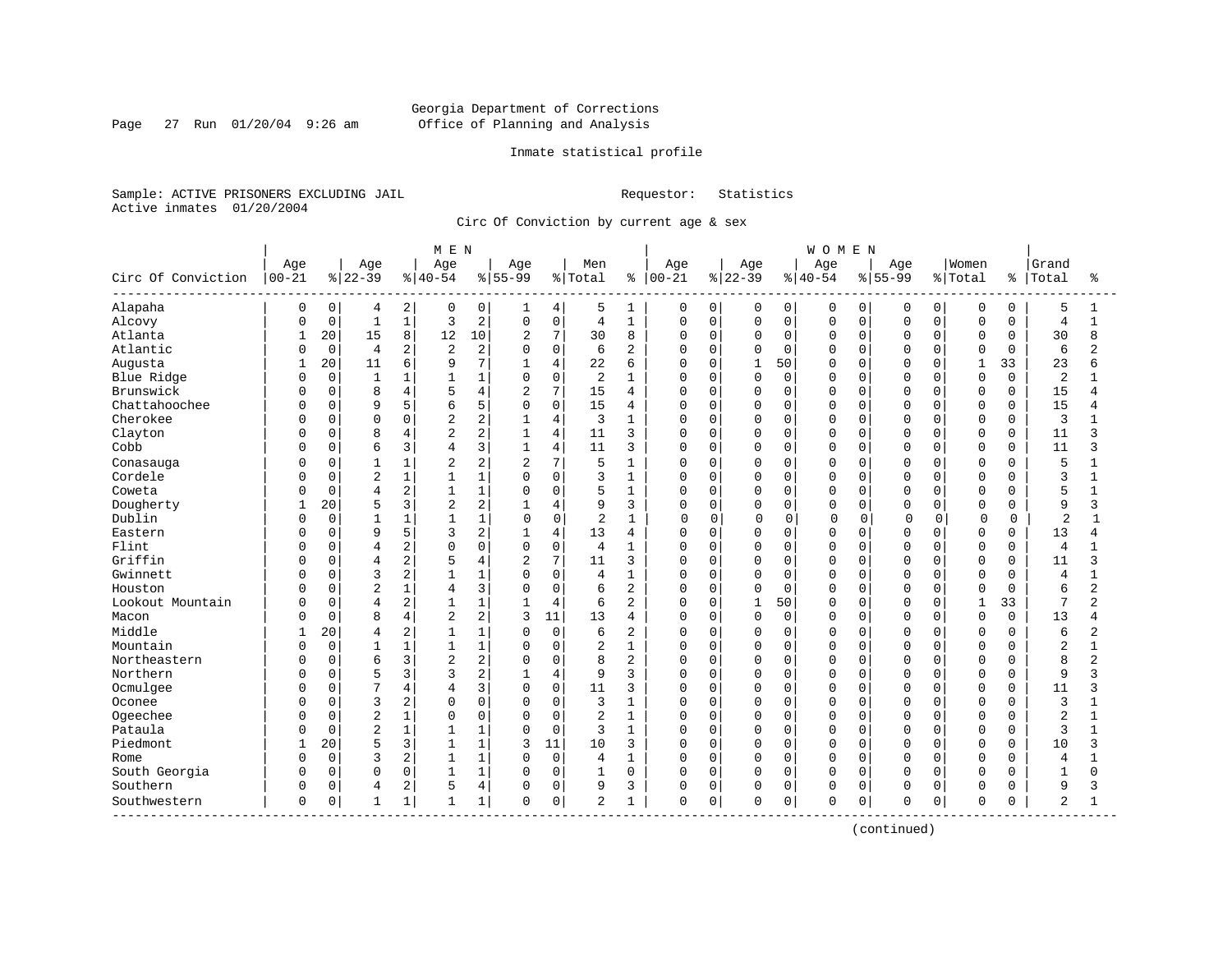Georgia Department of Corrections
Office of Planning and Analysis

Inmate statistical profile

Sample: ACTIVE PRISONERS EXCLUDING JAIL    Requestor: Statistics
Active inmates 01/20/2004

Circ Of Conviction by current age & sex

| Circ Of Conviction | MEN Age 00-21 | % | Age 22-39 | % | Age 40-54 | % | Age 55-99 | % | Men Total | % | WOMEN Age 00-21 | % | Age 22-39 | % | Age 40-54 | % | Age 55-99 | % | Women Total | % | Grand Total | % |
|---|---|---|---|---|---|---|---|---|---|---|---|---|---|---|---|---|---|---|---|---|---|---|
| Alapaha | 0 | 0 | 4 | 2 | 0 | 0 | 1 | 4 | 5 | 1 | 0 | 0 | 0 | 0 | 0 | 0 | 0 | 0 | 0 | 0 | 5 | 1 |
| Alcovy | 0 | 0 | 1 | 1 | 3 | 2 | 0 | 0 | 4 | 1 | 0 | 0 | 0 | 0 | 0 | 0 | 0 | 0 | 0 | 0 | 4 | 1 |
| Atlanta | 1 | 20 | 15 | 8 | 12 | 10 | 2 | 7 | 30 | 8 | 0 | 0 | 0 | 0 | 0 | 0 | 0 | 0 | 0 | 0 | 30 | 8 |
| Atlantic | 0 | 0 | 4 | 2 | 2 | 2 | 0 | 0 | 6 | 2 | 0 | 0 | 0 | 0 | 0 | 0 | 0 | 0 | 0 | 0 | 6 | 2 |
| Augusta | 1 | 20 | 11 | 6 | 9 | 7 | 1 | 4 | 22 | 6 | 0 | 0 | 1 | 50 | 0 | 0 | 0 | 0 | 1 | 33 | 23 | 6 |
| Blue Ridge | 0 | 0 | 1 | 1 | 1 | 1 | 0 | 0 | 2 | 1 | 0 | 0 | 0 | 0 | 0 | 0 | 0 | 0 | 0 | 0 | 2 | 1 |
| Brunswick | 0 | 0 | 8 | 4 | 5 | 4 | 2 | 7 | 15 | 4 | 0 | 0 | 0 | 0 | 0 | 0 | 0 | 0 | 0 | 0 | 15 | 4 |
| Chattahoochee | 0 | 0 | 9 | 5 | 6 | 5 | 0 | 0 | 15 | 4 | 0 | 0 | 0 | 0 | 0 | 0 | 0 | 0 | 0 | 0 | 15 | 4 |
| Cherokee | 0 | 0 | 0 | 0 | 2 | 2 | 1 | 4 | 3 | 1 | 0 | 0 | 0 | 0 | 0 | 0 | 0 | 0 | 0 | 0 | 3 | 1 |
| Clayton | 0 | 0 | 8 | 4 | 2 | 2 | 1 | 4 | 11 | 3 | 0 | 0 | 0 | 0 | 0 | 0 | 0 | 0 | 0 | 0 | 11 | 3 |
| Cobb | 0 | 0 | 6 | 3 | 4 | 3 | 1 | 4 | 11 | 3 | 0 | 0 | 0 | 0 | 0 | 0 | 0 | 0 | 0 | 0 | 11 | 3 |
| Conasauga | 0 | 0 | 1 | 1 | 2 | 2 | 2 | 7 | 5 | 1 | 0 | 0 | 0 | 0 | 0 | 0 | 0 | 0 | 0 | 0 | 5 | 1 |
| Cordele | 0 | 0 | 2 | 1 | 1 | 1 | 0 | 0 | 3 | 1 | 0 | 0 | 0 | 0 | 0 | 0 | 0 | 0 | 0 | 0 | 3 | 1 |
| Coweta | 0 | 0 | 4 | 2 | 1 | 1 | 0 | 0 | 5 | 1 | 0 | 0 | 0 | 0 | 0 | 0 | 0 | 0 | 0 | 0 | 5 | 1 |
| Dougherty | 1 | 20 | 5 | 3 | 2 | 2 | 1 | 4 | 9 | 3 | 0 | 0 | 0 | 0 | 0 | 0 | 0 | 0 | 0 | 0 | 9 | 3 |
| Dublin | 0 | 0 | 1 | 1 | 1 | 1 | 0 | 0 | 2 | 1 | 0 | 0 | 0 | 0 | 0 | 0 | 0 | 0 | 0 | 0 | 2 | 1 |
| Eastern | 0 | 0 | 9 | 5 | 3 | 2 | 1 | 4 | 13 | 4 | 0 | 0 | 0 | 0 | 0 | 0 | 0 | 0 | 0 | 0 | 13 | 4 |
| Flint | 0 | 0 | 4 | 2 | 0 | 0 | 0 | 0 | 4 | 1 | 0 | 0 | 0 | 0 | 0 | 0 | 0 | 0 | 0 | 0 | 4 | 1 |
| Griffin | 0 | 0 | 4 | 2 | 5 | 4 | 2 | 7 | 11 | 3 | 0 | 0 | 0 | 0 | 0 | 0 | 0 | 0 | 0 | 0 | 11 | 3 |
| Gwinnett | 0 | 0 | 3 | 2 | 1 | 1 | 0 | 0 | 4 | 1 | 0 | 0 | 0 | 0 | 0 | 0 | 0 | 0 | 0 | 0 | 4 | 1 |
| Houston | 0 | 0 | 2 | 1 | 4 | 3 | 0 | 0 | 6 | 2 | 0 | 0 | 0 | 0 | 0 | 0 | 0 | 0 | 0 | 0 | 6 | 2 |
| Lookout Mountain | 0 | 0 | 4 | 2 | 1 | 1 | 1 | 4 | 6 | 2 | 0 | 0 | 1 | 50 | 0 | 0 | 0 | 0 | 1 | 33 | 7 | 2 |
| Macon | 0 | 0 | 8 | 4 | 2 | 2 | 3 | 11 | 13 | 4 | 0 | 0 | 0 | 0 | 0 | 0 | 0 | 0 | 0 | 0 | 13 | 4 |
| Middle | 1 | 20 | 4 | 2 | 1 | 1 | 0 | 0 | 6 | 2 | 0 | 0 | 0 | 0 | 0 | 0 | 0 | 0 | 0 | 0 | 6 | 2 |
| Mountain | 0 | 0 | 1 | 1 | 1 | 1 | 0 | 0 | 2 | 1 | 0 | 0 | 0 | 0 | 0 | 0 | 0 | 0 | 0 | 0 | 2 | 1 |
| Northeastern | 0 | 0 | 6 | 3 | 2 | 2 | 0 | 0 | 8 | 2 | 0 | 0 | 0 | 0 | 0 | 0 | 0 | 0 | 0 | 0 | 8 | 2 |
| Northern | 0 | 0 | 5 | 3 | 3 | 2 | 1 | 4 | 9 | 3 | 0 | 0 | 0 | 0 | 0 | 0 | 0 | 0 | 0 | 0 | 9 | 3 |
| Ocmulgee | 0 | 0 | 7 | 4 | 4 | 3 | 0 | 0 | 11 | 3 | 0 | 0 | 0 | 0 | 0 | 0 | 0 | 0 | 0 | 0 | 11 | 3 |
| Oconee | 0 | 0 | 3 | 2 | 0 | 0 | 0 | 0 | 3 | 1 | 0 | 0 | 0 | 0 | 0 | 0 | 0 | 0 | 0 | 0 | 3 | 1 |
| Ogeechee | 0 | 0 | 2 | 1 | 0 | 0 | 0 | 0 | 2 | 1 | 0 | 0 | 0 | 0 | 0 | 0 | 0 | 0 | 0 | 0 | 2 | 1 |
| Pataula | 0 | 0 | 2 | 1 | 1 | 1 | 0 | 0 | 3 | 1 | 0 | 0 | 0 | 0 | 0 | 0 | 0 | 0 | 0 | 0 | 3 | 1 |
| Piedmont | 1 | 20 | 5 | 3 | 1 | 1 | 3 | 11 | 10 | 3 | 0 | 0 | 0 | 0 | 0 | 0 | 0 | 0 | 0 | 0 | 10 | 3 |
| Rome | 0 | 0 | 3 | 2 | 1 | 1 | 0 | 0 | 4 | 1 | 0 | 0 | 0 | 0 | 0 | 0 | 0 | 0 | 0 | 0 | 4 | 1 |
| South Georgia | 0 | 0 | 0 | 0 | 1 | 1 | 0 | 0 | 1 | 0 | 0 | 0 | 0 | 0 | 0 | 0 | 0 | 0 | 0 | 0 | 1 | 0 |
| Southern | 0 | 0 | 4 | 2 | 5 | 4 | 0 | 0 | 9 | 3 | 0 | 0 | 0 | 0 | 0 | 0 | 0 | 0 | 0 | 0 | 9 | 3 |
| Southwestern | 0 | 0 | 1 | 1 | 1 | 1 | 0 | 0 | 2 | 1 | 0 | 0 | 0 | 0 | 0 | 0 | 0 | 0 | 0 | 0 | 2 | 1 |

(continued)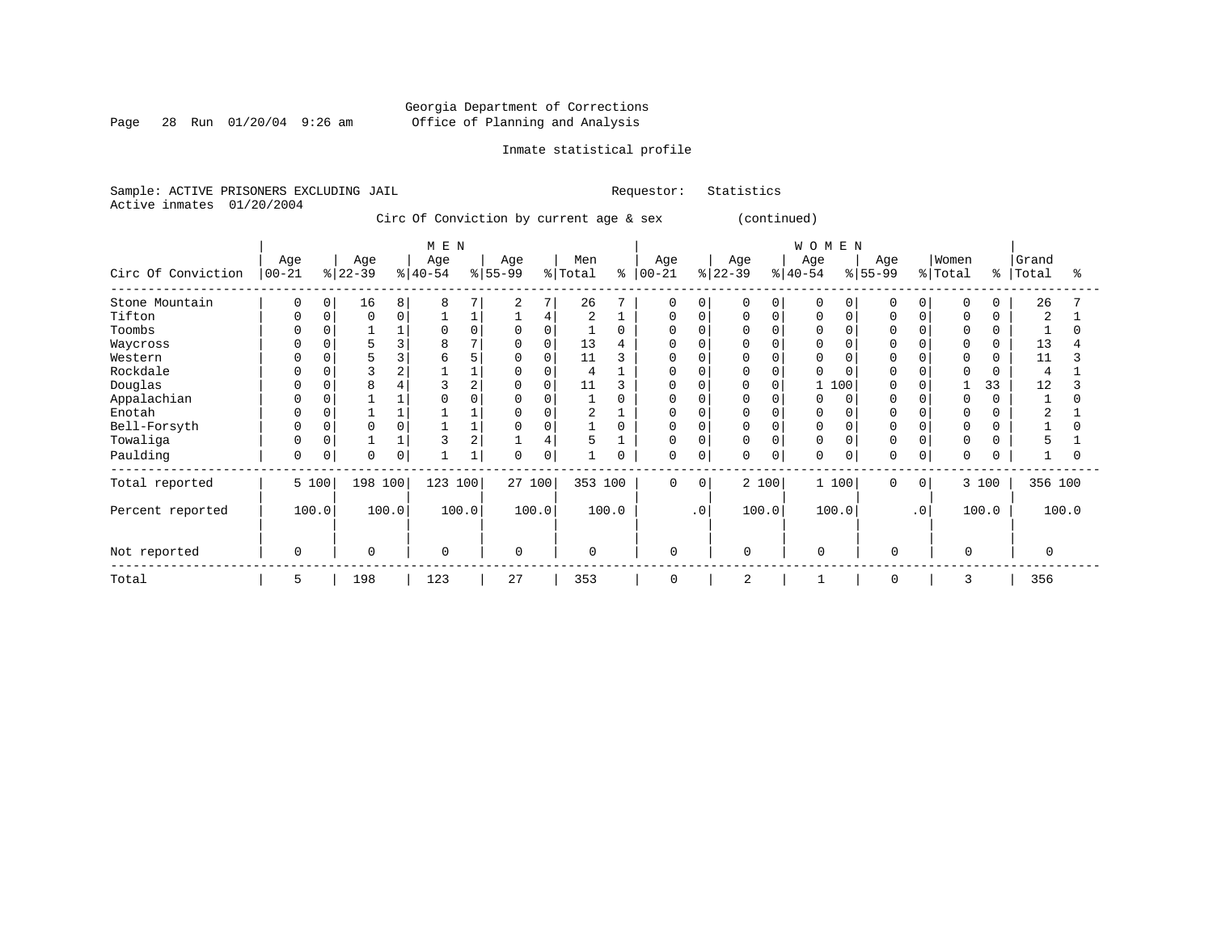Georgia Department of Corrections
Office of Planning and Analysis

Inmate statistical profile

Sample: ACTIVE PRISONERS EXCLUDING JAIL

Requestor: Statistics

Active inmates 01/20/2004

Circ Of Conviction by current age & sex (continued)

| | MEN | | | | | | | | | | WOMEN | | | | | | | | | | | |
|---|---|---|---|---|---|---|---|---|---|---|---|---|---|---|---|---|---|---|---|---|---|---|
| Circ Of Conviction | Age 00-21 | % | Age 22-39 | % | Age 40-54 | % | Age 55-99 | % | Men Total | % | Age 00-21 | % | Age 22-39 | % | Age 40-54 | % | Age 55-99 | % | Women Total | % | Grand Total | % |
| Stone Mountain | 0 | 0 | 16 | 8 | 8 | 7 | 2 | 7 | 26 | 7 | 0 | 0 | 0 | 0 | 0 | 0 | 0 | 0 | 0 | 0 | 26 | 7 |
| Tifton | 0 | 0 | 0 | 0 | 1 | 1 | 1 | 4 | 2 | 1 | 0 | 0 | 0 | 0 | 0 | 0 | 0 | 0 | 0 | 0 | 2 | 1 |
| Toombs | 0 | 0 | 1 | 1 | 0 | 0 | 0 | 0 | 1 | 0 | 0 | 0 | 0 | 0 | 0 | 0 | 0 | 0 | 0 | 0 | 1 | 0 |
| Waycross | 0 | 0 | 5 | 3 | 8 | 7 | 0 | 0 | 13 | 4 | 0 | 0 | 0 | 0 | 0 | 0 | 0 | 0 | 0 | 0 | 13 | 4 |
| Western | 0 | 0 | 5 | 3 | 6 | 5 | 0 | 0 | 11 | 3 | 0 | 0 | 0 | 0 | 0 | 0 | 0 | 0 | 0 | 0 | 11 | 3 |
| Rockdale | 0 | 0 | 3 | 2 | 1 | 1 | 0 | 0 | 4 | 1 | 0 | 0 | 0 | 0 | 0 | 0 | 0 | 0 | 0 | 0 | 4 | 1 |
| Douglas | 0 | 0 | 8 | 4 | 3 | 2 | 0 | 0 | 11 | 3 | 0 | 0 | 0 | 0 | 1 | 100 | 0 | 0 | 1 | 33 | 12 | 3 |
| Appalachian | 0 | 0 | 1 | 1 | 0 | 0 | 0 | 0 | 1 | 0 | 0 | 0 | 0 | 0 | 0 | 0 | 0 | 0 | 0 | 0 | 1 | 0 |
| Enotah | 0 | 0 | 1 | 1 | 1 | 1 | 0 | 0 | 2 | 1 | 0 | 0 | 0 | 0 | 0 | 0 | 0 | 0 | 0 | 0 | 2 | 1 |
| Bell-Forsyth | 0 | 0 | 0 | 0 | 1 | 1 | 0 | 0 | 1 | 0 | 0 | 0 | 0 | 0 | 0 | 0 | 0 | 0 | 0 | 0 | 1 | 0 |
| Towaliga | 0 | 0 | 1 | 1 | 3 | 2 | 1 | 4 | 5 | 1 | 0 | 0 | 0 | 0 | 0 | 0 | 0 | 0 | 0 | 0 | 5 | 1 |
| Paulding | 0 | 0 | 0 | 0 | 1 | 1 | 0 | 0 | 1 | 0 | 0 | 0 | 0 | 0 | 0 | 0 | 0 | 0 | 0 | 0 | 1 | 0 |
| Total reported | 5 | 100 | 198 | 100 | 123 | 100 | 27 | 100 | 353 | 100 | 0 | 0 | 2 | 100 | 1 | 100 | 0 | 0 | 3 | 100 | 356 | 100 |
| Percent reported | 100.0 | | 100.0 | | 100.0 | | 100.0 | | 100.0 | | .0 | | 100.0 | | 100.0 | | .0 | | 100.0 | | 100.0 | |
| Not reported | 0 | | 0 | | 0 | | 0 | | 0 | | 0 | | 0 | | 0 | | 0 | | 0 | | 0 | |
| Total | 5 | | 198 | | 123 | | 27 | | 353 | | 0 | | 2 | | 1 | | 0 | | 3 | | 356 | |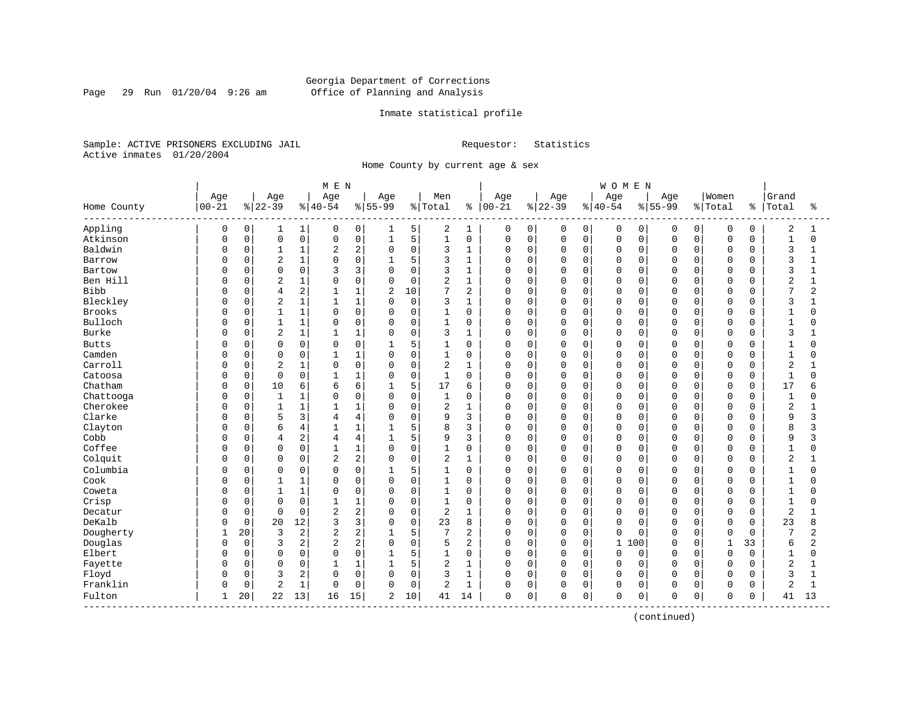Georgia Department of Corrections
Office of Planning and Analysis

Inmate statistical profile

Sample: ACTIVE PRISONERS EXCLUDING JAIL    Requestor: Statistics
Active inmates 01/20/2004

Home County by current age & sex

| | MEN | | | | | | | | | | WOMEN | | | | | | | | | | Grand | |
|---|---|---|---|---|---|---|---|---|---|---|---|---|---|---|---|---|---|---|---|---|---|---|
| Home County | Age 00-21 | % | Age 22-39 | % | Age 40-54 | % | Age 55-99 | % | Men Total | % | Age 00-21 | % | Age 22-39 | % | Age 40-54 | % | Age 55-99 | % | Women Total | % | Total | % |
| Appling | 0 | 0 | 1 | 1 | 0 | 0 | 1 | 5 | 2 | 1 | 0 | 0 | 0 | 0 | 0 | 0 | 0 | 0 | 0 | 0 | 2 | 1 |
| Atkinson | 0 | 0 | 0 | 0 | 0 | 0 | 1 | 5 | 1 | 0 | 0 | 0 | 0 | 0 | 0 | 0 | 0 | 0 | 0 | 0 | 1 | 0 |
| Baldwin | 0 | 0 | 1 | 1 | 2 | 2 | 0 | 0 | 3 | 1 | 0 | 0 | 0 | 0 | 0 | 0 | 0 | 0 | 0 | 0 | 3 | 1 |
| Barrow | 0 | 0 | 2 | 1 | 0 | 0 | 1 | 5 | 3 | 1 | 0 | 0 | 0 | 0 | 0 | 0 | 0 | 0 | 0 | 0 | 3 | 1 |
| Bartow | 0 | 0 | 0 | 0 | 3 | 3 | 0 | 0 | 3 | 1 | 0 | 0 | 0 | 0 | 0 | 0 | 0 | 0 | 0 | 0 | 3 | 1 |
| Ben Hill | 0 | 0 | 2 | 1 | 0 | 0 | 0 | 0 | 2 | 1 | 0 | 0 | 0 | 0 | 0 | 0 | 0 | 0 | 0 | 0 | 2 | 1 |
| Bibb | 0 | 0 | 4 | 2 | 1 | 1 | 2 | 10 | 7 | 2 | 0 | 0 | 0 | 0 | 0 | 0 | 0 | 0 | 0 | 0 | 7 | 2 |
| Bleckley | 0 | 0 | 2 | 1 | 1 | 1 | 0 | 0 | 3 | 1 | 0 | 0 | 0 | 0 | 0 | 0 | 0 | 0 | 0 | 0 | 3 | 1 |
| Brooks | 0 | 0 | 1 | 1 | 0 | 0 | 0 | 0 | 1 | 0 | 0 | 0 | 0 | 0 | 0 | 0 | 0 | 0 | 0 | 0 | 1 | 0 |
| Bulloch | 0 | 0 | 1 | 1 | 0 | 0 | 0 | 0 | 1 | 0 | 0 | 0 | 0 | 0 | 0 | 0 | 0 | 0 | 0 | 0 | 1 | 0 |
| Burke | 0 | 0 | 2 | 1 | 1 | 1 | 0 | 0 | 3 | 1 | 0 | 0 | 0 | 0 | 0 | 0 | 0 | 0 | 0 | 0 | 3 | 1 |
| Butts | 0 | 0 | 0 | 0 | 0 | 0 | 1 | 5 | 1 | 0 | 0 | 0 | 0 | 0 | 0 | 0 | 0 | 0 | 0 | 0 | 1 | 0 |
| Camden | 0 | 0 | 0 | 0 | 1 | 1 | 0 | 0 | 1 | 0 | 0 | 0 | 0 | 0 | 0 | 0 | 0 | 0 | 0 | 0 | 1 | 0 |
| Carroll | 0 | 0 | 2 | 1 | 0 | 0 | 0 | 0 | 2 | 1 | 0 | 0 | 0 | 0 | 0 | 0 | 0 | 0 | 0 | 0 | 2 | 1 |
| Catoosa | 0 | 0 | 0 | 0 | 1 | 1 | 0 | 0 | 1 | 0 | 0 | 0 | 0 | 0 | 0 | 0 | 0 | 0 | 0 | 0 | 1 | 0 |
| Chatham | 0 | 0 | 10 | 6 | 6 | 6 | 1 | 5 | 17 | 6 | 0 | 0 | 0 | 0 | 0 | 0 | 0 | 0 | 0 | 0 | 17 | 6 |
| Chattooga | 0 | 0 | 1 | 1 | 0 | 0 | 0 | 0 | 1 | 0 | 0 | 0 | 0 | 0 | 0 | 0 | 0 | 0 | 0 | 0 | 1 | 0 |
| Cherokee | 0 | 0 | 1 | 1 | 1 | 1 | 0 | 0 | 2 | 1 | 0 | 0 | 0 | 0 | 0 | 0 | 0 | 0 | 0 | 0 | 2 | 1 |
| Clarke | 0 | 0 | 5 | 3 | 4 | 4 | 0 | 0 | 9 | 3 | 0 | 0 | 0 | 0 | 0 | 0 | 0 | 0 | 0 | 0 | 9 | 3 |
| Clayton | 0 | 0 | 6 | 4 | 1 | 1 | 1 | 5 | 8 | 3 | 0 | 0 | 0 | 0 | 0 | 0 | 0 | 0 | 0 | 0 | 8 | 3 |
| Cobb | 0 | 0 | 4 | 2 | 4 | 4 | 1 | 5 | 9 | 3 | 0 | 0 | 0 | 0 | 0 | 0 | 0 | 0 | 0 | 0 | 9 | 3 |
| Coffee | 0 | 0 | 0 | 0 | 1 | 1 | 0 | 0 | 1 | 0 | 0 | 0 | 0 | 0 | 0 | 0 | 0 | 0 | 0 | 0 | 1 | 0 |
| Colquitt | 0 | 0 | 0 | 0 | 2 | 2 | 0 | 0 | 2 | 1 | 0 | 0 | 0 | 0 | 0 | 0 | 0 | 0 | 0 | 0 | 2 | 1 |
| Columbia | 0 | 0 | 0 | 0 | 0 | 0 | 1 | 5 | 1 | 0 | 0 | 0 | 0 | 0 | 0 | 0 | 0 | 0 | 0 | 0 | 1 | 0 |
| Cook | 0 | 0 | 1 | 1 | 0 | 0 | 0 | 0 | 1 | 0 | 0 | 0 | 0 | 0 | 0 | 0 | 0 | 0 | 0 | 0 | 1 | 0 |
| Coweta | 0 | 0 | 1 | 1 | 0 | 0 | 0 | 0 | 1 | 0 | 0 | 0 | 0 | 0 | 0 | 0 | 0 | 0 | 0 | 0 | 1 | 0 |
| Crisp | 0 | 0 | 0 | 0 | 1 | 1 | 0 | 0 | 1 | 0 | 0 | 0 | 0 | 0 | 0 | 0 | 0 | 0 | 0 | 0 | 1 | 0 |
| Decatur | 0 | 0 | 0 | 0 | 2 | 2 | 0 | 0 | 2 | 1 | 0 | 0 | 0 | 0 | 0 | 0 | 0 | 0 | 0 | 0 | 2 | 1 |
| DeKalb | 0 | 0 | 20 | 12 | 3 | 3 | 0 | 0 | 23 | 8 | 0 | 0 | 0 | 0 | 0 | 0 | 0 | 0 | 0 | 0 | 23 | 8 |
| Dougherty | 1 | 20 | 3 | 2 | 2 | 2 | 1 | 5 | 7 | 2 | 0 | 0 | 0 | 0 | 0 | 0 | 0 | 0 | 0 | 0 | 7 | 2 |
| Douglas | 0 | 0 | 3 | 2 | 2 | 2 | 0 | 0 | 5 | 2 | 0 | 0 | 0 | 0 | 1 | 100 | 0 | 0 | 1 | 33 | 6 | 2 |
| Elbert | 0 | 0 | 0 | 0 | 0 | 0 | 1 | 5 | 1 | 0 | 0 | 0 | 0 | 0 | 0 | 0 | 0 | 0 | 0 | 0 | 1 | 0 |
| Fayette | 0 | 0 | 0 | 0 | 1 | 1 | 1 | 5 | 2 | 1 | 0 | 0 | 0 | 0 | 0 | 0 | 0 | 0 | 0 | 0 | 2 | 1 |
| Floyd | 0 | 0 | 3 | 2 | 0 | 0 | 0 | 0 | 3 | 1 | 0 | 0 | 0 | 0 | 0 | 0 | 0 | 0 | 0 | 0 | 3 | 1 |
| Franklin | 0 | 0 | 2 | 1 | 0 | 0 | 0 | 0 | 2 | 1 | 0 | 0 | 0 | 0 | 0 | 0 | 0 | 0 | 0 | 0 | 2 | 1 |
| Fulton | 1 | 20 | 22 | 13 | 16 | 15 | 2 | 10 | 41 | 14 | 0 | 0 | 0 | 0 | 0 | 0 | 0 | 0 | 0 | 0 | 41 | 13 |

(continued)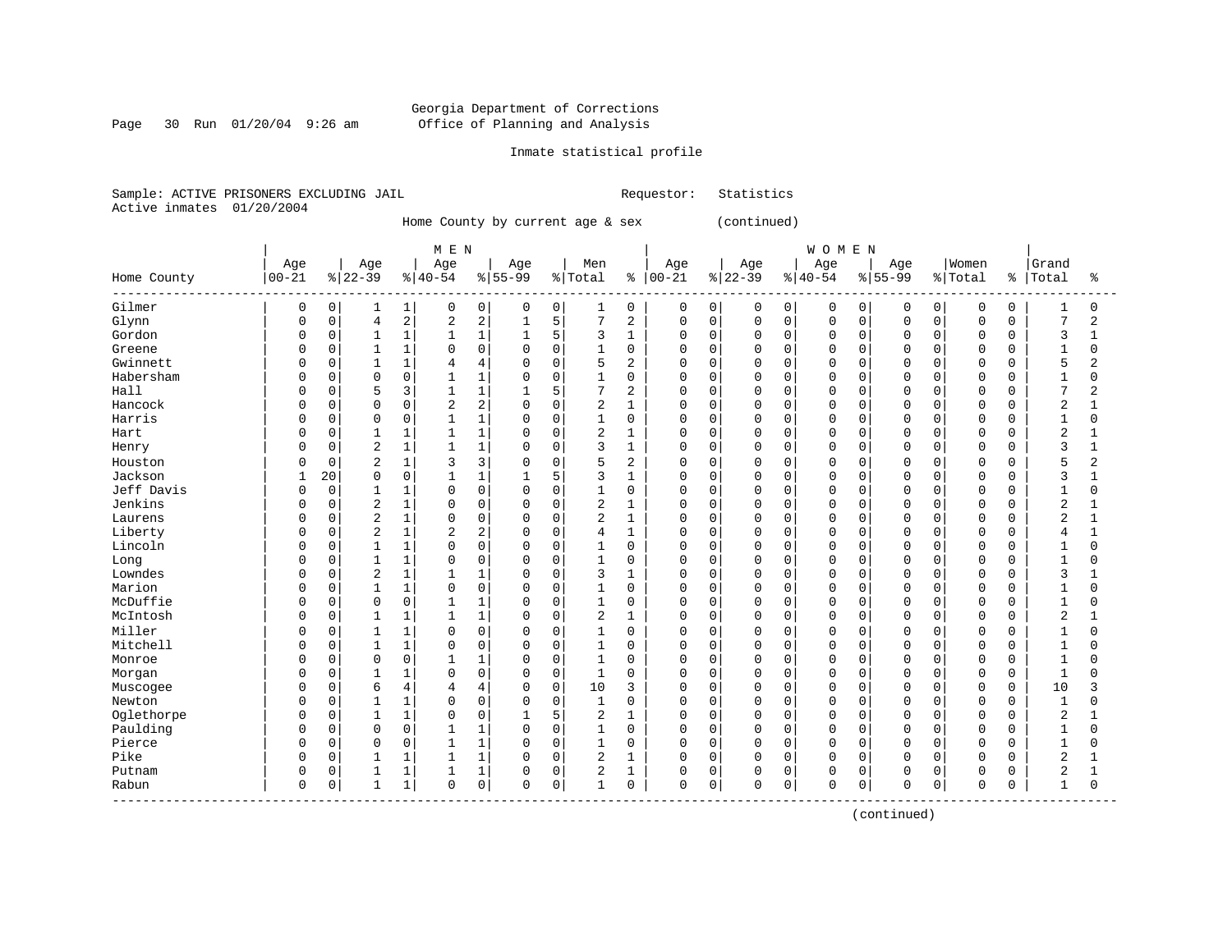Georgia Department of Corrections
Office of Planning and Analysis

Inmate statistical profile

Sample: ACTIVE PRISONERS EXCLUDING JAIL        Requestor: Statistics
Active inmates 01/20/2004

Home County by current age & sex (continued)

| Home County | MEN Age 00-21 | % | Age 22-39 | % | Age 40-54 | % | Age 55-99 | % | Men Total | % | WOMEN Age 00-21 | % | Age 22-39 | % | Age 40-54 | % | Age 55-99 | % | Women Total | % | Grand Total | % |
|---|---|---|---|---|---|---|---|---|---|---|---|---|---|---|---|---|---|---|---|---|---|---|
| Gilmer | 0 | 0 | 1 | 1 | 0 | 0 | 0 | 0 | 1 | 0 | 0 | 0 | 0 | 0 | 0 | 0 | 0 | 0 | 0 | 0 | 1 | 0 |
| Glynn | 0 | 0 | 4 | 2 | 2 | 2 | 1 | 5 | 7 | 2 | 0 | 0 | 0 | 0 | 0 | 0 | 0 | 0 | 0 | 0 | 7 | 2 |
| Gordon | 0 | 0 | 1 | 1 | 1 | 1 | 1 | 5 | 3 | 1 | 0 | 0 | 0 | 0 | 0 | 0 | 0 | 0 | 0 | 0 | 3 | 1 |
| Greene | 0 | 0 | 1 | 1 | 0 | 0 | 0 | 0 | 1 | 0 | 0 | 0 | 0 | 0 | 0 | 0 | 0 | 0 | 0 | 0 | 1 | 0 |
| Gwinnett | 0 | 0 | 1 | 1 | 4 | 4 | 0 | 0 | 5 | 2 | 0 | 0 | 0 | 0 | 0 | 0 | 0 | 0 | 0 | 0 | 5 | 2 |
| Habersham | 0 | 0 | 0 | 0 | 1 | 1 | 0 | 0 | 1 | 0 | 0 | 0 | 0 | 0 | 0 | 0 | 0 | 0 | 0 | 0 | 1 | 0 |
| Hall | 0 | 0 | 5 | 3 | 1 | 1 | 1 | 5 | 7 | 2 | 0 | 0 | 0 | 0 | 0 | 0 | 0 | 0 | 0 | 0 | 7 | 2 |
| Hancock | 0 | 0 | 0 | 0 | 2 | 2 | 0 | 0 | 2 | 1 | 0 | 0 | 0 | 0 | 0 | 0 | 0 | 0 | 0 | 0 | 2 | 1 |
| Harris | 0 | 0 | 0 | 0 | 1 | 1 | 0 | 0 | 1 | 0 | 0 | 0 | 0 | 0 | 0 | 0 | 0 | 0 | 0 | 0 | 1 | 0 |
| Hart | 0 | 0 | 1 | 1 | 1 | 1 | 0 | 0 | 2 | 1 | 0 | 0 | 0 | 0 | 0 | 0 | 0 | 0 | 0 | 0 | 2 | 1 |
| Henry | 0 | 0 | 2 | 1 | 1 | 1 | 0 | 0 | 3 | 1 | 0 | 0 | 0 | 0 | 0 | 0 | 0 | 0 | 0 | 0 | 3 | 1 |
| Houston | 0 | 0 | 2 | 1 | 3 | 3 | 0 | 0 | 5 | 2 | 0 | 0 | 0 | 0 | 0 | 0 | 0 | 0 | 0 | 0 | 5 | 2 |
| Jackson | 1 | 20 | 0 | 0 | 1 | 1 | 1 | 5 | 3 | 1 | 0 | 0 | 0 | 0 | 0 | 0 | 0 | 0 | 0 | 0 | 3 | 1 |
| Jeff Davis | 0 | 0 | 1 | 1 | 0 | 0 | 0 | 0 | 1 | 0 | 0 | 0 | 0 | 0 | 0 | 0 | 0 | 0 | 0 | 0 | 1 | 0 |
| Jenkins | 0 | 0 | 2 | 1 | 0 | 0 | 0 | 0 | 2 | 1 | 0 | 0 | 0 | 0 | 0 | 0 | 0 | 0 | 0 | 0 | 2 | 1 |
| Laurens | 0 | 0 | 2 | 1 | 0 | 0 | 0 | 0 | 2 | 1 | 0 | 0 | 0 | 0 | 0 | 0 | 0 | 0 | 0 | 0 | 2 | 1 |
| Liberty | 0 | 0 | 2 | 1 | 2 | 2 | 0 | 0 | 4 | 1 | 0 | 0 | 0 | 0 | 0 | 0 | 0 | 0 | 0 | 0 | 4 | 1 |
| Lincoln | 0 | 0 | 1 | 1 | 0 | 0 | 0 | 0 | 1 | 0 | 0 | 0 | 0 | 0 | 0 | 0 | 0 | 0 | 0 | 0 | 1 | 0 |
| Long | 0 | 0 | 1 | 1 | 0 | 0 | 0 | 0 | 1 | 0 | 0 | 0 | 0 | 0 | 0 | 0 | 0 | 0 | 0 | 0 | 1 | 0 |
| Lowndes | 0 | 0 | 2 | 1 | 1 | 1 | 0 | 0 | 3 | 1 | 0 | 0 | 0 | 0 | 0 | 0 | 0 | 0 | 0 | 0 | 3 | 1 |
| Marion | 0 | 0 | 1 | 1 | 0 | 0 | 0 | 0 | 1 | 0 | 0 | 0 | 0 | 0 | 0 | 0 | 0 | 0 | 0 | 0 | 1 | 0 |
| McDuffie | 0 | 0 | 0 | 0 | 1 | 1 | 0 | 0 | 1 | 0 | 0 | 0 | 0 | 0 | 0 | 0 | 0 | 0 | 0 | 0 | 1 | 0 |
| McIntosh | 0 | 0 | 1 | 1 | 1 | 1 | 0 | 0 | 2 | 1 | 0 | 0 | 0 | 0 | 0 | 0 | 0 | 0 | 0 | 0 | 2 | 1 |
| Miller | 0 | 0 | 1 | 1 | 0 | 0 | 0 | 0 | 1 | 0 | 0 | 0 | 0 | 0 | 0 | 0 | 0 | 0 | 0 | 0 | 1 | 0 |
| Mitchell | 0 | 0 | 1 | 1 | 0 | 0 | 0 | 0 | 1 | 0 | 0 | 0 | 0 | 0 | 0 | 0 | 0 | 0 | 0 | 0 | 1 | 0 |
| Monroe | 0 | 0 | 0 | 0 | 1 | 1 | 0 | 0 | 1 | 0 | 0 | 0 | 0 | 0 | 0 | 0 | 0 | 0 | 0 | 0 | 1 | 0 |
| Morgan | 0 | 0 | 1 | 1 | 0 | 0 | 0 | 0 | 1 | 0 | 0 | 0 | 0 | 0 | 0 | 0 | 0 | 0 | 0 | 0 | 1 | 0 |
| Muscogee | 0 | 0 | 6 | 4 | 4 | 4 | 0 | 0 | 10 | 3 | 0 | 0 | 0 | 0 | 0 | 0 | 0 | 0 | 0 | 0 | 10 | 3 |
| Newton | 0 | 0 | 1 | 1 | 0 | 0 | 0 | 0 | 1 | 0 | 0 | 0 | 0 | 0 | 0 | 0 | 0 | 0 | 0 | 0 | 1 | 0 |
| Oglethorpe | 0 | 0 | 1 | 1 | 0 | 0 | 1 | 5 | 2 | 1 | 0 | 0 | 0 | 0 | 0 | 0 | 0 | 0 | 0 | 0 | 2 | 1 |
| Paulding | 0 | 0 | 0 | 0 | 1 | 1 | 0 | 0 | 1 | 0 | 0 | 0 | 0 | 0 | 0 | 0 | 0 | 0 | 0 | 0 | 1 | 0 |
| Pierce | 0 | 0 | 0 | 0 | 1 | 1 | 0 | 0 | 1 | 0 | 0 | 0 | 0 | 0 | 0 | 0 | 0 | 0 | 0 | 0 | 1 | 0 |
| Pike | 0 | 0 | 1 | 1 | 1 | 1 | 0 | 0 | 2 | 1 | 0 | 0 | 0 | 0 | 0 | 0 | 0 | 0 | 0 | 0 | 2 | 1 |
| Putnam | 0 | 0 | 1 | 1 | 1 | 1 | 0 | 0 | 2 | 1 | 0 | 0 | 0 | 0 | 0 | 0 | 0 | 0 | 0 | 0 | 2 | 1 |
| Rabun | 0 | 0 | 1 | 1 | 0 | 0 | 0 | 0 | 1 | 0 | 0 | 0 | 0 | 0 | 0 | 0 | 0 | 0 | 0 | 0 | 1 | 0 |

(continued)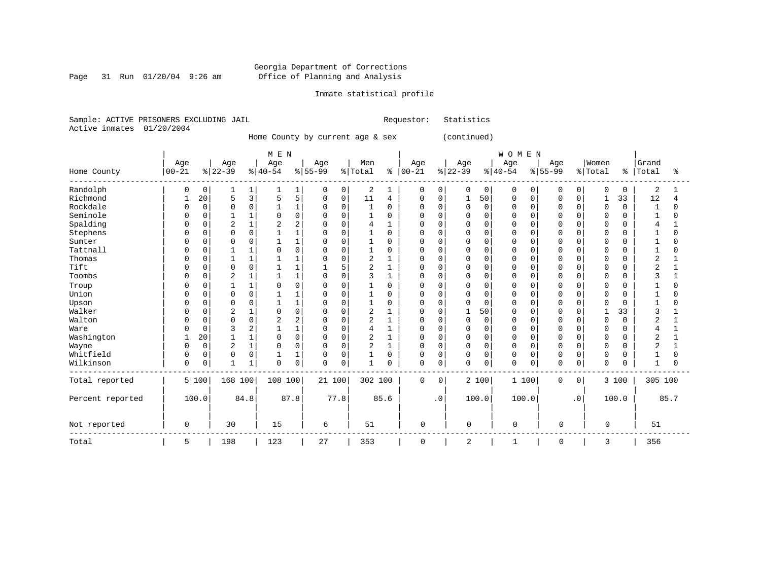Georgia Department of Corrections
Office of Planning and Analysis

Inmate statistical profile

Sample: ACTIVE PRISONERS EXCLUDING JAIL                    Requestor: Statistics
Active inmates 01/20/2004

Home County by current age & sex (continued)

| Home County | MEN Age 00-21 | % | Age 22-39 | % | Age 40-54 | % | Age 55-99 | % | Men Total | % | WOMEN Age 00-21 | % | Age 22-39 | % | Age 40-54 | % | Age 55-99 | % | Women Total | % | Grand Total | % |
|---|---|---|---|---|---|---|---|---|---|---|---|---|---|---|---|---|---|---|---|---|---|---|
| Randolph | 0 | 0 | 1 | 1 | 1 | 1 | 0 | 0 | 2 | 1 | 0 | 0 | 0 | 0 | 0 | 0 | 0 | 0 | 0 | 0 | 2 | 1 |
| Richmond | 1 | 20 | 5 | 3 | 5 | 5 | 0 | 0 | 11 | 4 | 0 | 0 | 1 | 50 | 0 | 0 | 0 | 0 | 1 | 33 | 12 | 4 |
| Rockdale | 0 | 0 | 0 | 0 | 1 | 1 | 0 | 0 | 1 | 0 | 0 | 0 | 0 | 0 | 0 | 0 | 0 | 0 | 0 | 0 | 1 | 0 |
| Seminole | 0 | 0 | 1 | 1 | 0 | 0 | 0 | 0 | 1 | 0 | 0 | 0 | 0 | 0 | 0 | 0 | 0 | 0 | 0 | 0 | 1 | 0 |
| Spalding | 0 | 0 | 2 | 1 | 2 | 2 | 0 | 0 | 4 | 1 | 0 | 0 | 0 | 0 | 0 | 0 | 0 | 0 | 0 | 0 | 4 | 1 |
| Stephens | 0 | 0 | 0 | 0 | 1 | 1 | 0 | 0 | 1 | 0 | 0 | 0 | 0 | 0 | 0 | 0 | 0 | 0 | 0 | 0 | 1 | 0 |
| Sumter | 0 | 0 | 0 | 0 | 1 | 1 | 0 | 0 | 1 | 0 | 0 | 0 | 0 | 0 | 0 | 0 | 0 | 0 | 0 | 0 | 1 | 0 |
| Tattnall | 0 | 0 | 1 | 1 | 0 | 0 | 0 | 0 | 1 | 0 | 0 | 0 | 0 | 0 | 0 | 0 | 0 | 0 | 0 | 0 | 1 | 0 |
| Thomas | 0 | 0 | 1 | 1 | 1 | 1 | 0 | 0 | 2 | 1 | 0 | 0 | 0 | 0 | 0 | 0 | 0 | 0 | 0 | 0 | 2 | 1 |
| Tift | 0 | 0 | 0 | 0 | 1 | 1 | 1 | 5 | 2 | 1 | 0 | 0 | 0 | 0 | 0 | 0 | 0 | 0 | 0 | 0 | 2 | 1 |
| Toombs | 0 | 0 | 2 | 1 | 1 | 1 | 0 | 0 | 3 | 1 | 0 | 0 | 0 | 0 | 0 | 0 | 0 | 0 | 0 | 0 | 3 | 1 |
| Troup | 0 | 0 | 1 | 1 | 0 | 0 | 0 | 0 | 1 | 0 | 0 | 0 | 0 | 0 | 0 | 0 | 0 | 0 | 0 | 0 | 1 | 0 |
| Union | 0 | 0 | 0 | 0 | 1 | 1 | 0 | 0 | 1 | 0 | 0 | 0 | 0 | 0 | 0 | 0 | 0 | 0 | 0 | 0 | 1 | 0 |
| Upson | 0 | 0 | 0 | 0 | 1 | 1 | 0 | 0 | 1 | 0 | 0 | 0 | 0 | 0 | 0 | 0 | 0 | 0 | 0 | 0 | 1 | 0 |
| Walker | 0 | 0 | 2 | 1 | 0 | 0 | 0 | 0 | 2 | 1 | 0 | 0 | 1 | 50 | 0 | 0 | 0 | 0 | 1 | 33 | 3 | 1 |
| Walton | 0 | 0 | 0 | 0 | 2 | 2 | 0 | 0 | 2 | 1 | 0 | 0 | 0 | 0 | 0 | 0 | 0 | 0 | 0 | 0 | 2 | 1 |
| Ware | 0 | 0 | 3 | 2 | 1 | 1 | 0 | 0 | 4 | 1 | 0 | 0 | 0 | 0 | 0 | 0 | 0 | 0 | 0 | 0 | 4 | 1 |
| Washington | 1 | 20 | 1 | 1 | 0 | 0 | 0 | 0 | 2 | 1 | 0 | 0 | 0 | 0 | 0 | 0 | 0 | 0 | 0 | 0 | 2 | 1 |
| Wayne | 0 | 0 | 2 | 1 | 0 | 0 | 0 | 0 | 2 | 1 | 0 | 0 | 0 | 0 | 0 | 0 | 0 | 0 | 0 | 0 | 2 | 1 |
| Whitfield | 0 | 0 | 0 | 0 | 1 | 1 | 0 | 0 | 1 | 0 | 0 | 0 | 0 | 0 | 0 | 0 | 0 | 0 | 0 | 0 | 1 | 0 |
| Wilkinson | 0 | 0 | 1 | 1 | 0 | 0 | 0 | 0 | 1 | 0 | 0 | 0 | 0 | 0 | 0 | 0 | 0 | 0 | 0 | 0 | 1 | 0 |
| Total reported | 5 | 100 | 168 | 100 | 108 | 100 | 21 | 100 | 302 | 100 | 0 | 0 | 2 | 100 | 1 | 100 | 0 | 0 | 3 | 100 | 305 | 100 |
| Percent reported | 100.0 | | 84.8 | | 87.8 | | 77.8 | | 85.6 | | .0 | | 100.0 | | 100.0 | | .0 | | 100.0 | | 85.7 | |
| Not reported | 0 | | 30 | | 15 | | 6 | | 51 | | 0 | | 0 | | 0 | | 0 | | 0 | | 51 | |
| Total | 5 | | 198 | | 123 | | 27 | | 353 | | 0 | | 2 | | 1 | | 0 | | 3 | | 356 | |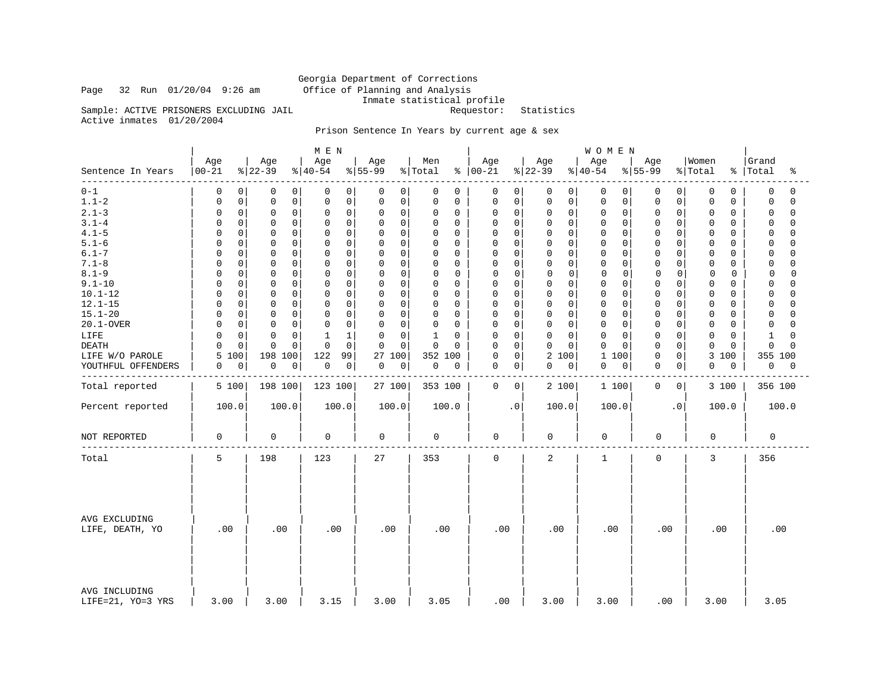Georgia Department of Corrections
Office of Planning and Analysis
Inmate statistical profile

Page 32 Run 01/20/04 9:26 am

Sample: ACTIVE PRISONERS EXCLUDING JAIL    Requestor: Statistics

Active inmates 01/20/2004

Prison Sentence In Years by current age & sex

| Sentence In Years | MEN Age 00-21 | % | Age 22-39 | % | Age 40-54 | % | Age 55-99 | % | Men Total | % | WOMEN Age 00-21 | % | Age 22-39 | % | Age 40-54 | % | Age 55-99 | % | Women Total | % | Grand Total | % |
|---|---|---|---|---|---|---|---|---|---|---|---|---|---|---|---|---|---|---|---|---|---|---|
| 0-1 | 0 | 0 | 0 | 0 | 0 | 0 | 0 | 0 | 0 | 0 | 0 | 0 | 0 | 0 | 0 | 0 | 0 | 0 | 0 | 0 | 0 | 0 |
| 1.1-2 | 0 | 0 | 0 | 0 | 0 | 0 | 0 | 0 | 0 | 0 | 0 | 0 | 0 | 0 | 0 | 0 | 0 | 0 | 0 | 0 | 0 | 0 |
| 2.1-3 | 0 | 0 | 0 | 0 | 0 | 0 | 0 | 0 | 0 | 0 | 0 | 0 | 0 | 0 | 0 | 0 | 0 | 0 | 0 | 0 | 0 | 0 |
| 3.1-4 | 0 | 0 | 0 | 0 | 0 | 0 | 0 | 0 | 0 | 0 | 0 | 0 | 0 | 0 | 0 | 0 | 0 | 0 | 0 | 0 | 0 | 0 |
| 4.1-5 | 0 | 0 | 0 | 0 | 0 | 0 | 0 | 0 | 0 | 0 | 0 | 0 | 0 | 0 | 0 | 0 | 0 | 0 | 0 | 0 | 0 | 0 |
| 5.1-6 | 0 | 0 | 0 | 0 | 0 | 0 | 0 | 0 | 0 | 0 | 0 | 0 | 0 | 0 | 0 | 0 | 0 | 0 | 0 | 0 | 0 | 0 |
| 6.1-7 | 0 | 0 | 0 | 0 | 0 | 0 | 0 | 0 | 0 | 0 | 0 | 0 | 0 | 0 | 0 | 0 | 0 | 0 | 0 | 0 | 0 | 0 |
| 7.1-8 | 0 | 0 | 0 | 0 | 0 | 0 | 0 | 0 | 0 | 0 | 0 | 0 | 0 | 0 | 0 | 0 | 0 | 0 | 0 | 0 | 0 | 0 |
| 8.1-9 | 0 | 0 | 0 | 0 | 0 | 0 | 0 | 0 | 0 | 0 | 0 | 0 | 0 | 0 | 0 | 0 | 0 | 0 | 0 | 0 | 0 | 0 |
| 9.1-10 | 0 | 0 | 0 | 0 | 0 | 0 | 0 | 0 | 0 | 0 | 0 | 0 | 0 | 0 | 0 | 0 | 0 | 0 | 0 | 0 | 0 | 0 |
| 10.1-12 | 0 | 0 | 0 | 0 | 0 | 0 | 0 | 0 | 0 | 0 | 0 | 0 | 0 | 0 | 0 | 0 | 0 | 0 | 0 | 0 | 0 | 0 |
| 12.1-15 | 0 | 0 | 0 | 0 | 0 | 0 | 0 | 0 | 0 | 0 | 0 | 0 | 0 | 0 | 0 | 0 | 0 | 0 | 0 | 0 | 0 | 0 |
| 15.1-20 | 0 | 0 | 0 | 0 | 0 | 0 | 0 | 0 | 0 | 0 | 0 | 0 | 0 | 0 | 0 | 0 | 0 | 0 | 0 | 0 | 0 | 0 |
| 20.1-OVER | 0 | 0 | 0 | 0 | 0 | 0 | 0 | 0 | 0 | 0 | 0 | 0 | 0 | 0 | 0 | 0 | 0 | 0 | 0 | 0 | 0 | 0 |
| LIFE | 0 | 0 | 0 | 0 | 1 | 1 | 0 | 0 | 1 | 0 | 0 | 0 | 0 | 0 | 0 | 0 | 0 | 0 | 0 | 0 | 1 | 0 |
| DEATH | 0 | 0 | 0 | 0 | 0 | 0 | 0 | 0 | 0 | 0 | 0 | 0 | 0 | 0 | 0 | 0 | 0 | 0 | 0 | 0 | 0 | 0 |
| LIFE W/O PAROLE | 5 | 100 | 198 | 100 | 122 | 99 | 27 | 100 | 352 | 100 | 0 | 0 | 2 | 100 | 1 | 100 | 0 | 0 | 3 | 100 | 355 | 100 |
| YOUTHFUL OFFENDERS | 0 | 0 | 0 | 0 | 0 | 0 | 0 | 0 | 0 | 0 | 0 | 0 | 0 | 0 | 0 | 0 | 0 | 0 | 0 | 0 | 0 | 0 |
| Total reported | 5 | 100 | 198 | 100 | 123 | 100 | 27 | 100 | 353 | 100 | 0 | 0 | 2 | 100 | 1 | 100 | 0 | 0 | 3 | 100 | 356 | 100 |
| Percent reported | 100.0 | | 100.0 | | 100.0 | | 100.0 | | 100.0 | | .0 | | 100.0 | | 100.0 | | .0 | | 100.0 | | 100.0 | |
| NOT REPORTED | 0 | | 0 | | 0 | | 0 | | 0 | | 0 | | 0 | | 0 | | 0 | | 0 | | 0 | |
| Total | 5 | | 198 | | 123 | | 27 | | 353 | | 0 | | 2 | | 1 | | 0 | | 3 | | 356 | |
| AVG EXCLUDING LIFE, DEATH, YO | .00 | | .00 | | .00 | | .00 | | .00 | | .00 | | .00 | | .00 | | .00 | | .00 | | .00 | |
| AVG INCLUDING LIFE=21, YO=3 YRS | 3.00 | | 3.00 | | 3.15 | | 3.00 | | 3.05 | | .00 | | 3.00 | | 3.00 | | .00 | | 3.00 | | 3.05 | |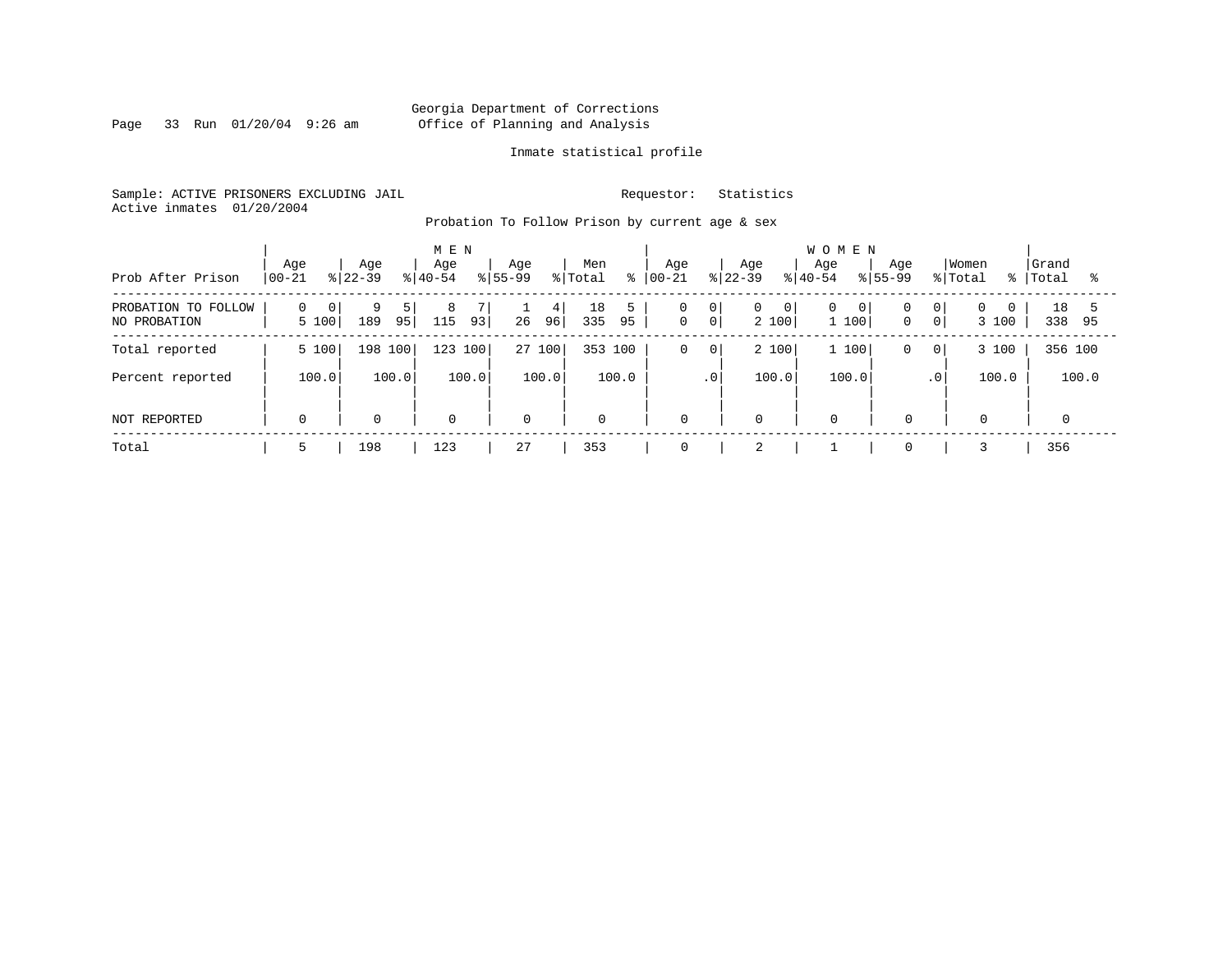Georgia Department of Corrections
Office of Planning and Analysis

Inmate statistical profile

Sample: ACTIVE PRISONERS EXCLUDING JAIL    Requestor: Statistics
Active inmates 01/20/2004

Probation To Follow Prison by current age & sex

| Prob After Prison | MEN Age 00-21 | % | Age 22-39 | % | Age 40-54 | % | Age 55-99 | % | Men Total | % | WOMEN Age 00-21 | % | Age 22-39 | % | Age 40-54 | % | Age 55-99 | % | Women Total | % | Grand Total | % |
|---|---|---|---|---|---|---|---|---|---|---|---|---|---|---|---|---|---|---|---|---|---|---|
| PROBATION TO FOLLOW | 0 | 0 | 9 | 5 | 8 | 7 | 1 | 4 | 18 | 5 | 0 | 0 | 0 | 0 | 0 | 0 | 0 | 0 | 0 | 0 | 18 | 5 |
| NO PROBATION | 5 | 100 | 189 | 95 | 115 | 93 | 26 | 96 | 335 | 95 | 0 | 0 | 2 | 100 | 1 | 100 | 0 | 0 | 3 | 100 | 338 | 95 |
| Total reported | 5 | 100 | 198 | 100 | 123 | 100 | 27 | 100 | 353 | 100 | 0 | 0 | 2 | 100 | 1 | 100 | 0 | 0 | 3 | 100 | 356 | 100 |
| Percent reported | | 100.0 | | 100.0 | | 100.0 | | 100.0 | | 100.0 | | .0 | | 100.0 | | 100.0 | | .0 | | 100.0 | | 100.0 |
| NOT REPORTED | 0 | | 0 | | 0 | | 0 | | 0 | | 0 | | 0 | | 0 | | 0 | | 0 | | 0 | |
| Total | 5 | | 198 | | 123 | | 27 | | 353 | | 0 | | 2 | | 1 | | 0 | | 3 | | 356 | |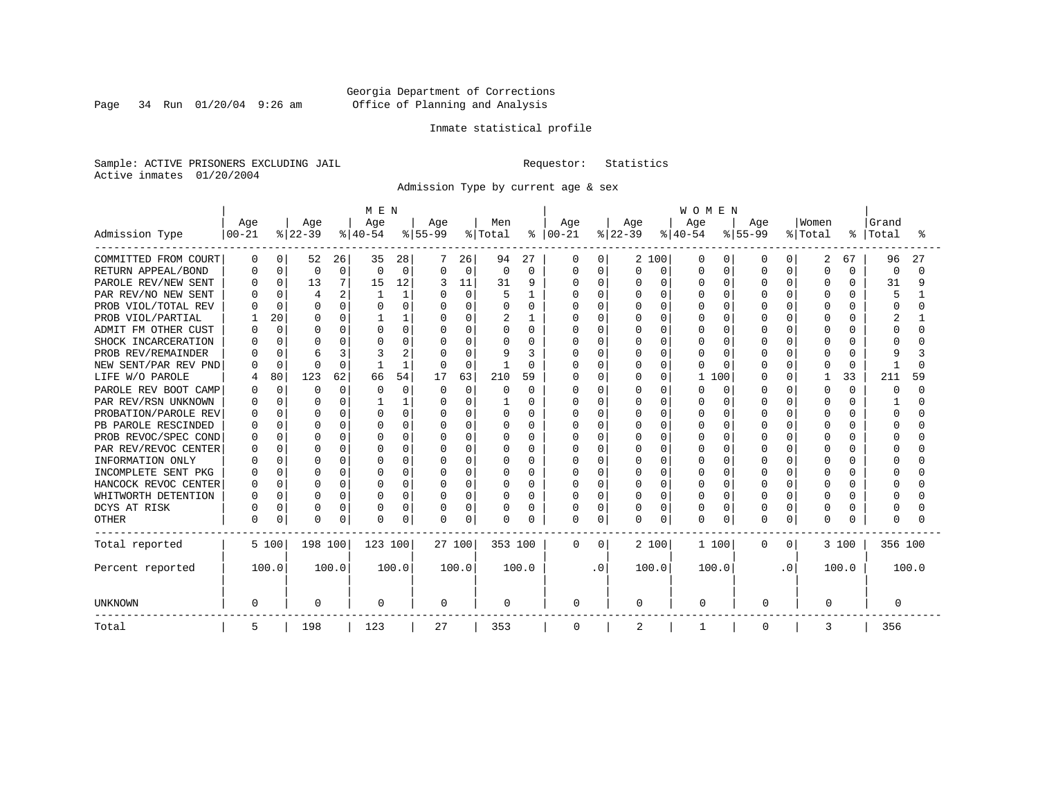Georgia Department of Corrections
Office of Planning and Analysis

Inmate statistical profile

Sample: ACTIVE PRISONERS EXCLUDING JAIL    Requestor: Statistics
Active inmates 01/20/2004

Admission Type by current age & sex

| Admission Type | MEN Age 00-21 | % | Age 22-39 | % | Age 40-54 | % | Age 55-99 | % | Men Total | % | WOMEN Age 00-21 | % | Age 22-39 | % | Age 40-54 | % | Age 55-99 | % | Women Total | % | Grand Total | % |
|---|---|---|---|---|---|---|---|---|---|---|---|---|---|---|---|---|---|---|---|---|---|---|
| COMMITTED FROM COURT | 0 | 0 | 52 | 26 | 35 | 28 | 7 | 26 | 94 | 27 | 0 | 0 | 2 | 100 | 0 | 0 | 0 | 0 | 2 | 67 | 96 | 27 |
| RETURN APPEAL/BOND | 0 | 0 | 0 | 0 | 0 | 0 | 0 | 0 | 0 | 0 | 0 | 0 | 0 | 0 | 0 | 0 | 0 | 0 | 0 | 0 | 0 | 0 |
| PAROLE REV/NEW SENT | 0 | 0 | 13 | 7 | 15 | 12 | 3 | 11 | 31 | 9 | 0 | 0 | 0 | 0 | 0 | 0 | 0 | 0 | 0 | 0 | 31 | 9 |
| PAR REV/NO NEW SENT | 0 | 0 | 4 | 2 | 1 | 1 | 0 | 0 | 5 | 1 | 0 | 0 | 0 | 0 | 0 | 0 | 0 | 0 | 0 | 0 | 5 | 1 |
| PROB VIOL/TOTAL REV | 0 | 0 | 0 | 0 | 0 | 0 | 0 | 0 | 0 | 0 | 0 | 0 | 0 | 0 | 0 | 0 | 0 | 0 | 0 | 0 | 0 | 0 |
| PROB VIOL/PARTIAL | 1 | 20 | 0 | 0 | 1 | 1 | 0 | 0 | 2 | 1 | 0 | 0 | 0 | 0 | 0 | 0 | 0 | 0 | 0 | 0 | 2 | 1 |
| ADMIT FM OTHER CUST | 0 | 0 | 0 | 0 | 0 | 0 | 0 | 0 | 0 | 0 | 0 | 0 | 0 | 0 | 0 | 0 | 0 | 0 | 0 | 0 | 0 | 0 |
| SHOCK INCARCERATION | 0 | 0 | 0 | 0 | 0 | 0 | 0 | 0 | 0 | 0 | 0 | 0 | 0 | 0 | 0 | 0 | 0 | 0 | 0 | 0 | 0 | 0 |
| PROB REV/REMAINDER | 0 | 0 | 6 | 3 | 3 | 2 | 0 | 0 | 9 | 3 | 0 | 0 | 0 | 0 | 0 | 0 | 0 | 0 | 0 | 0 | 9 | 3 |
| NEW SENT/PAR REV PND | 0 | 0 | 0 | 0 | 1 | 1 | 0 | 0 | 1 | 0 | 0 | 0 | 0 | 0 | 0 | 0 | 0 | 0 | 0 | 0 | 1 | 0 |
| LIFE W/O PAROLE | 4 | 80 | 123 | 62 | 66 | 54 | 17 | 63 | 210 | 59 | 0 | 0 | 0 | 0 | 1 | 100 | 0 | 0 | 1 | 33 | 211 | 59 |
| PAROLE REV BOOT CAMP | 0 | 0 | 0 | 0 | 0 | 0 | 0 | 0 | 0 | 0 | 0 | 0 | 0 | 0 | 0 | 0 | 0 | 0 | 0 | 0 | 0 | 0 |
| PAR REV/RSN UNKNOWN | 0 | 0 | 0 | 0 | 1 | 1 | 0 | 0 | 1 | 0 | 0 | 0 | 0 | 0 | 0 | 0 | 0 | 0 | 0 | 0 | 1 | 0 |
| PROBATION/PAROLE REV | 0 | 0 | 0 | 0 | 0 | 0 | 0 | 0 | 0 | 0 | 0 | 0 | 0 | 0 | 0 | 0 | 0 | 0 | 0 | 0 | 0 | 0 |
| PB PAROLE RESCINDED | 0 | 0 | 0 | 0 | 0 | 0 | 0 | 0 | 0 | 0 | 0 | 0 | 0 | 0 | 0 | 0 | 0 | 0 | 0 | 0 | 0 | 0 |
| PROB REVOC/SPEC COND | 0 | 0 | 0 | 0 | 0 | 0 | 0 | 0 | 0 | 0 | 0 | 0 | 0 | 0 | 0 | 0 | 0 | 0 | 0 | 0 | 0 | 0 |
| PAR REV/REVOC CENTER | 0 | 0 | 0 | 0 | 0 | 0 | 0 | 0 | 0 | 0 | 0 | 0 | 0 | 0 | 0 | 0 | 0 | 0 | 0 | 0 | 0 | 0 |
| INFORMATION ONLY | 0 | 0 | 0 | 0 | 0 | 0 | 0 | 0 | 0 | 0 | 0 | 0 | 0 | 0 | 0 | 0 | 0 | 0 | 0 | 0 | 0 | 0 |
| INCOMPLETE SENT PKG | 0 | 0 | 0 | 0 | 0 | 0 | 0 | 0 | 0 | 0 | 0 | 0 | 0 | 0 | 0 | 0 | 0 | 0 | 0 | 0 | 0 | 0 |
| HANCOCK REVOC CENTER | 0 | 0 | 0 | 0 | 0 | 0 | 0 | 0 | 0 | 0 | 0 | 0 | 0 | 0 | 0 | 0 | 0 | 0 | 0 | 0 | 0 | 0 |
| WHITWORTH DETENTION | 0 | 0 | 0 | 0 | 0 | 0 | 0 | 0 | 0 | 0 | 0 | 0 | 0 | 0 | 0 | 0 | 0 | 0 | 0 | 0 | 0 | 0 |
| DCYS AT RISK | 0 | 0 | 0 | 0 | 0 | 0 | 0 | 0 | 0 | 0 | 0 | 0 | 0 | 0 | 0 | 0 | 0 | 0 | 0 | 0 | 0 | 0 |
| OTHER | 0 | 0 | 0 | 0 | 0 | 0 | 0 | 0 | 0 | 0 | 0 | 0 | 0 | 0 | 0 | 0 | 0 | 0 | 0 | 0 | 0 | 0 |
| Total reported | 5 | 100 | 198 | 100 | 123 | 100 | 27 | 100 | 353 | 100 | 0 | 0 | 2 | 100 | 1 | 100 | 0 | 0 | 3 | 100 | 356 | 100 |
| Percent reported | | 100.0 | | 100.0 | | 100.0 | | 100.0 | | 100.0 | | .0 | | 100.0 | | 100.0 | | .0 | | 100.0 | | 100.0 |
| UNKNOWN | 0 | | 0 | | 0 | | 0 | | 0 | | 0 | | 0 | | 0 | | 0 | | 0 | | 0 | |
| Total | 5 | | 198 | | 123 | | 27 | | 353 | | 0 | | 2 | | 1 | | 0 | | 3 | | 356 | |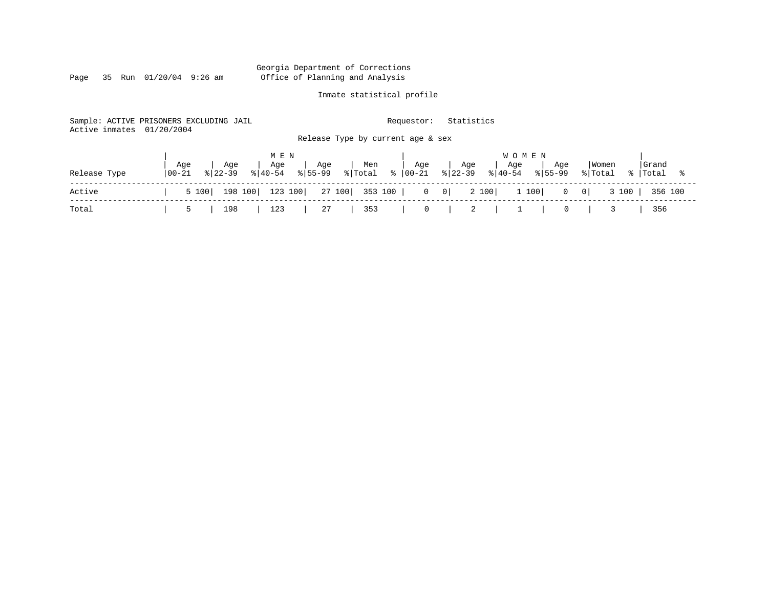Georgia Department of Corrections
Office of Planning and Analysis

Inmate statistical profile

Sample: ACTIVE PRISONERS EXCLUDING JAIL                    Requestor: Statistics
Active inmates 01/20/2004

Release Type by current age & sex

| Release Type | MEN Age 00-21 | % | Age 22-39 | % | Age 40-54 | % | Age 55-99 | % | Men Total | % | WOMEN Age 00-21 | % | Age 22-39 | % | Age 40-54 | % | Age 55-99 | % | Women Total | % | Grand Total | % |
|---|---|---|---|---|---|---|---|---|---|---|---|---|---|---|---|---|---|---|---|---|---|---|
| Active | 5 | 100 | 198 | 100 | 123 | 100 | 27 | 100 | 353 | 100 | 0 | 0 | 2 | 100 | 1 | 100 | 0 | 0 | 3 | 100 | 356 | 100 |
| Total | 5 | | 198 | | 123 | | 27 | | 353 | | 0 | | 2 | | 1 | | 0 | | 3 | | 356 | |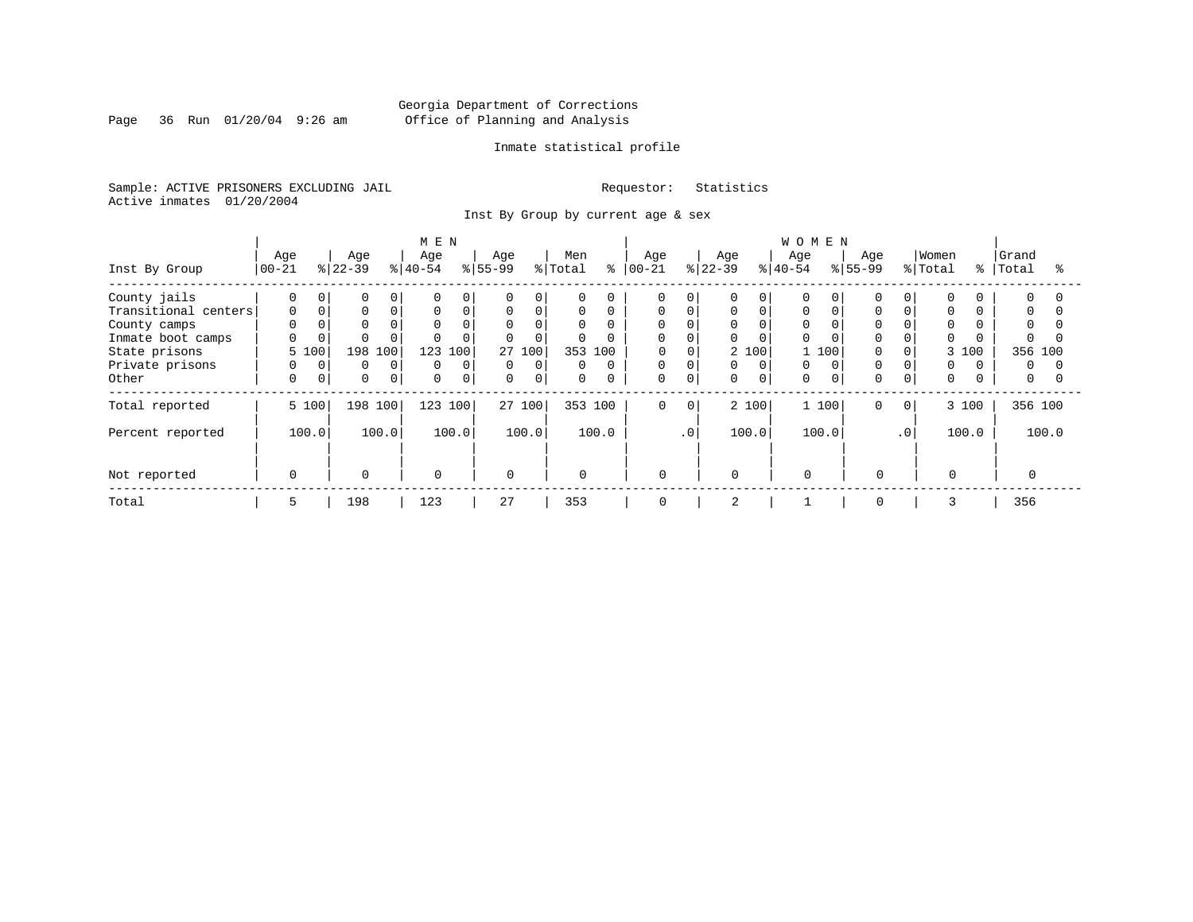Georgia Department of Corrections
Office of Planning and Analysis

Inmate statistical profile

Sample: ACTIVE PRISONERS EXCLUDING JAIL

Requestor: Statistics

Active inmates 01/20/2004

Inst By Group by current age & sex

| Inst By Group | MEN Age 00-21 | % | Age 22-39 | % | Age 40-54 | % | Age 55-99 | % | Men Total | % | WOMEN Age 00-21 | % | Age 22-39 | % | Age 40-54 | % | Age 55-99 | % | Women Total | % | Grand Total | % |
|---|---|---|---|---|---|---|---|---|---|---|---|---|---|---|---|---|---|---|---|---|---|---|
| County jails | 0 | 0 | 0 | 0 | 0 | 0 | 0 | 0 | 0 | 0 | 0 | 0 | 0 | 0 | 0 | 0 | 0 | 0 | 0 | 0 | 0 | 0 |
| Transitional centers | 0 | 0 | 0 | 0 | 0 | 0 | 0 | 0 | 0 | 0 | 0 | 0 | 0 | 0 | 0 | 0 | 0 | 0 | 0 | 0 | 0 | 0 |
| County camps | 0 | 0 | 0 | 0 | 0 | 0 | 0 | 0 | 0 | 0 | 0 | 0 | 0 | 0 | 0 | 0 | 0 | 0 | 0 | 0 | 0 | 0 |
| Inmate boot camps | 0 | 0 | 0 | 0 | 0 | 0 | 0 | 0 | 0 | 0 | 0 | 0 | 0 | 0 | 0 | 0 | 0 | 0 | 0 | 0 | 0 | 0 |
| State prisons | 5 | 100 | 198 | 100 | 123 | 100 | 27 | 100 | 353 | 100 | 0 | 0 | 2 | 100 | 1 | 100 | 0 | 0 | 3 | 100 | 356 | 100 |
| Private prisons | 0 | 0 | 0 | 0 | 0 | 0 | 0 | 0 | 0 | 0 | 0 | 0 | 0 | 0 | 0 | 0 | 0 | 0 | 0 | 0 | 0 | 0 |
| Other | 0 | 0 | 0 | 0 | 0 | 0 | 0 | 0 | 0 | 0 | 0 | 0 | 0 | 0 | 0 | 0 | 0 | 0 | 0 | 0 | 0 | 0 |
| Total reported | 5 | 100 | 198 | 100 | 123 | 100 | 27 | 100 | 353 | 100 | 0 | 0 | 2 | 100 | 1 | 100 | 0 | 0 | 3 | 100 | 356 | 100 |
| Percent reported | 100.0 | | 100.0 | | 100.0 | | 100.0 | | 100.0 | | .0 | | 100.0 | | 100.0 | | .0 | | 100.0 | | 100.0 | |
| Not reported | 0 | | 0 | | 0 | | 0 | | 0 | | 0 | | 0 | | 0 | | 0 | | 0 | | 0 | |
| Total | 5 | | 198 | | 123 | | 27 | | 353 | | 0 | | 2 | | 1 | | 0 | | 3 | | 356 | |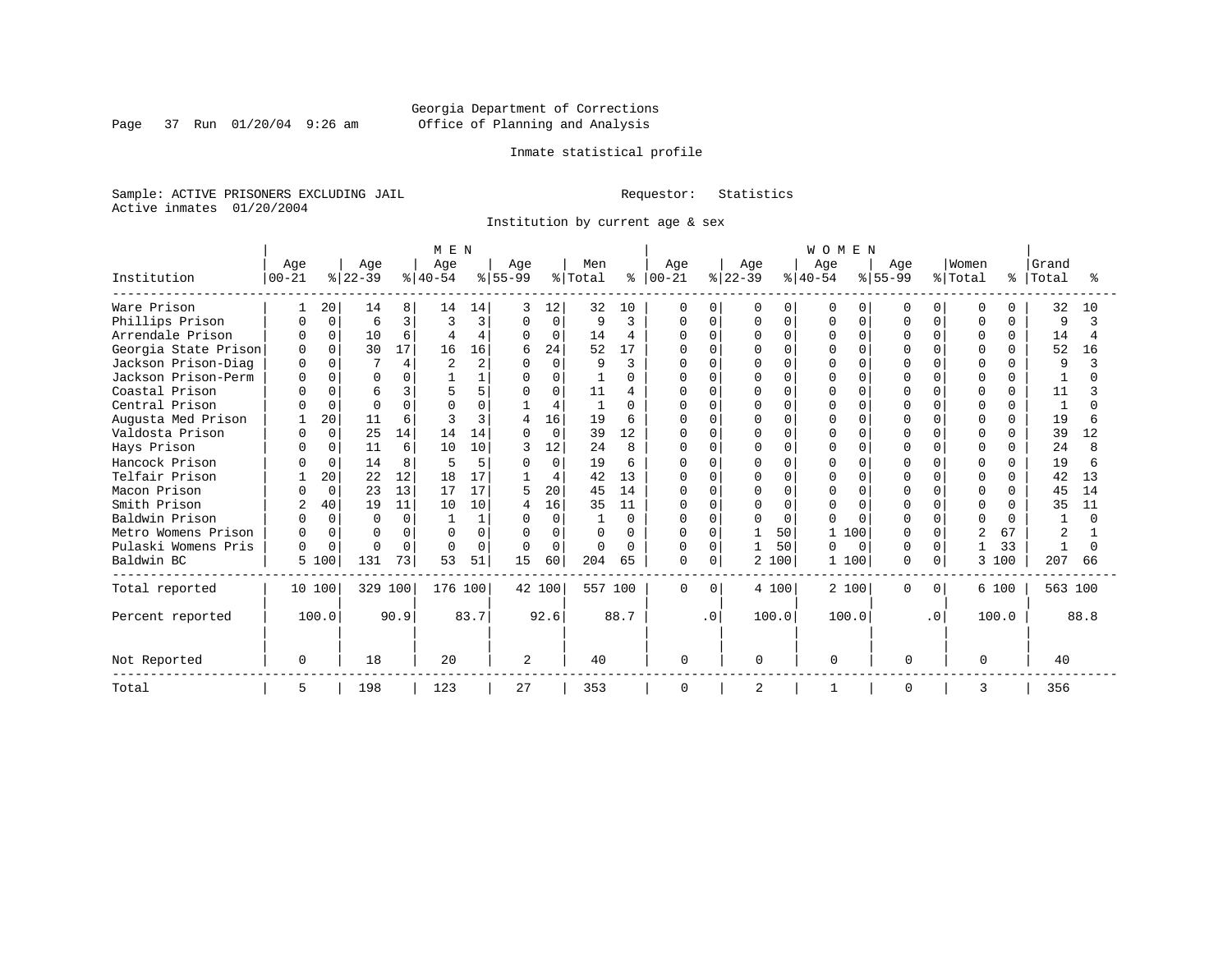Georgia Department of Corrections
Office of Planning and Analysis

Page 37 Run 01/20/04 9:26 am

Inmate statistical profile

Sample: ACTIVE PRISONERS EXCLUDING JAIL

Requestor: Statistics

Active inmates 01/20/2004

Institution by current age & sex

| Institution | MEN Age 00-21 | % | Age 22-39 | % | Age 40-54 | % | Age 55-99 | % | Men Total | % | WOMEN Age 00-21 | % | Age 22-39 | % | Age 40-54 | % | Age 55-99 | % | Women Total | % | Grand Total | % |
|---|---|---|---|---|---|---|---|---|---|---|---|---|---|---|---|---|---|---|---|---|---|---|
| Ware Prison | 1 | 20 | 14 | 8 | 14 | 14 | 3 | 12 | 32 | 10 | 0 | 0 | 0 | 0 | 0 | 0 | 0 | 0 | 0 | 0 | 32 | 10 |
| Phillips Prison | 0 | 0 | 6 | 3 | 3 | 3 | 0 | 0 | 9 | 3 | 0 | 0 | 0 | 0 | 0 | 0 | 0 | 0 | 0 | 0 | 9 | 3 |
| Arrendale Prison | 0 | 0 | 10 | 6 | 4 | 4 | 0 | 0 | 14 | 4 | 0 | 0 | 0 | 0 | 0 | 0 | 0 | 0 | 0 | 0 | 14 | 4 |
| Georgia State Prison | 0 | 0 | 30 | 17 | 16 | 16 | 6 | 24 | 52 | 17 | 0 | 0 | 0 | 0 | 0 | 0 | 0 | 0 | 0 | 0 | 52 | 16 |
| Jackson Prison-Diag | 0 | 0 | 7 | 4 | 2 | 2 | 0 | 0 | 9 | 3 | 0 | 0 | 0 | 0 | 0 | 0 | 0 | 0 | 0 | 0 | 9 | 3 |
| Jackson Prison-Perm | 0 | 0 | 0 | 0 | 1 | 1 | 0 | 0 | 1 | 0 | 0 | 0 | 0 | 0 | 0 | 0 | 0 | 0 | 0 | 0 | 1 | 0 |
| Coastal Prison | 0 | 0 | 6 | 3 | 5 | 5 | 0 | 0 | 11 | 4 | 0 | 0 | 0 | 0 | 0 | 0 | 0 | 0 | 0 | 0 | 11 | 3 |
| Central Prison | 0 | 0 | 0 | 0 | 0 | 0 | 1 | 4 | 1 | 0 | 0 | 0 | 0 | 0 | 0 | 0 | 0 | 0 | 0 | 0 | 1 | 0 |
| Augusta Med Prison | 1 | 20 | 11 | 6 | 3 | 3 | 4 | 16 | 19 | 6 | 0 | 0 | 0 | 0 | 0 | 0 | 0 | 0 | 0 | 0 | 19 | 6 |
| Valdosta Prison | 0 | 0 | 25 | 14 | 14 | 14 | 0 | 0 | 39 | 12 | 0 | 0 | 0 | 0 | 0 | 0 | 0 | 0 | 0 | 0 | 39 | 12 |
| Hays Prison | 0 | 0 | 11 | 6 | 10 | 10 | 3 | 12 | 24 | 8 | 0 | 0 | 0 | 0 | 0 | 0 | 0 | 0 | 0 | 0 | 24 | 8 |
| Hancock Prison | 0 | 0 | 14 | 8 | 5 | 5 | 0 | 0 | 19 | 6 | 0 | 0 | 0 | 0 | 0 | 0 | 0 | 0 | 0 | 0 | 19 | 6 |
| Telfair Prison | 1 | 20 | 22 | 12 | 18 | 17 | 1 | 4 | 42 | 13 | 0 | 0 | 0 | 0 | 0 | 0 | 0 | 0 | 0 | 0 | 42 | 13 |
| Macon Prison | 0 | 0 | 23 | 13 | 17 | 17 | 5 | 20 | 45 | 14 | 0 | 0 | 0 | 0 | 0 | 0 | 0 | 0 | 0 | 0 | 45 | 14 |
| Smith Prison | 2 | 40 | 19 | 11 | 10 | 10 | 4 | 16 | 35 | 11 | 0 | 0 | 0 | 0 | 0 | 0 | 0 | 0 | 0 | 0 | 35 | 11 |
| Baldwin Prison | 0 | 0 | 0 | 0 | 1 | 1 | 0 | 0 | 1 | 0 | 0 | 0 | 0 | 0 | 0 | 0 | 0 | 0 | 0 | 0 | 1 | 0 |
| Metro Womens Prison | 0 | 0 | 0 | 0 | 0 | 0 | 0 | 0 | 0 | 0 | 0 | 0 | 1 | 50 | 1 | 100 | 0 | 0 | 2 | 67 | 2 | 1 |
| Pulaski Womens Pris | 0 | 0 | 0 | 0 | 0 | 0 | 0 | 0 | 0 | 0 | 0 | 0 | 1 | 50 | 0 | 0 | 0 | 0 | 1 | 33 | 1 | 0 |
| Baldwin BC | 5 | 100 | 131 | 73 | 53 | 51 | 15 | 60 | 204 | 65 | 0 | 0 | 2 | 100 | 1 | 100 | 0 | 0 | 3 | 100 | 207 | 66 |
| Total reported | 10 | 100 | 329 | 100 | 176 | 100 | 42 | 100 | 557 | 100 | 0 | 0 | 4 | 100 | 2 | 100 | 0 | 0 | 6 | 100 | 563 | 100 |
| Percent reported | | 100.0 | | 90.9 | | 83.7 | | 92.6 | | 88.7 | | .0 | | 100.0 | | 100.0 | | .0 | | 100.0 | | 88.8 |
| Not Reported | 0 | | 18 | | 20 | | 2 | | 40 | | 0 | | 0 | | 0 | | 0 | | 0 | | 40 | |
| Total | 5 | | 198 | | 123 | | 27 | | 353 | | 0 | | 2 | | 1 | | 0 | | 3 | | 356 | |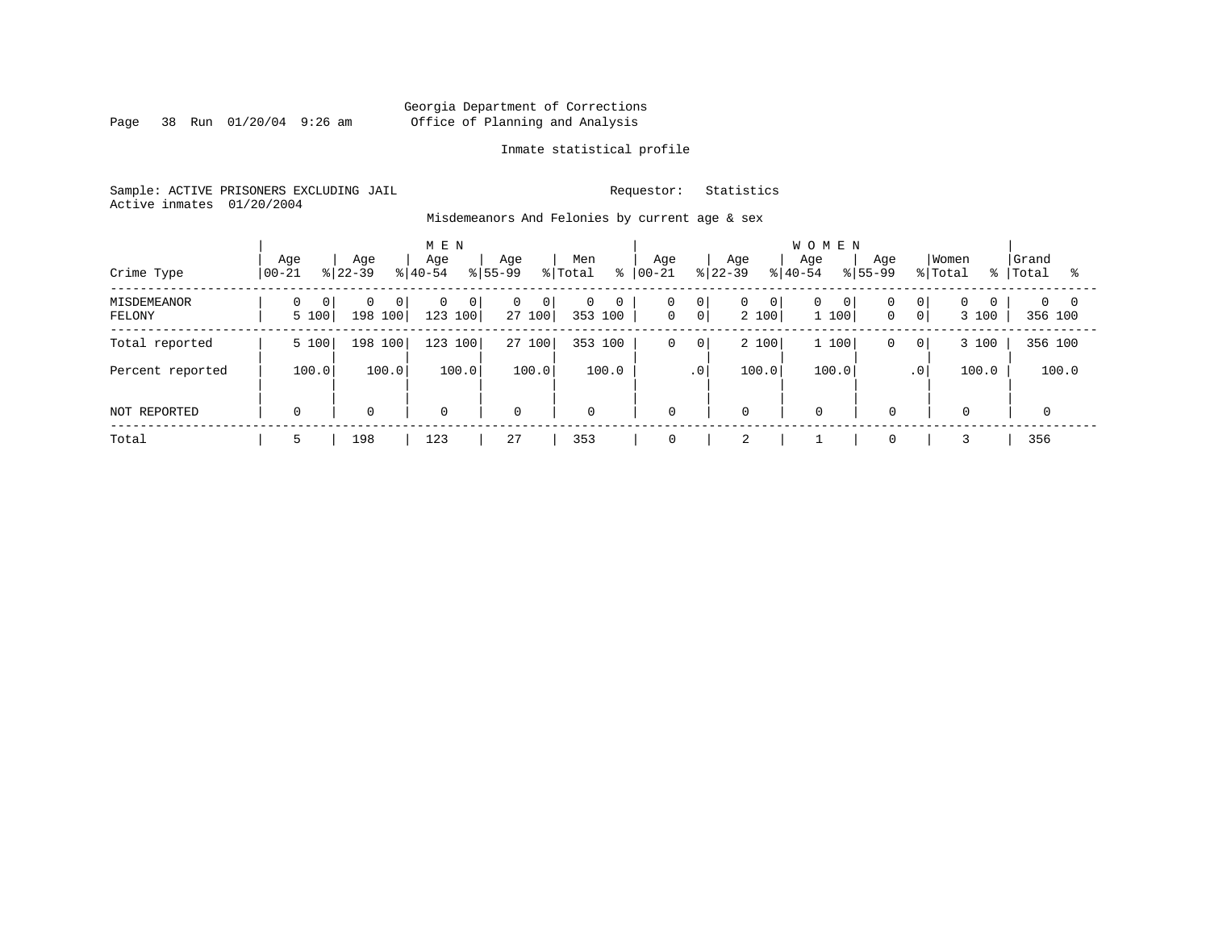Georgia Department of Corrections
Office of Planning and Analysis

Inmate statistical profile

Sample: ACTIVE PRISONERS EXCLUDING JAIL          Requestor: Statistics
Active inmates 01/20/2004

Misdemeanors And Felonies by current age & sex

| Crime Type | MEN Age 00-21 | % | Age 22-39 | % | Age 40-54 | % | Age 55-99 | % | Men Total | % | WOMEN Age 00-21 | % | Age 22-39 | % | Age 40-54 | % | Age 55-99 | % | Women Total | % | Grand Total | % |
|---|---|---|---|---|---|---|---|---|---|---|---|---|---|---|---|---|---|---|---|---|---|---|
| MISDEMEANOR | 0 | 0 | 0 | 0 | 0 | 0 | 0 | 0 | 0 | 0 | 0 | 0 | 0 | 0 | 0 | 0 | 0 | 0 | 0 | 0 | 0 | 0 |
| FELONY | 5 | 100 | 198 | 100 | 123 | 100 | 27 | 100 | 353 | 100 | 0 | 0 | 2 | 100 | 1 | 100 | 0 | 0 | 3 | 100 | 356 | 100 |
| Total reported | 5 | 100 | 198 | 100 | 123 | 100 | 27 | 100 | 353 | 100 | 0 | 0 | 2 | 100 | 1 | 100 | 0 | 0 | 3 | 100 | 356 | 100 |
| Percent reported | | 100.0 | | 100.0 | | 100.0 | | 100.0 | | 100.0 | | .0 | | 100.0 | | 100.0 | | .0 | | 100.0 | | 100.0 |
| NOT REPORTED | 0 | | 0 | | 0 | | 0 | | 0 | | 0 | | 0 | | 0 | | 0 | | 0 | | 0 | |
| Total | 5 | | 198 | | 123 | | 27 | | 353 | | 0 | | 2 | | 1 | | 0 | | 3 | | 356 | |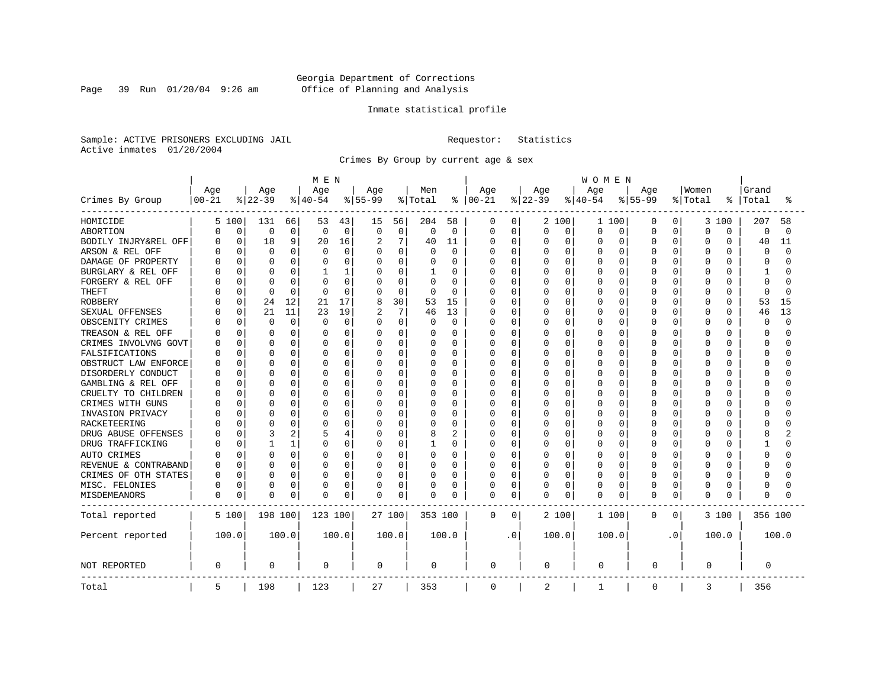Georgia Department of Corrections
Office of Planning and Analysis

Inmate statistical profile

Sample: ACTIVE PRISONERS EXCLUDING JAIL    Requestor: Statistics
Active inmates 01/20/2004

Crimes By Group by current age & sex

| Crimes By Group | MEN Age 00-21 | % | Age 22-39 | % | Age 40-54 | % | Age 55-99 | % | Men Total | % | WOMEN Age 00-21 | % | Age 22-39 | % | Age 40-54 | % | Age 55-99 | % | Women Total | % | Grand Total | % |
|---|---|---|---|---|---|---|---|---|---|---|---|---|---|---|---|---|---|---|---|---|---|---|
| HOMICIDE | 5 | 100 | 131 | 66 | 53 | 43 | 15 | 56 | 204 | 58 | 0 | 0 | 2 | 100 | 1 | 100 | 0 | 0 | 3 | 100 | 207 | 58 |
| ABORTION | 0 | 0 | 0 | 0 | 0 | 0 | 0 | 0 | 0 | 0 | 0 | 0 | 0 | 0 | 0 | 0 | 0 | 0 | 0 | 0 | 0 | 0 |
| BODILY INJRY&REL OFF | 0 | 0 | 18 | 9 | 20 | 16 | 2 | 7 | 40 | 11 | 0 | 0 | 0 | 0 | 0 | 0 | 0 | 0 | 0 | 0 | 40 | 11 |
| ARSON & REL OFF | 0 | 0 | 0 | 0 | 0 | 0 | 0 | 0 | 0 | 0 | 0 | 0 | 0 | 0 | 0 | 0 | 0 | 0 | 0 | 0 | 0 | 0 |
| DAMAGE OF PROPERTY | 0 | 0 | 0 | 0 | 0 | 0 | 0 | 0 | 0 | 0 | 0 | 0 | 0 | 0 | 0 | 0 | 0 | 0 | 0 | 0 | 0 | 0 |
| BURGLARY & REL OFF | 0 | 0 | 0 | 0 | 1 | 1 | 0 | 0 | 1 | 0 | 0 | 0 | 0 | 0 | 0 | 0 | 0 | 0 | 0 | 0 | 1 | 0 |
| FORGERY & REL OFF | 0 | 0 | 0 | 0 | 0 | 0 | 0 | 0 | 0 | 0 | 0 | 0 | 0 | 0 | 0 | 0 | 0 | 0 | 0 | 0 | 0 | 0 |
| THEFT | 0 | 0 | 0 | 0 | 0 | 0 | 0 | 0 | 0 | 0 | 0 | 0 | 0 | 0 | 0 | 0 | 0 | 0 | 0 | 0 | 0 | 0 |
| ROBBERY | 0 | 0 | 24 | 12 | 21 | 17 | 8 | 30 | 53 | 15 | 0 | 0 | 0 | 0 | 0 | 0 | 0 | 0 | 0 | 0 | 53 | 15 |
| SEXUAL OFFENSES | 0 | 0 | 21 | 11 | 23 | 19 | 2 | 7 | 46 | 13 | 0 | 0 | 0 | 0 | 0 | 0 | 0 | 0 | 0 | 0 | 46 | 13 |
| OBSCENITY CRIMES | 0 | 0 | 0 | 0 | 0 | 0 | 0 | 0 | 0 | 0 | 0 | 0 | 0 | 0 | 0 | 0 | 0 | 0 | 0 | 0 | 0 | 0 |
| TREASON & REL OFF | 0 | 0 | 0 | 0 | 0 | 0 | 0 | 0 | 0 | 0 | 0 | 0 | 0 | 0 | 0 | 0 | 0 | 0 | 0 | 0 | 0 | 0 |
| CRIMES INVOLVNG GOVT | 0 | 0 | 0 | 0 | 0 | 0 | 0 | 0 | 0 | 0 | 0 | 0 | 0 | 0 | 0 | 0 | 0 | 0 | 0 | 0 | 0 | 0 |
| FALSIFICATIONS | 0 | 0 | 0 | 0 | 0 | 0 | 0 | 0 | 0 | 0 | 0 | 0 | 0 | 0 | 0 | 0 | 0 | 0 | 0 | 0 | 0 | 0 |
| OBSTRUCT LAW ENFORCE | 0 | 0 | 0 | 0 | 0 | 0 | 0 | 0 | 0 | 0 | 0 | 0 | 0 | 0 | 0 | 0 | 0 | 0 | 0 | 0 | 0 | 0 |
| DISORDERLY CONDUCT | 0 | 0 | 0 | 0 | 0 | 0 | 0 | 0 | 0 | 0 | 0 | 0 | 0 | 0 | 0 | 0 | 0 | 0 | 0 | 0 | 0 | 0 |
| GAMBLING & REL OFF | 0 | 0 | 0 | 0 | 0 | 0 | 0 | 0 | 0 | 0 | 0 | 0 | 0 | 0 | 0 | 0 | 0 | 0 | 0 | 0 | 0 | 0 |
| CRUELTY TO CHILDREN | 0 | 0 | 0 | 0 | 0 | 0 | 0 | 0 | 0 | 0 | 0 | 0 | 0 | 0 | 0 | 0 | 0 | 0 | 0 | 0 | 0 | 0 |
| CRIMES WITH GUNS | 0 | 0 | 0 | 0 | 0 | 0 | 0 | 0 | 0 | 0 | 0 | 0 | 0 | 0 | 0 | 0 | 0 | 0 | 0 | 0 | 0 | 0 |
| INVASION PRIVACY | 0 | 0 | 0 | 0 | 0 | 0 | 0 | 0 | 0 | 0 | 0 | 0 | 0 | 0 | 0 | 0 | 0 | 0 | 0 | 0 | 0 | 0 |
| RACKETEERING | 0 | 0 | 0 | 0 | 0 | 0 | 0 | 0 | 0 | 0 | 0 | 0 | 0 | 0 | 0 | 0 | 0 | 0 | 0 | 0 | 0 | 0 |
| DRUG ABUSE OFFENSES | 0 | 0 | 3 | 2 | 5 | 4 | 0 | 0 | 8 | 2 | 0 | 0 | 0 | 0 | 0 | 0 | 0 | 0 | 0 | 0 | 8 | 2 |
| DRUG TRAFFICKING | 0 | 0 | 1 | 1 | 0 | 0 | 0 | 0 | 1 | 0 | 0 | 0 | 0 | 0 | 0 | 0 | 0 | 0 | 0 | 0 | 1 | 0 |
| AUTO CRIMES | 0 | 0 | 0 | 0 | 0 | 0 | 0 | 0 | 0 | 0 | 0 | 0 | 0 | 0 | 0 | 0 | 0 | 0 | 0 | 0 | 0 | 0 |
| REVENUE & CONTRABAND | 0 | 0 | 0 | 0 | 0 | 0 | 0 | 0 | 0 | 0 | 0 | 0 | 0 | 0 | 0 | 0 | 0 | 0 | 0 | 0 | 0 | 0 |
| CRIMES OF OTH STATES | 0 | 0 | 0 | 0 | 0 | 0 | 0 | 0 | 0 | 0 | 0 | 0 | 0 | 0 | 0 | 0 | 0 | 0 | 0 | 0 | 0 | 0 |
| MISC. FELONIES | 0 | 0 | 0 | 0 | 0 | 0 | 0 | 0 | 0 | 0 | 0 | 0 | 0 | 0 | 0 | 0 | 0 | 0 | 0 | 0 | 0 | 0 |
| MISDEMEANORS | 0 | 0 | 0 | 0 | 0 | 0 | 0 | 0 | 0 | 0 | 0 | 0 | 0 | 0 | 0 | 0 | 0 | 0 | 0 | 0 | 0 | 0 |
| Total reported | 5 | 100 | 198 | 100 | 123 | 100 | 27 | 100 | 353 | 100 | 0 | 0 | 2 | 100 | 1 | 100 | 0 | 0 | 3 | 100 | 356 | 100 |
| Percent reported | 100.0 | | 100.0 | | 100.0 | | 100.0 | | 100.0 | | .0 | | 100.0 | | 100.0 | | .0 | | 100.0 | | 100.0 | |
| NOT REPORTED | 0 | | 0 | | 0 | | 0 | | 0 | | 0 | | 0 | | 0 | | 0 | | 0 | | 0 | |
| Total | 5 | | 198 | | 123 | | 27 | | 353 | | 0 | | 2 | | 1 | | 0 | | 3 | | 356 | |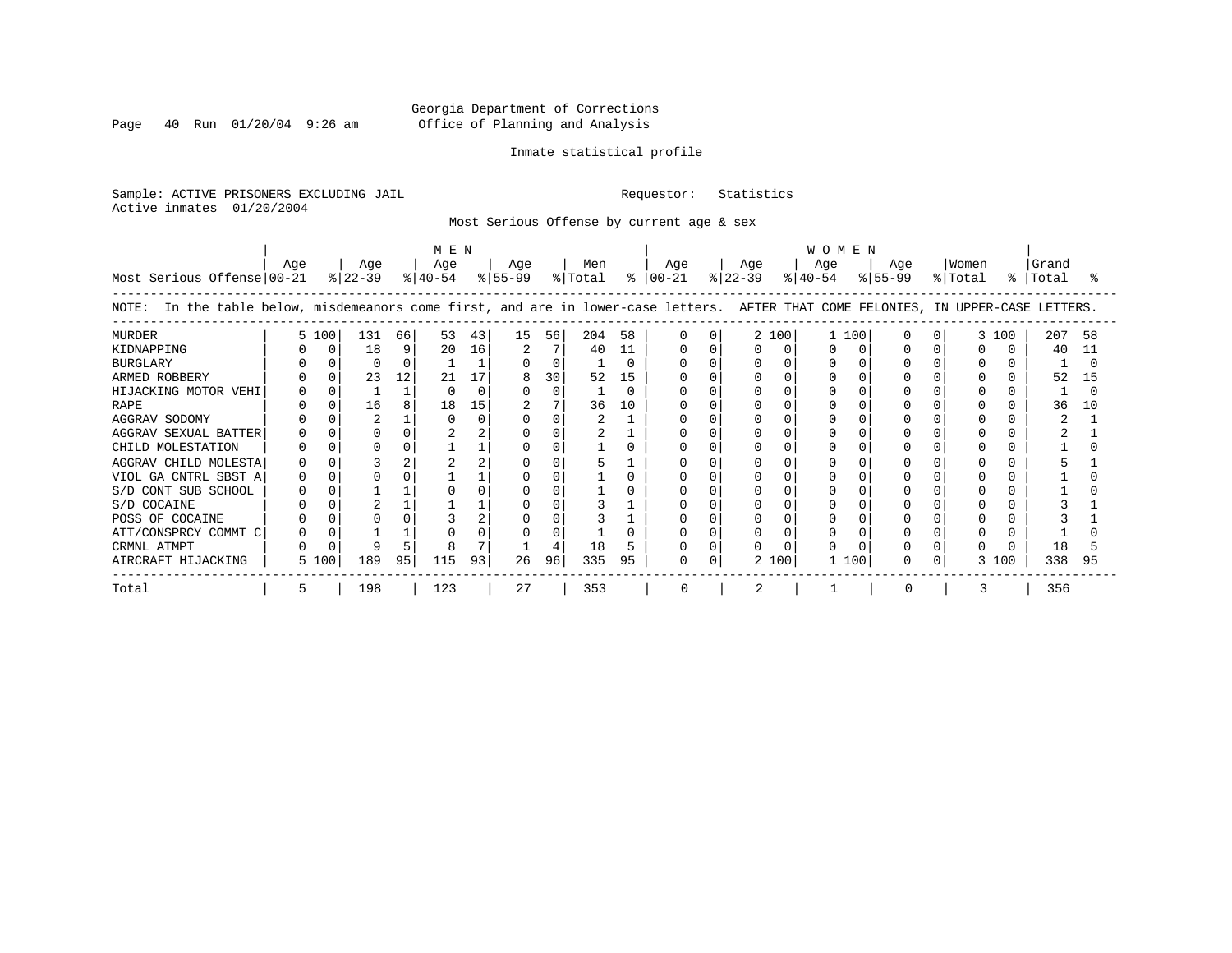Georgia Department of Corrections
Office of Planning and Analysis

Inmate statistical profile

Sample: ACTIVE PRISONERS EXCLUDING JAIL        Requestor: Statistics
Active inmates 01/20/2004

Most Serious Offense by current age & sex

NOTE: In the table below, misdemeanors come first, and are in lower-case letters. AFTER THAT COME FELONIES, IN UPPER-CASE LETTERS.

| | MEN | | | | | | | | | | WOMEN | | | | | | | | | | | |
|---|---|---|---|---|---|---|---|---|---|---|---|---|---|---|---|---|---|---|---|---|---|---|
| Most Serious Offense | Age 00-21 | % | Age 22-39 | % | Age 40-54 | % | Age 55-99 | % | Men Total | % | Age 00-21 | % | Age 22-39 | % | Age 40-54 | % | Age 55-99 | % | Women Total | % | Grand Total | % |
| MURDER | 5 | 100 | 131 | 66 | 53 | 43 | 15 | 56 | 204 | 58 | 0 | 0 | 2 | 100 | 1 | 100 | 0 | 0 | 3 | 100 | 207 | 58 |
| KIDNAPPING | 0 | 0 | 18 | 9 | 20 | 16 | 2 | 7 | 40 | 11 | 0 | 0 | 0 | 0 | 0 | 0 | 0 | 0 | 0 | 0 | 40 | 11 |
| BURGLARY | 0 | 0 | 0 | 0 | 1 | 1 | 0 | 0 | 1 | 0 | 0 | 0 | 0 | 0 | 0 | 0 | 0 | 0 | 0 | 0 | 1 | 0 |
| ARMED ROBBERY | 0 | 0 | 23 | 12 | 21 | 17 | 8 | 30 | 52 | 15 | 0 | 0 | 0 | 0 | 0 | 0 | 0 | 0 | 0 | 0 | 52 | 15 |
| HIJACKING MOTOR VEHI | 0 | 0 | 1 | 1 | 0 | 0 | 0 | 0 | 1 | 0 | 0 | 0 | 0 | 0 | 0 | 0 | 0 | 0 | 0 | 0 | 1 | 0 |
| RAPE | 0 | 0 | 16 | 8 | 18 | 15 | 2 | 7 | 36 | 10 | 0 | 0 | 0 | 0 | 0 | 0 | 0 | 0 | 0 | 0 | 36 | 10 |
| AGGRAV SODOMY | 0 | 0 | 2 | 1 | 0 | 0 | 0 | 0 | 2 | 1 | 0 | 0 | 0 | 0 | 0 | 0 | 0 | 0 | 0 | 0 | 2 | 1 |
| AGGRAV SEXUAL BATTER | 0 | 0 | 0 | 0 | 2 | 2 | 0 | 0 | 2 | 1 | 0 | 0 | 0 | 0 | 0 | 0 | 0 | 0 | 0 | 0 | 2 | 1 |
| CHILD MOLESTATION | 0 | 0 | 0 | 0 | 1 | 1 | 0 | 0 | 1 | 0 | 0 | 0 | 0 | 0 | 0 | 0 | 0 | 0 | 0 | 0 | 1 | 0 |
| AGGRAV CHILD MOLESTA | 0 | 0 | 3 | 2 | 2 | 2 | 0 | 0 | 5 | 1 | 0 | 0 | 0 | 0 | 0 | 0 | 0 | 0 | 0 | 0 | 5 | 1 |
| VIOL GA CNTRL SBST A | 0 | 0 | 0 | 0 | 1 | 1 | 0 | 0 | 1 | 0 | 0 | 0 | 0 | 0 | 0 | 0 | 0 | 0 | 0 | 0 | 1 | 0 |
| S/D CONT SUB SCHOOL | 0 | 0 | 1 | 1 | 0 | 0 | 0 | 0 | 1 | 0 | 0 | 0 | 0 | 0 | 0 | 0 | 0 | 0 | 0 | 0 | 1 | 0 |
| S/D COCAINE | 0 | 0 | 2 | 1 | 1 | 1 | 0 | 0 | 3 | 1 | 0 | 0 | 0 | 0 | 0 | 0 | 0 | 0 | 0 | 0 | 3 | 1 |
| POSS OF COCAINE | 0 | 0 | 0 | 0 | 3 | 2 | 0 | 0 | 3 | 1 | 0 | 0 | 0 | 0 | 0 | 0 | 0 | 0 | 0 | 0 | 3 | 1 |
| ATT/CONSPRCY COMMT C | 0 | 0 | 1 | 1 | 0 | 0 | 0 | 0 | 1 | 0 | 0 | 0 | 0 | 0 | 0 | 0 | 0 | 0 | 0 | 0 | 1 | 0 |
| CRMNL ATMPT | 0 | 0 | 9 | 5 | 8 | 7 | 1 | 4 | 18 | 5 | 0 | 0 | 0 | 0 | 0 | 0 | 0 | 0 | 0 | 0 | 18 | 5 |
| AIRCRAFT HIJACKING | 5 | 100 | 189 | 95 | 115 | 93 | 26 | 96 | 335 | 95 | 0 | 0 | 2 | 100 | 1 | 100 | 0 | 0 | 3 | 100 | 338 | 95 |
| Total | 5 | | 198 | | 123 | | 27 | | 353 | | 0 | | 2 | | 1 | | 0 | | 3 | | 356 | |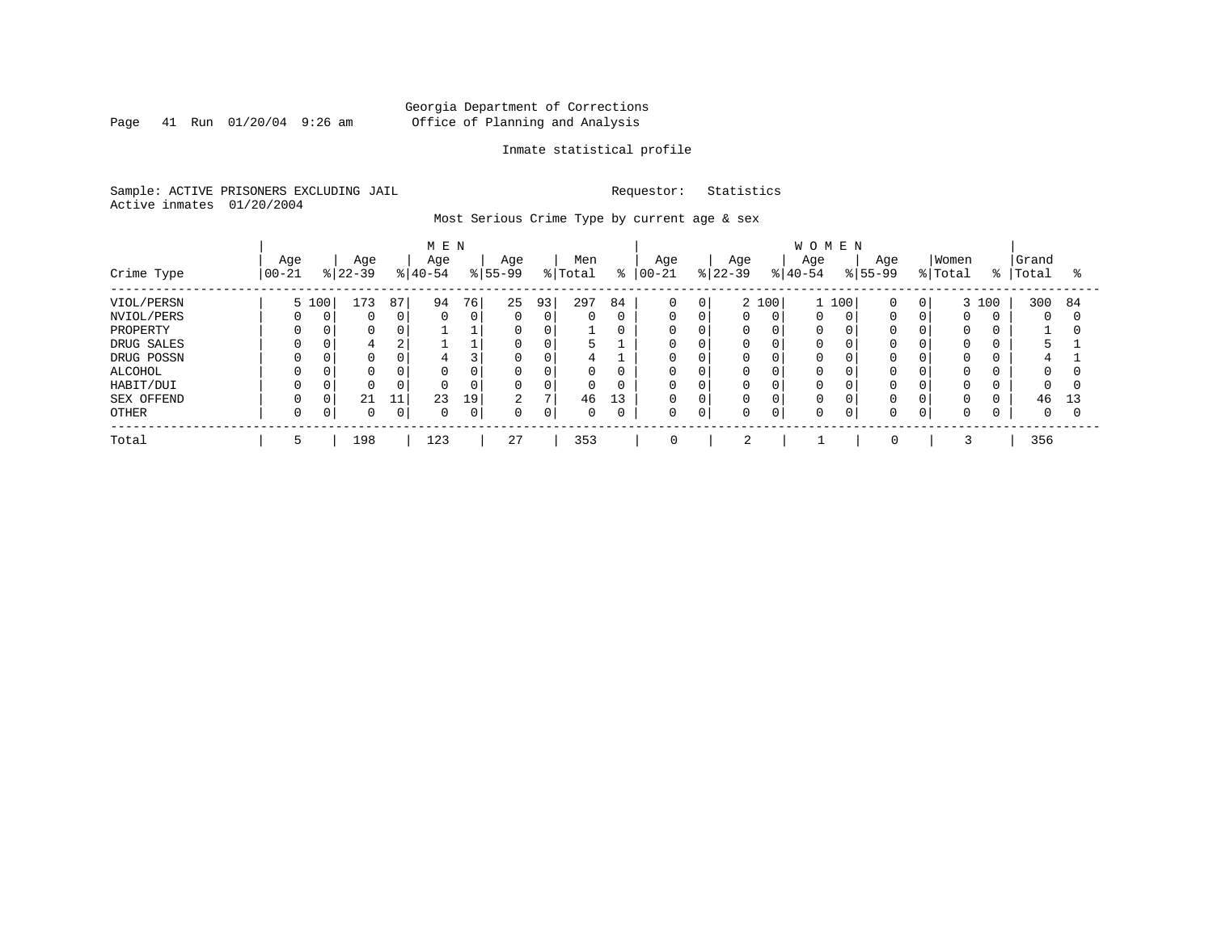Georgia Department of Corrections
Office of Planning and Analysis

Inmate statistical profile

Sample: ACTIVE PRISONERS EXCLUDING JAIL                    Requestor: Statistics
Active inmates 01/20/2004

Most Serious Crime Type by current age & sex

| Crime Type | MEN Age 00-21 | % | Age 22-39 | % | Age 40-54 | % | Age 55-99 | % | Men Total | % | WOMEN Age 00-21 | % | Age 22-39 | % | Age 40-54 | % | Age 55-99 | % | Women Total | % | Grand Total | % |
|---|---|---|---|---|---|---|---|---|---|---|---|---|---|---|---|---|---|---|---|---|---|---|
| VIOL/PERSN | 5 | 100 | 173 | 87 | 94 | 76 | 25 | 93 | 297 | 84 | 0 | 0 | 2 | 100 | 1 | 100 | 0 | 0 | 3 | 100 | 300 | 84 |
| NVIOL/PERS | 0 | 0 | 0 | 0 | 0 | 0 | 0 | 0 | 0 | 0 | 0 | 0 | 0 | 0 | 0 | 0 | 0 | 0 | 0 | 0 | 0 | 0 |
| PROPERTY | 0 | 0 | 0 | 0 | 1 | 1 | 0 | 0 | 1 | 0 | 0 | 0 | 0 | 0 | 0 | 0 | 0 | 0 | 0 | 0 | 1 | 0 |
| DRUG SALES | 0 | 0 | 4 | 2 | 1 | 1 | 0 | 0 | 5 | 1 | 0 | 0 | 0 | 0 | 0 | 0 | 0 | 0 | 0 | 0 | 5 | 1 |
| DRUG POSSN | 0 | 0 | 0 | 0 | 4 | 3 | 0 | 0 | 4 | 1 | 0 | 0 | 0 | 0 | 0 | 0 | 0 | 0 | 0 | 0 | 4 | 1 |
| ALCOHOL | 0 | 0 | 0 | 0 | 0 | 0 | 0 | 0 | 0 | 0 | 0 | 0 | 0 | 0 | 0 | 0 | 0 | 0 | 0 | 0 | 0 | 0 |
| HABIT/DUI | 0 | 0 | 0 | 0 | 0 | 0 | 0 | 0 | 0 | 0 | 0 | 0 | 0 | 0 | 0 | 0 | 0 | 0 | 0 | 0 | 0 | 0 |
| SEX OFFEND | 0 | 0 | 21 | 11 | 23 | 19 | 2 | 7 | 46 | 13 | 0 | 0 | 0 | 0 | 0 | 0 | 0 | 0 | 0 | 0 | 46 | 13 |
| OTHER | 0 | 0 | 0 | 0 | 0 | 0 | 0 | 0 | 0 | 0 | 0 | 0 | 0 | 0 | 0 | 0 | 0 | 0 | 0 | 0 | 0 | 0 |
| Total | 5 | | 198 | | 123 | | 27 | | 353 | | 0 | | 2 | | 1 | | 0 | | 3 | | 356 | |